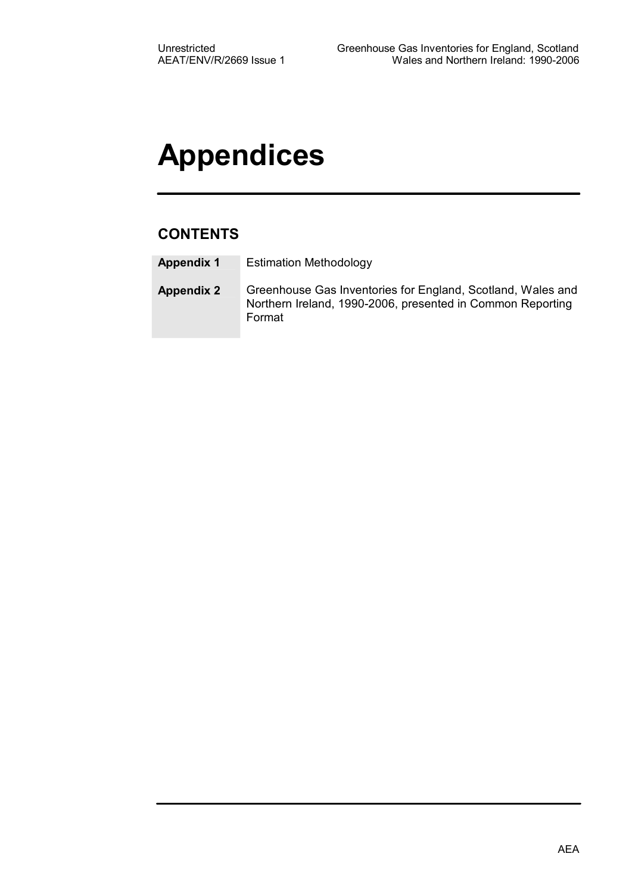# Appendices

## CONTENTS

| | |
|---|---|
| **Appendix 1** | Estimation Methodology |
| **Appendix 2** | Greenhouse Gas Inventories for England, Scotland, Wales and Northern Ireland, 1990-2006, presented in Common Reporting Format |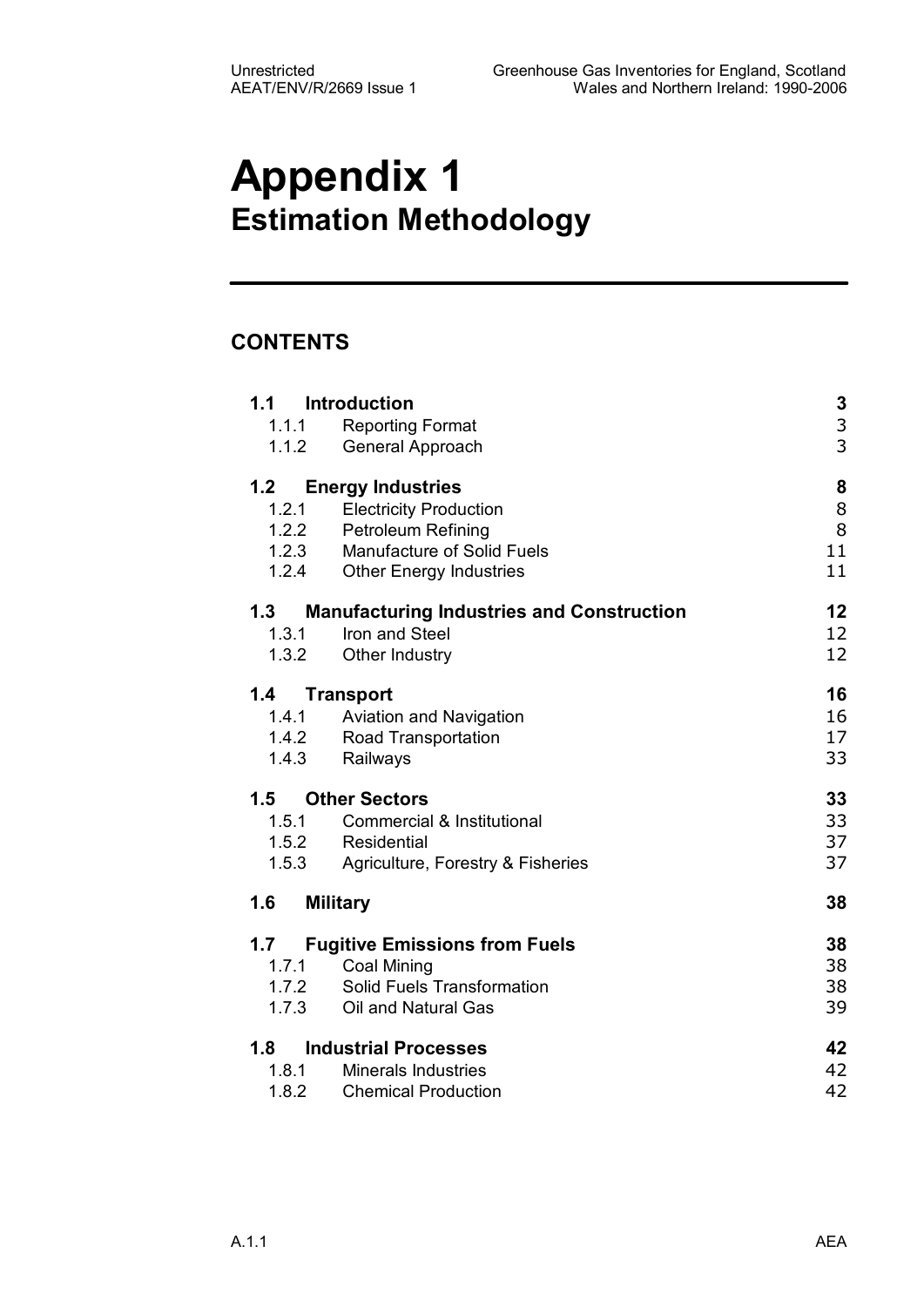# Appendix 1
## Estimation Methodology

## CONTENTS

| | | |
|---|---|---|
| **1.1** | **Introduction** | **3** |
| 1.1.1 | Reporting Format | 3 |
| 1.1.2 | General Approach | 3 |
| **1.2** | **Energy Industries** | **8** |
| 1.2.1 | Electricity Production | 8 |
| 1.2.2 | Petroleum Refining | 8 |
| 1.2.3 | Manufacture of Solid Fuels | 11 |
| 1.2.4 | Other Energy Industries | 11 |
| **1.3** | **Manufacturing Industries and Construction** | **12** |
| 1.3.1 | Iron and Steel | 12 |
| 1.3.2 | Other Industry | 12 |
| **1.4** | **Transport** | **16** |
| 1.4.1 | Aviation and Navigation | 16 |
| 1.4.2 | Road Transportation | 17 |
| 1.4.3 | Railways | 33 |
| **1.5** | **Other Sectors** | **33** |
| 1.5.1 | Commercial & Institutional | 33 |
| 1.5.2 | Residential | 37 |
| 1.5.3 | Agriculture, Forestry & Fisheries | 37 |
| **1.6** | **Military** | **38** |
| **1.7** | **Fugitive Emissions from Fuels** | **38** |
| 1.7.1 | Coal Mining | 38 |
| 1.7.2 | Solid Fuels Transformation | 38 |
| 1.7.3 | Oil and Natural Gas | 39 |
| **1.8** | **Industrial Processes** | **42** |
| 1.8.1 | Minerals Industries | 42 |
| 1.8.2 | Chemical Production | 42 |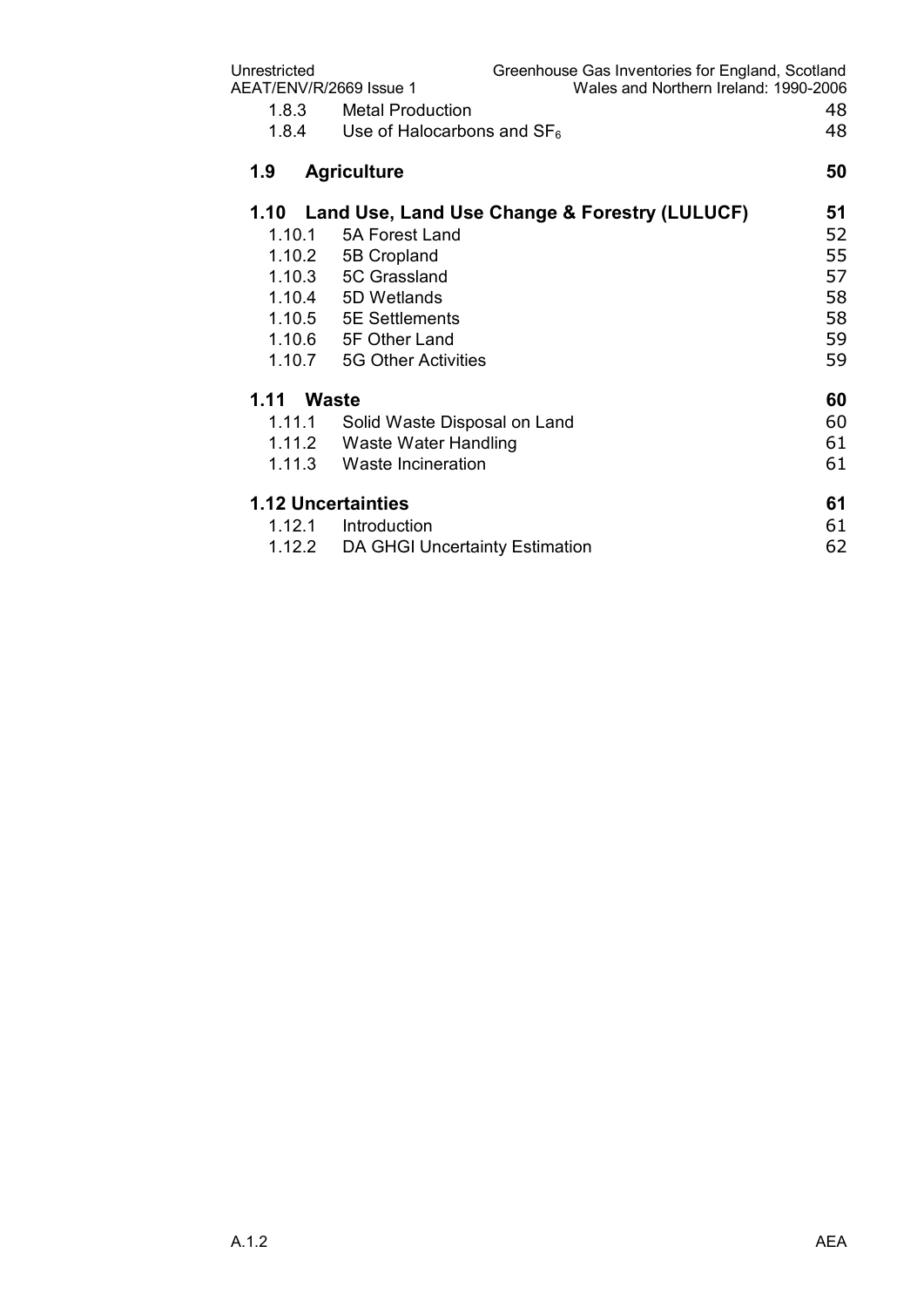1.8.3 Metal Production 48
1.8.4 Use of Halocarbons and $SF_6$ 48

**1.9 Agriculture 50**

**1.10 Land Use, Land Use Change & Forestry (LULUCF) 51**

1.10.1 5A Forest Land 52
1.10.2 5B Cropland 55
1.10.3 5C Grassland 57
1.10.4 5D Wetlands 58
1.10.5 5E Settlements 58
1.10.6 5F Other Land 59
1.10.7 5G Other Activities 59

**1.11 Waste 60**

1.11.1 Solid Waste Disposal on Land 60
1.11.2 Waste Water Handling 61
1.11.3 Waste Incineration 61

**1.12 Uncertainties 61**

1.12.1 Introduction 61
1.12.2 DA GHGI Uncertainty Estimation 62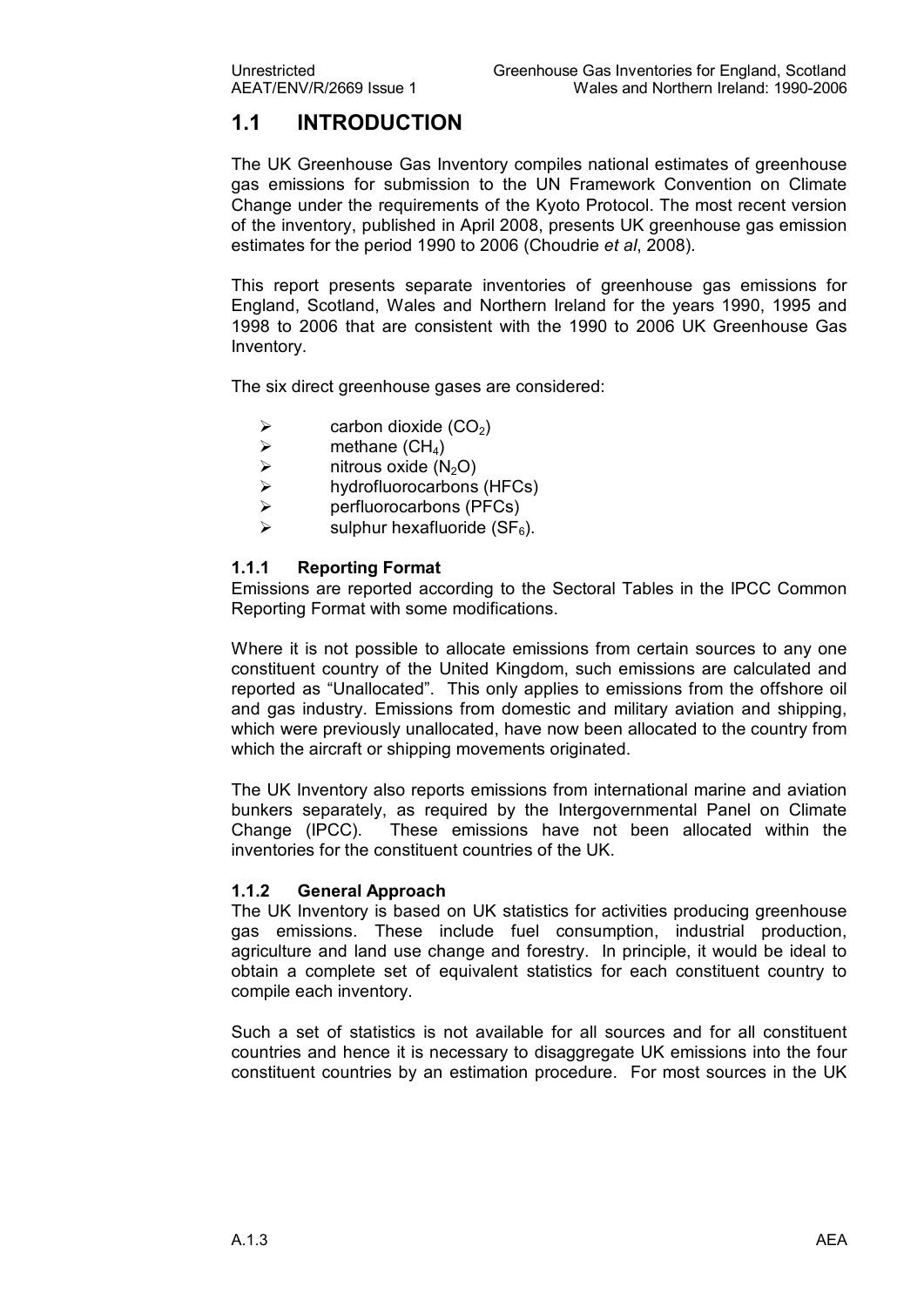## 1.1 INTRODUCTION

The UK Greenhouse Gas Inventory compiles national estimates of greenhouse gas emissions for submission to the UN Framework Convention on Climate Change under the requirements of the Kyoto Protocol. The most recent version of the inventory, published in April 2008, presents UK greenhouse gas emission estimates for the period 1990 to 2006 (Choudrie *et al*, 2008).

This report presents separate inventories of greenhouse gas emissions for England, Scotland, Wales and Northern Ireland for the years 1990, 1995 and 1998 to 2006 that are consistent with the 1990 to 2006 UK Greenhouse Gas Inventory.

The six direct greenhouse gases are considered:

- carbon dioxide ($CO_2$)
- methane ($CH_4$)
- nitrous oxide ($N_2O$)
- hydrofluorocarbons (HFCs)
- perfluorocarbons (PFCs)
- sulphur hexafluoride ($SF_6$).

### 1.1.1 Reporting Format

Emissions are reported according to the Sectoral Tables in the IPCC Common Reporting Format with some modifications.

Where it is not possible to allocate emissions from certain sources to any one constituent country of the United Kingdom, such emissions are calculated and reported as "Unallocated". This only applies to emissions from the offshore oil and gas industry. Emissions from domestic and military aviation and shipping, which were previously unallocated, have now been allocated to the country from which the aircraft or shipping movements originated.

The UK Inventory also reports emissions from international marine and aviation bunkers separately, as required by the Intergovernmental Panel on Climate Change (IPCC). These emissions have not been allocated within the inventories for the constituent countries of the UK.

### 1.1.2 General Approach

The UK Inventory is based on UK statistics for activities producing greenhouse gas emissions. These include fuel consumption, industrial production, agriculture and land use change and forestry. In principle, it would be ideal to obtain a complete set of equivalent statistics for each constituent country to compile each inventory.

Such a set of statistics is not available for all sources and for all constituent countries and hence it is necessary to disaggregate UK emissions into the four constituent countries by an estimation procedure. For most sources in the UK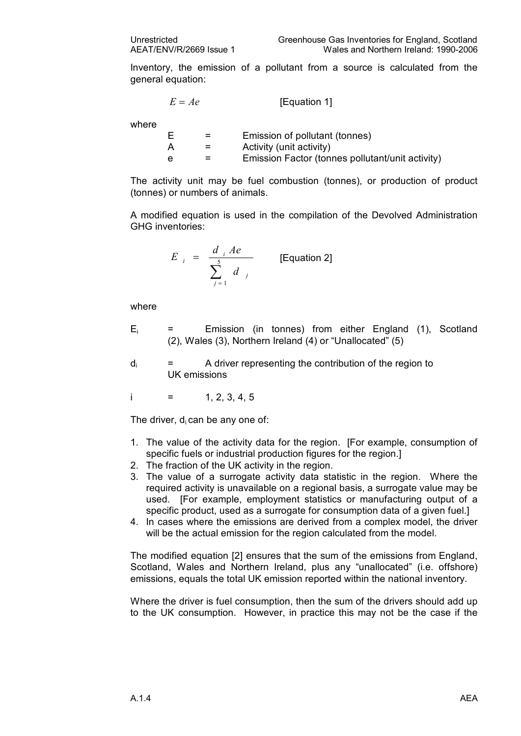Inventory, the emission of a pollutant from a source is calculated from the general equation:

$$E = Ae \qquad \text{[Equation 1]}$$

where

| | | |
|---|---|---|
| E | = | Emission of pollutant (tonnes) |
| A | = | Activity (unit activity) |
| e | = | Emission Factor (tonnes pollutant/unit activity) |

The activity unit may be fuel combustion (tonnes), or production of product (tonnes) or numbers of animals.

A modified equation is used in the compilation of the Devolved Administration GHG inventories:

$$E_i = \frac{d_i Ae}{\sum_{j=1}^{5} d_j} \qquad \text{[Equation 2]}$$

where

$E_i$ = Emission (in tonnes) from either England (1), Scotland (2), Wales (3), Northern Ireland (4) or "Unallocated" (5)

$d_i$ = A driver representing the contribution of the region to UK emissions

i = 1, 2, 3, 4, 5

The driver, $d_i$ can be any one of:

1. The value of the activity data for the region. [For example, consumption of specific fuels or industrial production figures for the region.]
2. The fraction of the UK activity in the region.
3. The value of a surrogate activity data statistic in the region. Where the required activity is unavailable on a regional basis, a surrogate value may be used. [For example, employment statistics or manufacturing output of a specific product, used as a surrogate for consumption data of a given fuel.]
4. In cases where the emissions are derived from a complex model, the driver will be the actual emission for the region calculated from the model.

The modified equation [2] ensures that the sum of the emissions from England, Scotland, Wales and Northern Ireland, plus any "unallocated" (i.e. offshore) emissions, equals the total UK emission reported within the national inventory.

Where the driver is fuel consumption, then the sum of the drivers should add up to the UK consumption. However, in practice this may not be the case if the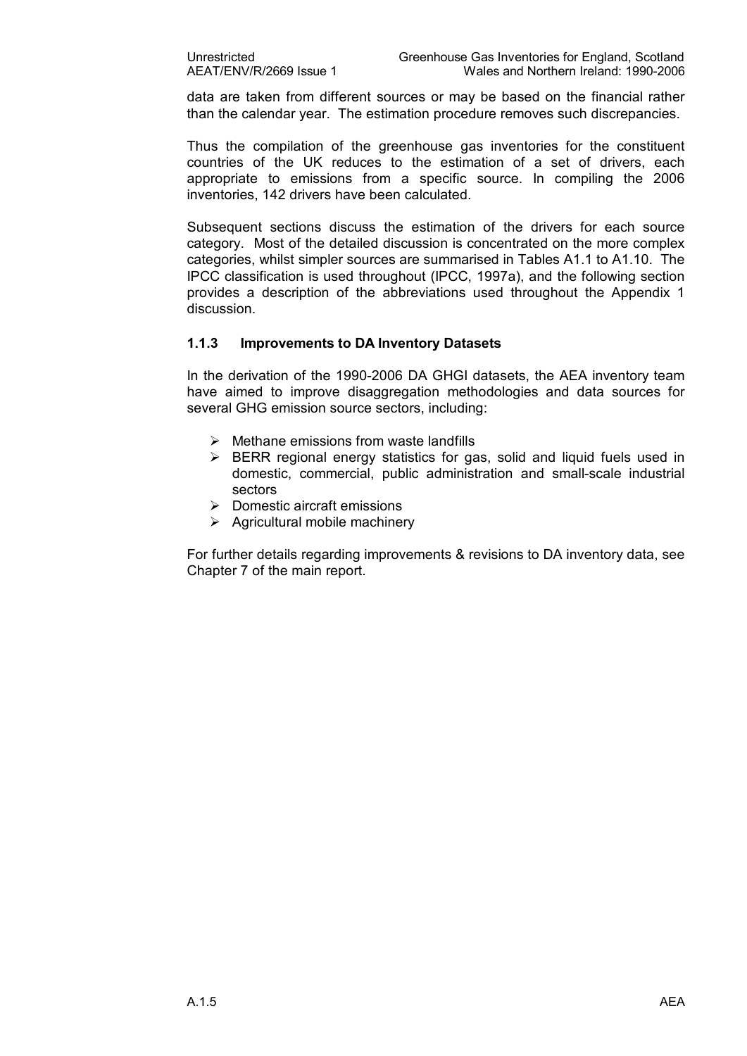data are taken from different sources or may be based on the financial rather than the calendar year. The estimation procedure removes such discrepancies.

Thus the compilation of the greenhouse gas inventories for the constituent countries of the UK reduces to the estimation of a set of drivers, each appropriate to emissions from a specific source. In compiling the 2006 inventories, 142 drivers have been calculated.

Subsequent sections discuss the estimation of the drivers for each source category. Most of the detailed discussion is concentrated on the more complex categories, whilst simpler sources are summarised in Tables A1.1 to A1.10. The IPCC classification is used throughout (IPCC, 1997a), and the following section provides a description of the abbreviations used throughout the Appendix 1 discussion.

### 1.1.3 Improvements to DA Inventory Datasets

In the derivation of the 1990-2006 DA GHGI datasets, the AEA inventory team have aimed to improve disaggregation methodologies and data sources for several GHG emission source sectors, including:

- Methane emissions from waste landfills
- BERR regional energy statistics for gas, solid and liquid fuels used in domestic, commercial, public administration and small-scale industrial sectors
- Domestic aircraft emissions
- Agricultural mobile machinery

For further details regarding improvements & revisions to DA inventory data, see Chapter 7 of the main report.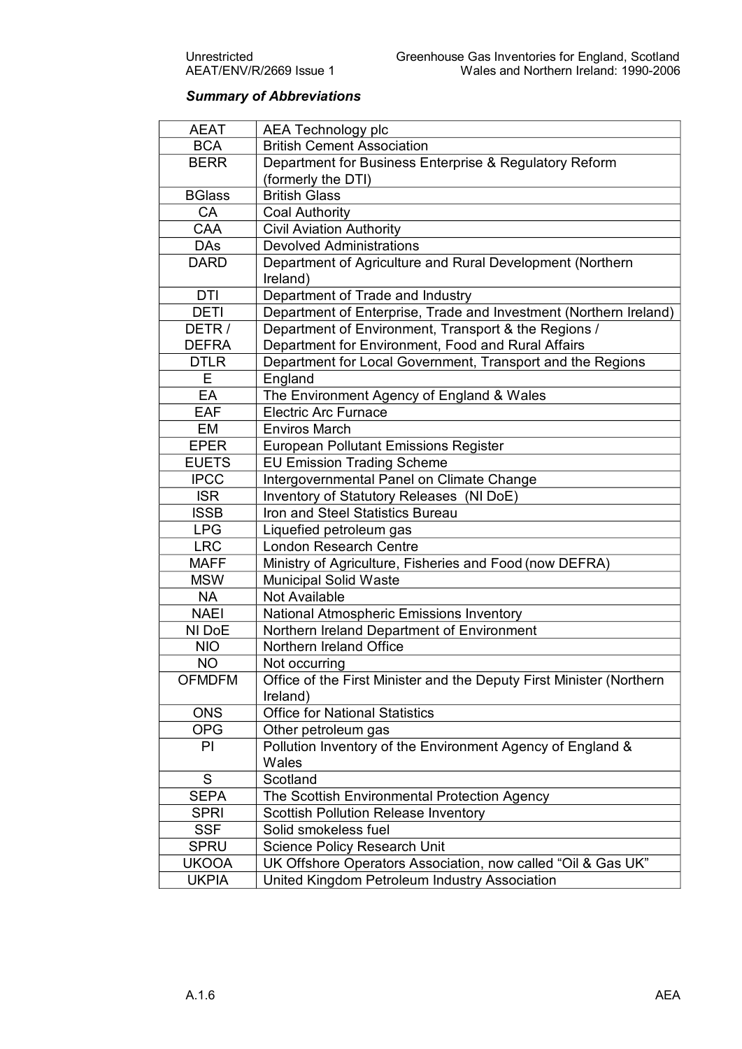### *Summary of Abbreviations*

| | |
|---|---|
| AEAT | AEA Technology plc |
| BCA | British Cement Association |
| BERR | Department for Business Enterprise & Regulatory Reform (formerly the DTI) |
| BGlass | British Glass |
| CA | Coal Authority |
| CAA | Civil Aviation Authority |
| DAs | Devolved Administrations |
| DARD | Department of Agriculture and Rural Development (Northern Ireland) |
| DTI | Department of Trade and Industry |
| DETI | Department of Enterprise, Trade and Investment (Northern Ireland) |
| DETR / DEFRA | Department of Environment, Transport & the Regions / Department for Environment, Food and Rural Affairs |
| DTLR | Department for Local Government, Transport and the Regions |
| E | England |
| EA | The Environment Agency of England & Wales |
| EAF | Electric Arc Furnace |
| EM | Enviros March |
| EPER | European Pollutant Emissions Register |
| EUETS | EU Emission Trading Scheme |
| IPCC | Intergovernmental Panel on Climate Change |
| ISR | Inventory of Statutory Releases (NI DoE) |
| ISSB | Iron and Steel Statistics Bureau |
| LPG | Liquefied petroleum gas |
| LRC | London Research Centre |
| MAFF | Ministry of Agriculture, Fisheries and Food (now DEFRA) |
| MSW | Municipal Solid Waste |
| NA | Not Available |
| NAEI | National Atmospheric Emissions Inventory |
| NI DoE | Northern Ireland Department of Environment |
| NIO | Northern Ireland Office |
| NO | Not occurring |
| OFMDFM | Office of the First Minister and the Deputy First Minister (Northern Ireland) |
| ONS | Office for National Statistics |
| OPG | Other petroleum gas |
| PI | Pollution Inventory of the Environment Agency of England & Wales |
| S | Scotland |
| SEPA | The Scottish Environmental Protection Agency |
| SPRI | Scottish Pollution Release Inventory |
| SSF | Solid smokeless fuel |
| SPRU | Science Policy Research Unit |
| UKOOA | UK Offshore Operators Association, now called "Oil & Gas UK" |
| UKPIA | United Kingdom Petroleum Industry Association |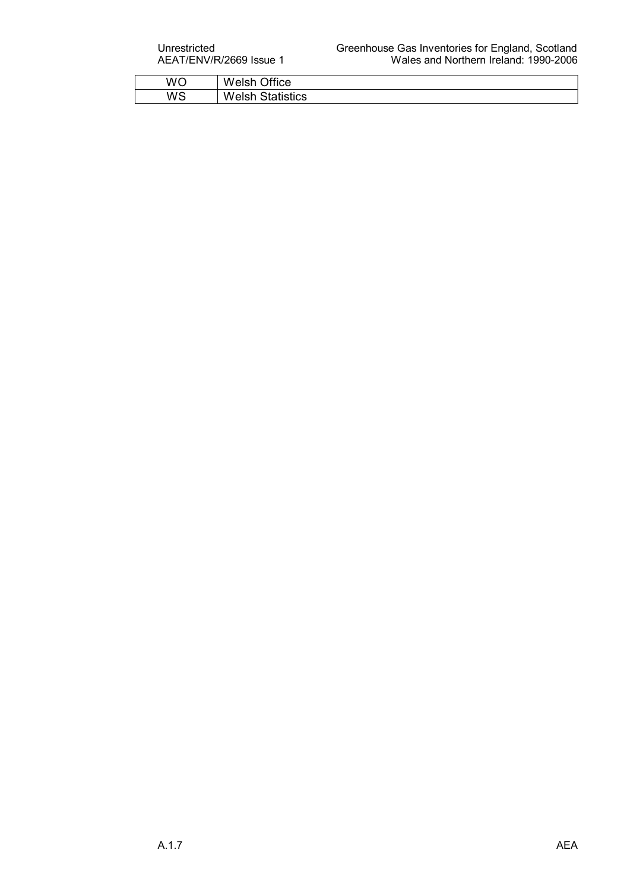| WO | Welsh Office |
|---|---|
| WS | Welsh Statistics |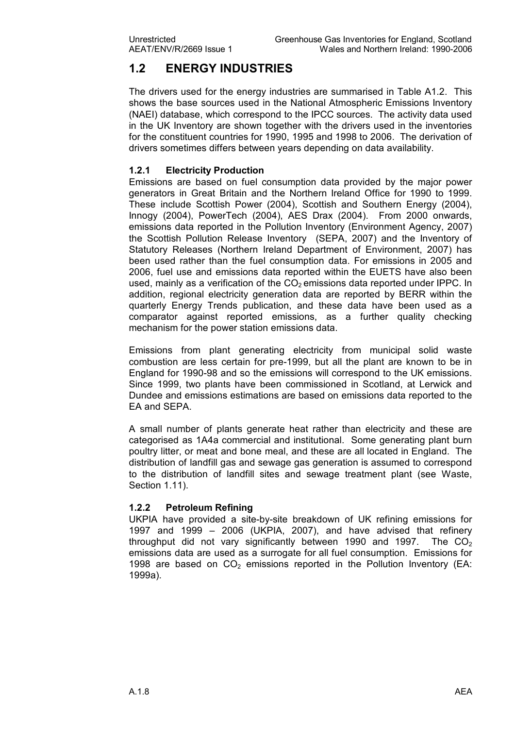## 1.2 ENERGY INDUSTRIES

The drivers used for the energy industries are summarised in Table A1.2. This shows the base sources used in the National Atmospheric Emissions Inventory (NAEI) database, which correspond to the IPCC sources. The activity data used in the UK Inventory are shown together with the drivers used in the inventories for the constituent countries for 1990, 1995 and 1998 to 2006. The derivation of drivers sometimes differs between years depending on data availability.

### 1.2.1 Electricity Production

Emissions are based on fuel consumption data provided by the major power generators in Great Britain and the Northern Ireland Office for 1990 to 1999. These include Scottish Power (2004), Scottish and Southern Energy (2004), Innogy (2004), PowerTech (2004), AES Drax (2004). From 2000 onwards, emissions data reported in the Pollution Inventory (Environment Agency, 2007) the Scottish Pollution Release Inventory (SEPA, 2007) and the Inventory of Statutory Releases (Northern Ireland Department of Environment, 2007) has been used rather than the fuel consumption data. For emissions in 2005 and 2006, fuel use and emissions data reported within the EUETS have also been used, mainly as a verification of the $CO_2$ emissions data reported under IPPC. In addition, regional electricity generation data are reported by BERR within the quarterly Energy Trends publication, and these data have been used as a comparator against reported emissions, as a further quality checking mechanism for the power station emissions data.

Emissions from plant generating electricity from municipal solid waste combustion are less certain for pre-1999, but all the plant are known to be in England for 1990-98 and so the emissions will correspond to the UK emissions. Since 1999, two plants have been commissioned in Scotland, at Lerwick and Dundee and emissions estimations are based on emissions data reported to the EA and SEPA.

A small number of plants generate heat rather than electricity and these are categorised as 1A4a commercial and institutional. Some generating plant burn poultry litter, or meat and bone meal, and these are all located in England. The distribution of landfill gas and sewage gas generation is assumed to correspond to the distribution of landfill sites and sewage treatment plant (see Waste, Section 1.11).

### 1.2.2 Petroleum Refining

UKPIA have provided a site-by-site breakdown of UK refining emissions for 1997 and 1999 – 2006 (UKPIA, 2007), and have advised that refinery throughput did not vary significantly between 1990 and 1997. The $CO_2$ emissions data are used as a surrogate for all fuel consumption. Emissions for 1998 are based on $CO_2$ emissions reported in the Pollution Inventory (EA: 1999a).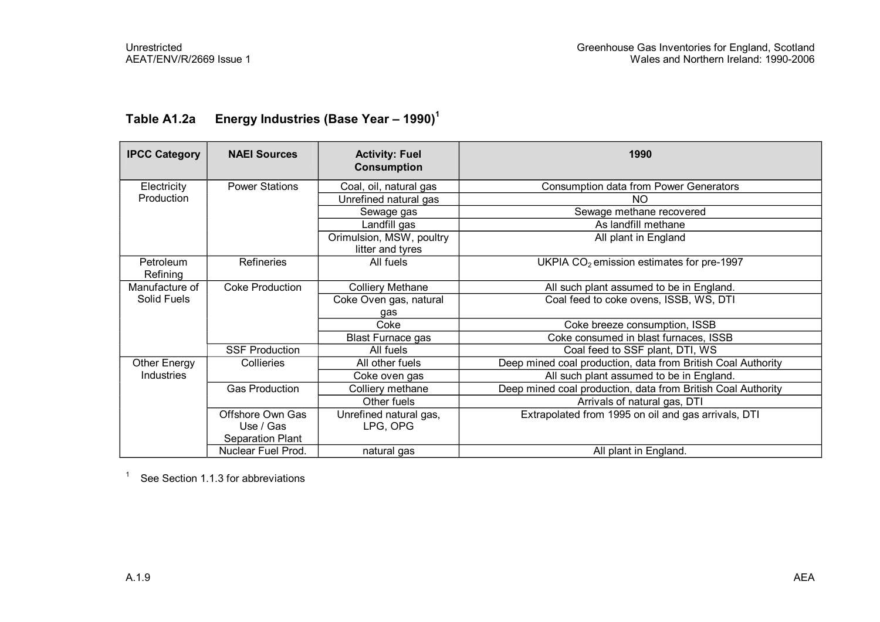### Table A1.2a Energy Industries (Base Year – 1990)[1]

| IPCC Category | NAEI Sources | Activity: Fuel Consumption | 1990 |
|---|---|---|---|
| Electricity Production | Power Stations | Coal, oil, natural gas | Consumption data from Power Generators |
| | | Unrefined natural gas | NO |
| | | Sewage gas | Sewage methane recovered |
| | | Landfill gas | As landfill methane |
| | | Orimulsion, MSW, poultry litter and tyres | All plant in England |
| Petroleum Refining | Refineries | All fuels | UKPIA $CO_2$ emission estimates for pre-1997 |
| Manufacture of Solid Fuels | Coke Production | Colliery Methane | All such plant assumed to be in England. |
| | | Coke Oven gas, natural gas | Coal feed to coke ovens, ISSB, WS, DTI |
| | | Coke | Coke breeze consumption, ISSB |
| | | Blast Furnace gas | Coke consumed in blast furnaces, ISSB |
| | SSF Production | All fuels | Coal feed to SSF plant, DTI, WS |
| Other Energy Industries | Collieries | All other fuels | Deep mined coal production, data from British Coal Authority |
| | | Coke oven gas | All such plant assumed to be in England. |
| | Gas Production | Colliery methane | Deep mined coal production, data from British Coal Authority |
| | | Other fuels | Arrivals of natural gas, DTI |
| | Offshore Own Gas Use / Gas Separation Plant | Unrefined natural gas, LPG, OPG | Extrapolated from 1995 on oil and gas arrivals, DTI |
| | Nuclear Fuel Prod. | natural gas | All plant in England. |

[1] See Section 1.1.3 for abbreviations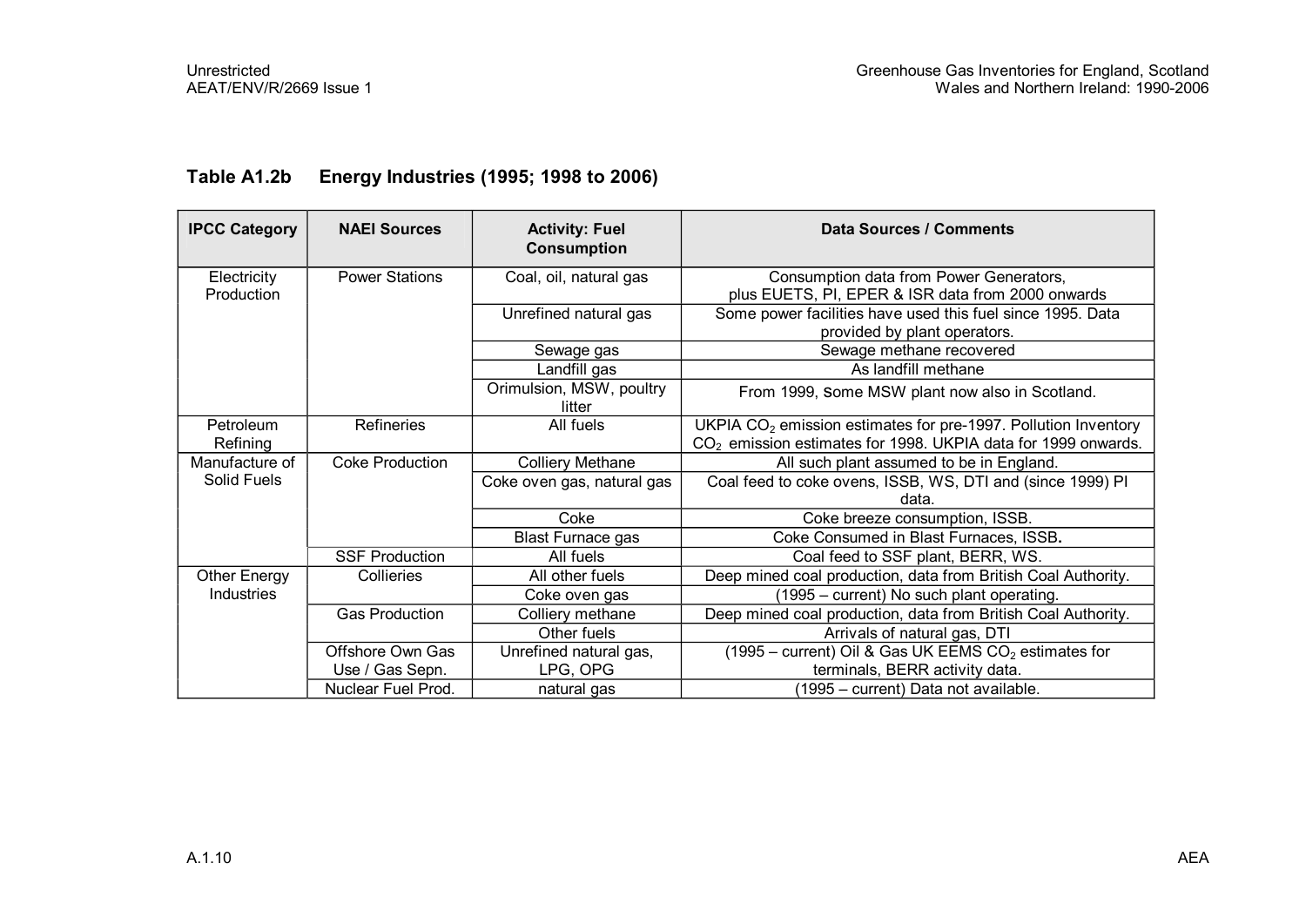### Table A1.2b Energy Industries (1995; 1998 to 2006)

| IPCC Category | NAEI Sources | Activity: Fuel Consumption | Data Sources / Comments |
|---|---|---|---|
| Electricity Production | Power Stations | Coal, oil, natural gas | Consumption data from Power Generators, plus EUETS, PI, EPER & ISR data from 2000 onwards |
| | | Unrefined natural gas | Some power facilities have used this fuel since 1995. Data provided by plant operators. |
| | | Sewage gas | Sewage methane recovered |
| | | Landfill gas | As landfill methane |
| | | Orimulsion, MSW, poultry litter | From 1999, some MSW plant now also in Scotland. |
| Petroleum Refining | Refineries | All fuels | UKPIA $CO_2$ emission estimates for pre-1997. Pollution Inventory $CO_2$ emission estimates for 1998. UKPIA data for 1999 onwards. |
| Manufacture of Solid Fuels | Coke Production | Colliery Methane | All such plant assumed to be in England. |
| | | Coke oven gas, natural gas | Coal feed to coke ovens, ISSB, WS, DTI and (since 1999) PI data. |
| | | Coke | Coke breeze consumption, ISSB. |
| | | Blast Furnace gas | Coke Consumed in Blast Furnaces, ISSB. |
| | SSF Production | All fuels | Coal feed to SSF plant, BERR, WS. |
| Other Energy Industries | Collieries | All other fuels | Deep mined coal production, data from British Coal Authority. |
| | | Coke oven gas | (1995 – current) No such plant operating. |
| | Gas Production | Colliery methane | Deep mined coal production, data from British Coal Authority. |
| | | Other fuels | Arrivals of natural gas, DTI |
| | Offshore Own Gas Use / Gas Sepn. | Unrefined natural gas, LPG, OPG | (1995 – current) Oil & Gas UK EEMS $CO_2$ estimates for terminals, BERR activity data. |
| | Nuclear Fuel Prod. | natural gas | (1995 – current) Data not available. |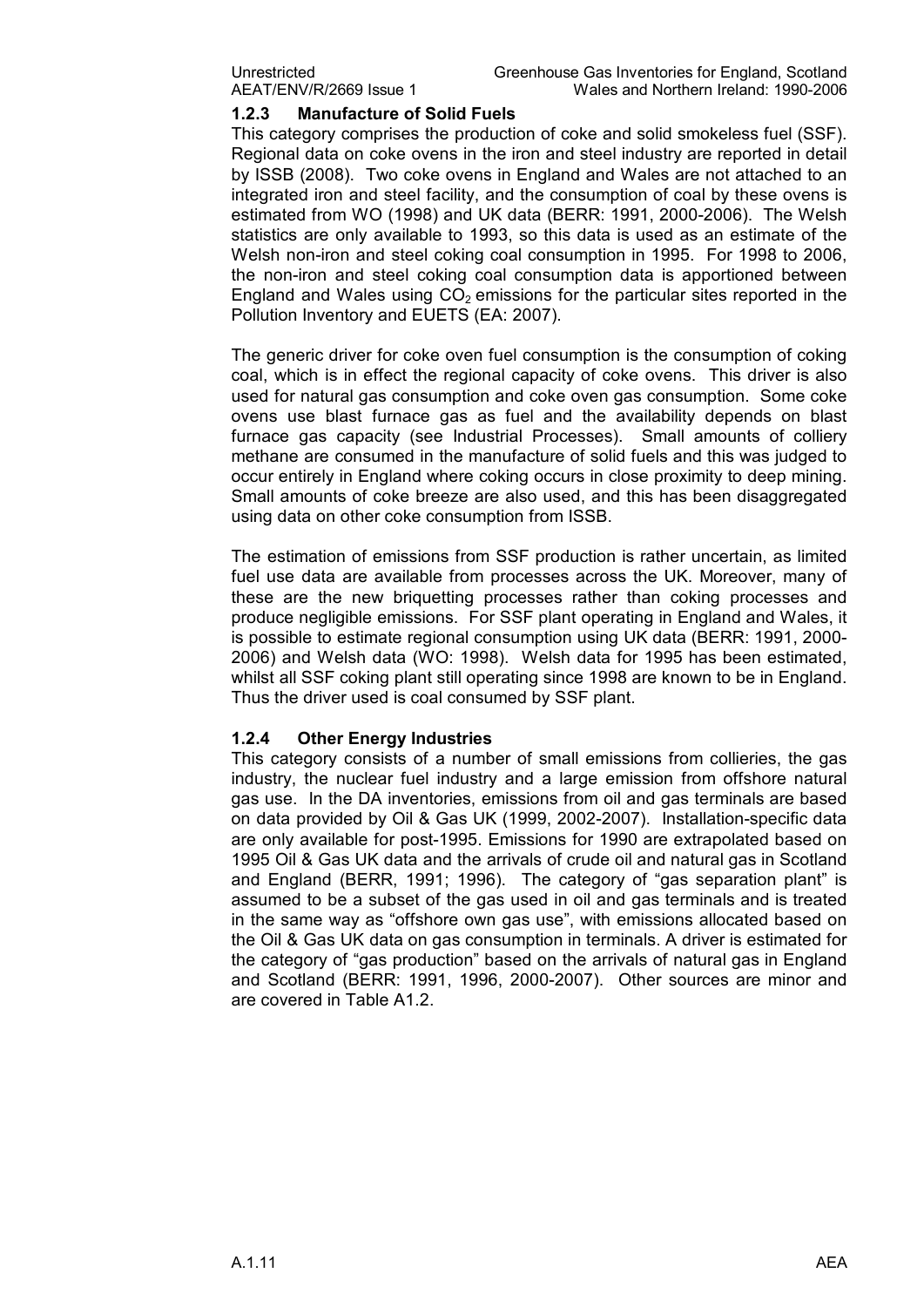### 1.2.3 Manufacture of Solid Fuels

This category comprises the production of coke and solid smokeless fuel (SSF). Regional data on coke ovens in the iron and steel industry are reported in detail by ISSB (2008). Two coke ovens in England and Wales are not attached to an integrated iron and steel facility, and the consumption of coal by these ovens is estimated from WO (1998) and UK data (BERR: 1991, 2000-2006). The Welsh statistics are only available to 1993, so this data is used as an estimate of the Welsh non-iron and steel coking coal consumption in 1995. For 1998 to 2006, the non-iron and steel coking coal consumption data is apportioned between England and Wales using $CO_2$ emissions for the particular sites reported in the Pollution Inventory and EUETS (EA: 2007).

The generic driver for coke oven fuel consumption is the consumption of coking coal, which is in effect the regional capacity of coke ovens. This driver is also used for natural gas consumption and coke oven gas consumption. Some coke ovens use blast furnace gas as fuel and the availability depends on blast furnace gas capacity (see Industrial Processes). Small amounts of colliery methane are consumed in the manufacture of solid fuels and this was judged to occur entirely in England where coking occurs in close proximity to deep mining. Small amounts of coke breeze are also used, and this has been disaggregated using data on other coke consumption from ISSB.

The estimation of emissions from SSF production is rather uncertain, as limited fuel use data are available from processes across the UK. Moreover, many of these are the new briquetting processes rather than coking processes and produce negligible emissions. For SSF plant operating in England and Wales, it is possible to estimate regional consumption using UK data (BERR: 1991, 2000-2006) and Welsh data (WO: 1998). Welsh data for 1995 has been estimated, whilst all SSF coking plant still operating since 1998 are known to be in England. Thus the driver used is coal consumed by SSF plant.

### 1.2.4 Other Energy Industries

This category consists of a number of small emissions from collieries, the gas industry, the nuclear fuel industry and a large emission from offshore natural gas use. In the DA inventories, emissions from oil and gas terminals are based on data provided by Oil & Gas UK (1999, 2002-2007). Installation-specific data are only available for post-1995. Emissions for 1990 are extrapolated based on 1995 Oil & Gas UK data and the arrivals of crude oil and natural gas in Scotland and England (BERR, 1991; 1996). The category of "gas separation plant" is assumed to be a subset of the gas used in oil and gas terminals and is treated in the same way as "offshore own gas use", with emissions allocated based on the Oil & Gas UK data on gas consumption in terminals. A driver is estimated for the category of "gas production" based on the arrivals of natural gas in England and Scotland (BERR: 1991, 1996, 2000-2007). Other sources are minor and are covered in Table A1.2.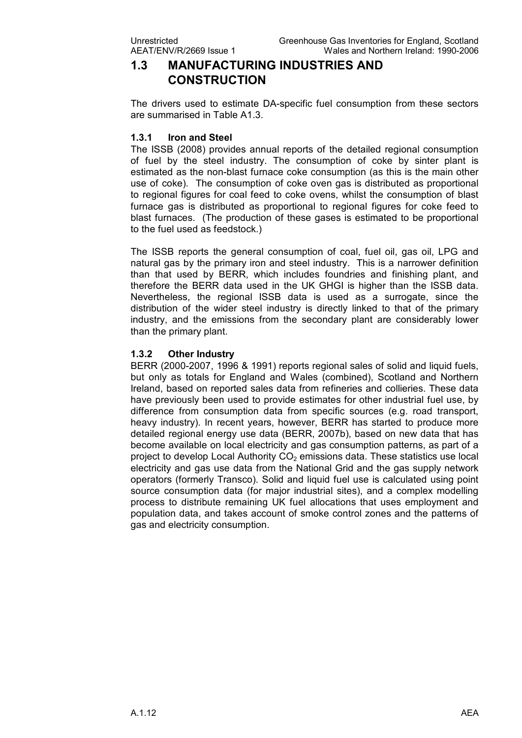## 1.3 MANUFACTURING INDUSTRIES AND CONSTRUCTION

The drivers used to estimate DA-specific fuel consumption from these sectors are summarised in Table A1.3.

### 1.3.1 Iron and Steel

The ISSB (2008) provides annual reports of the detailed regional consumption of fuel by the steel industry. The consumption of coke by sinter plant is estimated as the non-blast furnace coke consumption (as this is the main other use of coke). The consumption of coke oven gas is distributed as proportional to regional figures for coal feed to coke ovens, whilst the consumption of blast furnace gas is distributed as proportional to regional figures for coke feed to blast furnaces. (The production of these gases is estimated to be proportional to the fuel used as feedstock.)

The ISSB reports the general consumption of coal, fuel oil, gas oil, LPG and natural gas by the primary iron and steel industry. This is a narrower definition than that used by BERR, which includes foundries and finishing plant, and therefore the BERR data used in the UK GHGI is higher than the ISSB data. Nevertheless, the regional ISSB data is used as a surrogate, since the distribution of the wider steel industry is directly linked to that of the primary industry, and the emissions from the secondary plant are considerably lower than the primary plant.

### 1.3.2 Other Industry

BERR (2000-2007, 1996 & 1991) reports regional sales of solid and liquid fuels, but only as totals for England and Wales (combined), Scotland and Northern Ireland, based on reported sales data from refineries and collieries. These data have previously been used to provide estimates for other industrial fuel use, by difference from consumption data from specific sources (e.g. road transport, heavy industry). In recent years, however, BERR has started to produce more detailed regional energy use data (BERR, 2007b), based on new data that has become available on local electricity and gas consumption patterns, as part of a project to develop Local Authority $CO_2$ emissions data. These statistics use local electricity and gas use data from the National Grid and the gas supply network operators (formerly Transco). Solid and liquid fuel use is calculated using point source consumption data (for major industrial sites), and a complex modelling process to distribute remaining UK fuel allocations that uses employment and population data, and takes account of smoke control zones and the patterns of gas and electricity consumption.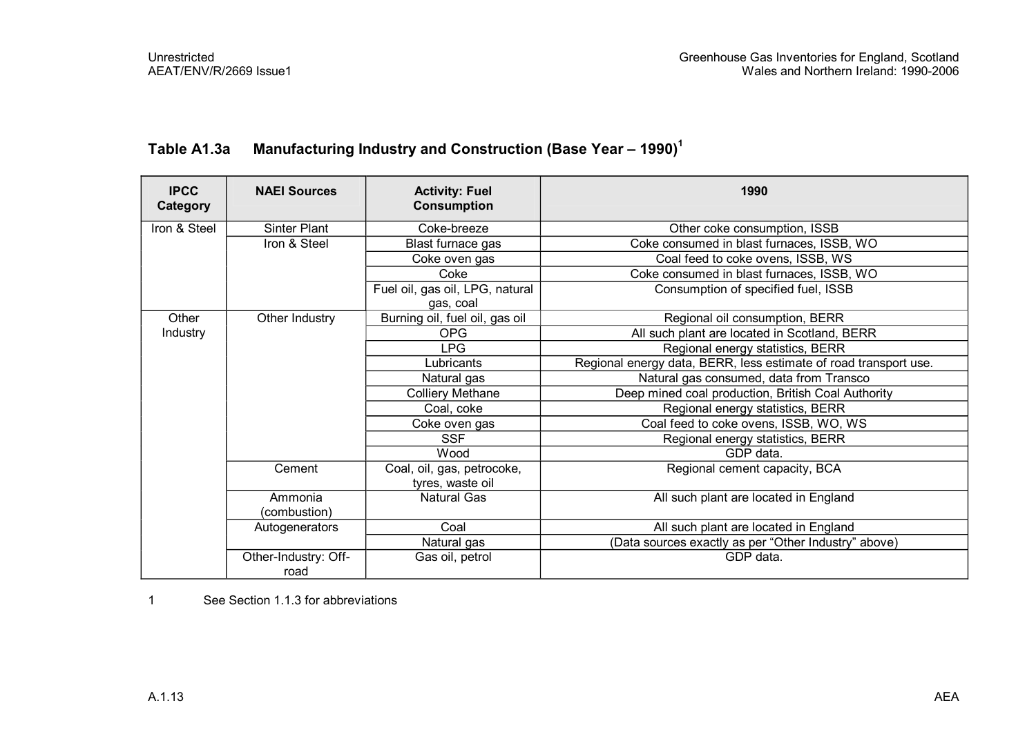### Table A1.3a Manufacturing Industry and Construction (Base Year – 1990)[1]

| IPCC Category | NAEI Sources | Activity: Fuel Consumption | 1990 |
|---|---|---|---|
| Iron & Steel | Sinter Plant | Coke-breeze | Other coke consumption, ISSB |
| | Iron & Steel | Blast furnace gas | Coke consumed in blast furnaces, ISSB, WO |
| | | Coke oven gas | Coal feed to coke ovens, ISSB, WS |
| | | Coke | Coke consumed in blast furnaces, ISSB, WO |
| | | Fuel oil, gas oil, LPG, natural gas, coal | Consumption of specified fuel, ISSB |
| Other Industry | Other Industry | Burning oil, fuel oil, gas oil | Regional oil consumption, BERR |
| | | OPG | All such plant are located in Scotland, BERR |
| | | LPG | Regional energy statistics, BERR |
| | | Lubricants | Regional energy data, BERR, less estimate of road transport use. |
| | | Natural gas | Natural gas consumed, data from Transco |
| | | Colliery Methane | Deep mined coal production, British Coal Authority |
| | | Coal, coke | Regional energy statistics, BERR |
| | | Coke oven gas | Coal feed to coke ovens, ISSB, WO, WS |
| | | SSF | Regional energy statistics, BERR |
| | | Wood | GDP data. |
| | Cement | Coal, oil, gas, petrocoke, tyres, waste oil | Regional cement capacity, BCA |
| | Ammonia (combustion) | Natural Gas | All such plant are located in England |
| | Autogenerators | Coal | All such plant are located in England |
| | | Natural gas | (Data sources exactly as per "Other Industry" above) |
| | Other-Industry: Off-road | Gas oil, petrol | GDP data. |

1 See Section 1.1.3 for abbreviations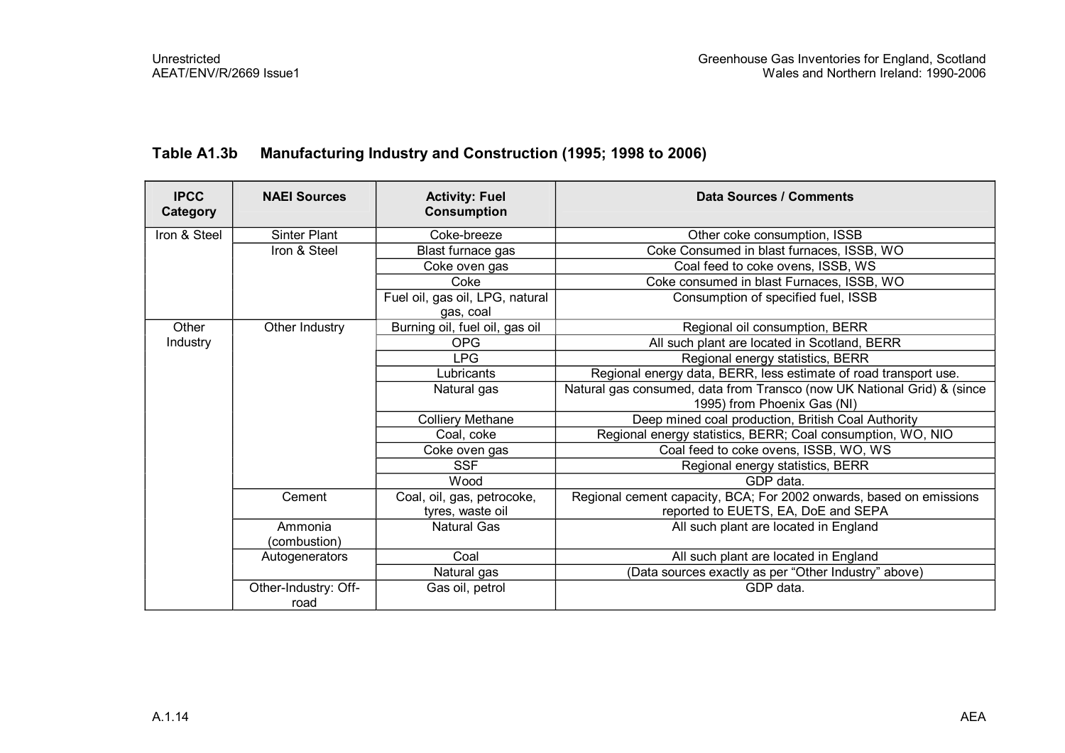### Table A1.3b Manufacturing Industry and Construction (1995; 1998 to 2006)

| IPCC Category | NAEI Sources | Activity: Fuel Consumption | Data Sources / Comments |
|---|---|---|---|
| Iron & Steel | Sinter Plant | Coke-breeze | Other coke consumption, ISSB |
| | Iron & Steel | Blast furnace gas | Coke Consumed in blast furnaces, ISSB, WO |
| | | Coke oven gas | Coal feed to coke ovens, ISSB, WS |
| | | Coke | Coke consumed in blast Furnaces, ISSB, WO |
| | | Fuel oil, gas oil, LPG, natural gas, coal | Consumption of specified fuel, ISSB |
| Other Industry | Other Industry | Burning oil, fuel oil, gas oil | Regional oil consumption, BERR |
| | | OPG | All such plant are located in Scotland, BERR |
| | | LPG | Regional energy statistics, BERR |
| | | Lubricants | Regional energy data, BERR, less estimate of road transport use. |
| | | Natural gas | Natural gas consumed, data from Transco (now UK National Grid) & (since 1995) from Phoenix Gas (NI) |
| | | Colliery Methane | Deep mined coal production, British Coal Authority |
| | | Coal, coke | Regional energy statistics, BERR; Coal consumption, WO, NIO |
| | | Coke oven gas | Coal feed to coke ovens, ISSB, WO, WS |
| | | SSF | Regional energy statistics, BERR |
| | | Wood | GDP data. |
| | Cement | Coal, oil, gas, petrocoke, tyres, waste oil | Regional cement capacity, BCA; For 2002 onwards, based on emissions reported to EUETS, EA, DoE and SEPA |
| | Ammonia (combustion) | Natural Gas | All such plant are located in England |
| | Autogenerators | Coal | All such plant are located in England |
| | | Natural gas | (Data sources exactly as per "Other Industry" above) |
| | Other-Industry: Off-road | Gas oil, petrol | GDP data. |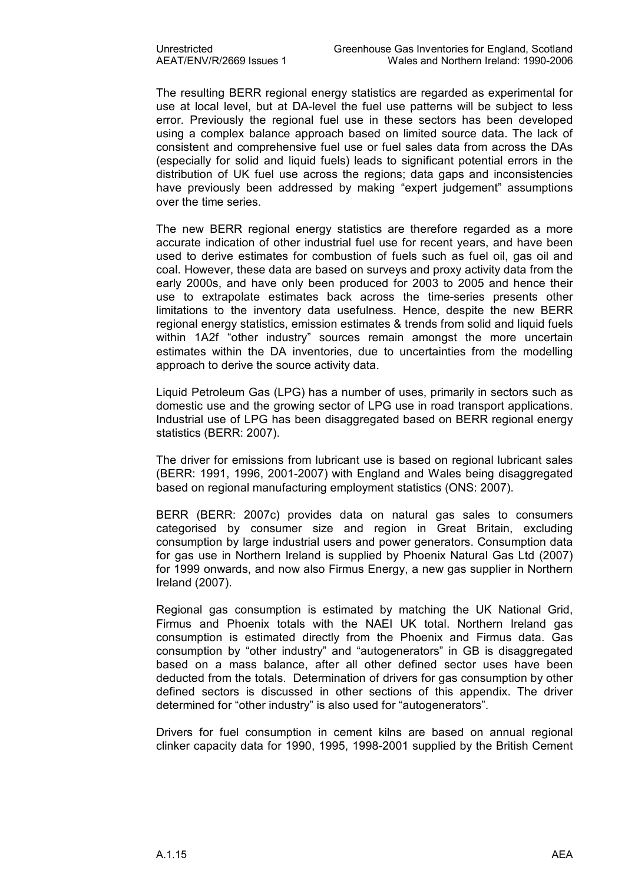The resulting BERR regional energy statistics are regarded as experimental for use at local level, but at DA-level the fuel use patterns will be subject to less error. Previously the regional fuel use in these sectors has been developed using a complex balance approach based on limited source data. The lack of consistent and comprehensive fuel use or fuel sales data from across the DAs (especially for solid and liquid fuels) leads to significant potential errors in the distribution of UK fuel use across the regions; data gaps and inconsistencies have previously been addressed by making "expert judgement" assumptions over the time series.

The new BERR regional energy statistics are therefore regarded as a more accurate indication of other industrial fuel use for recent years, and have been used to derive estimates for combustion of fuels such as fuel oil, gas oil and coal. However, these data are based on surveys and proxy activity data from the early 2000s, and have only been produced for 2003 to 2005 and hence their use to extrapolate estimates back across the time-series presents other limitations to the inventory data usefulness. Hence, despite the new BERR regional energy statistics, emission estimates & trends from solid and liquid fuels within 1A2f "other industry" sources remain amongst the more uncertain estimates within the DA inventories, due to uncertainties from the modelling approach to derive the source activity data.

Liquid Petroleum Gas (LPG) has a number of uses, primarily in sectors such as domestic use and the growing sector of LPG use in road transport applications. Industrial use of LPG has been disaggregated based on BERR regional energy statistics (BERR: 2007).

The driver for emissions from lubricant use is based on regional lubricant sales (BERR: 1991, 1996, 2001-2007) with England and Wales being disaggregated based on regional manufacturing employment statistics (ONS: 2007).

BERR (BERR: 2007c) provides data on natural gas sales to consumers categorised by consumer size and region in Great Britain, excluding consumption by large industrial users and power generators. Consumption data for gas use in Northern Ireland is supplied by Phoenix Natural Gas Ltd (2007) for 1999 onwards, and now also Firmus Energy, a new gas supplier in Northern Ireland (2007).

Regional gas consumption is estimated by matching the UK National Grid, Firmus and Phoenix totals with the NAEI UK total. Northern Ireland gas consumption is estimated directly from the Phoenix and Firmus data. Gas consumption by "other industry" and "autogenerators" in GB is disaggregated based on a mass balance, after all other defined sector uses have been deducted from the totals. Determination of drivers for gas consumption by other defined sectors is discussed in other sections of this appendix. The driver determined for "other industry" is also used for "autogenerators".

Drivers for fuel consumption in cement kilns are based on annual regional clinker capacity data for 1990, 1995, 1998-2001 supplied by the British Cement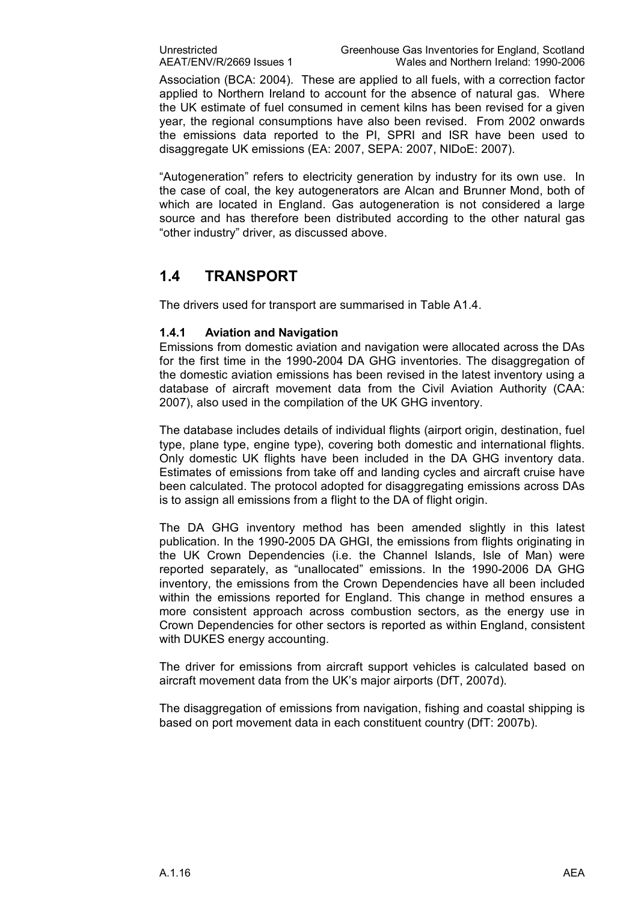Association (BCA: 2004). These are applied to all fuels, with a correction factor applied to Northern Ireland to account for the absence of natural gas. Where the UK estimate of fuel consumed in cement kilns has been revised for a given year, the regional consumptions have also been revised. From 2002 onwards the emissions data reported to the PI, SPRI and ISR have been used to disaggregate UK emissions (EA: 2007, SEPA: 2007, NIDoE: 2007).

“Autogeneration” refers to electricity generation by industry for its own use. In the case of coal, the key autogenerators are Alcan and Brunner Mond, both of which are located in England. Gas autogeneration is not considered a large source and has therefore been distributed according to the other natural gas “other industry” driver, as discussed above.

## 1.4 TRANSPORT

The drivers used for transport are summarised in Table A1.4.

### 1.4.1 Aviation and Navigation

Emissions from domestic aviation and navigation were allocated across the DAs for the first time in the 1990-2004 DA GHG inventories. The disaggregation of the domestic aviation emissions has been revised in the latest inventory using a database of aircraft movement data from the Civil Aviation Authority (CAA: 2007), also used in the compilation of the UK GHG inventory.

The database includes details of individual flights (airport origin, destination, fuel type, plane type, engine type), covering both domestic and international flights. Only domestic UK flights have been included in the DA GHG inventory data. Estimates of emissions from take off and landing cycles and aircraft cruise have been calculated. The protocol adopted for disaggregating emissions across DAs is to assign all emissions from a flight to the DA of flight origin.

The DA GHG inventory method has been amended slightly in this latest publication. In the 1990-2005 DA GHGI, the emissions from flights originating in the UK Crown Dependencies (i.e. the Channel Islands, Isle of Man) were reported separately, as “unallocated” emissions. In the 1990-2006 DA GHG inventory, the emissions from the Crown Dependencies have all been included within the emissions reported for England. This change in method ensures a more consistent approach across combustion sectors, as the energy use in Crown Dependencies for other sectors is reported as within England, consistent with DUKES energy accounting.

The driver for emissions from aircraft support vehicles is calculated based on aircraft movement data from the UK’s major airports (DfT, 2007d).

The disaggregation of emissions from navigation, fishing and coastal shipping is based on port movement data in each constituent country (DfT: 2007b).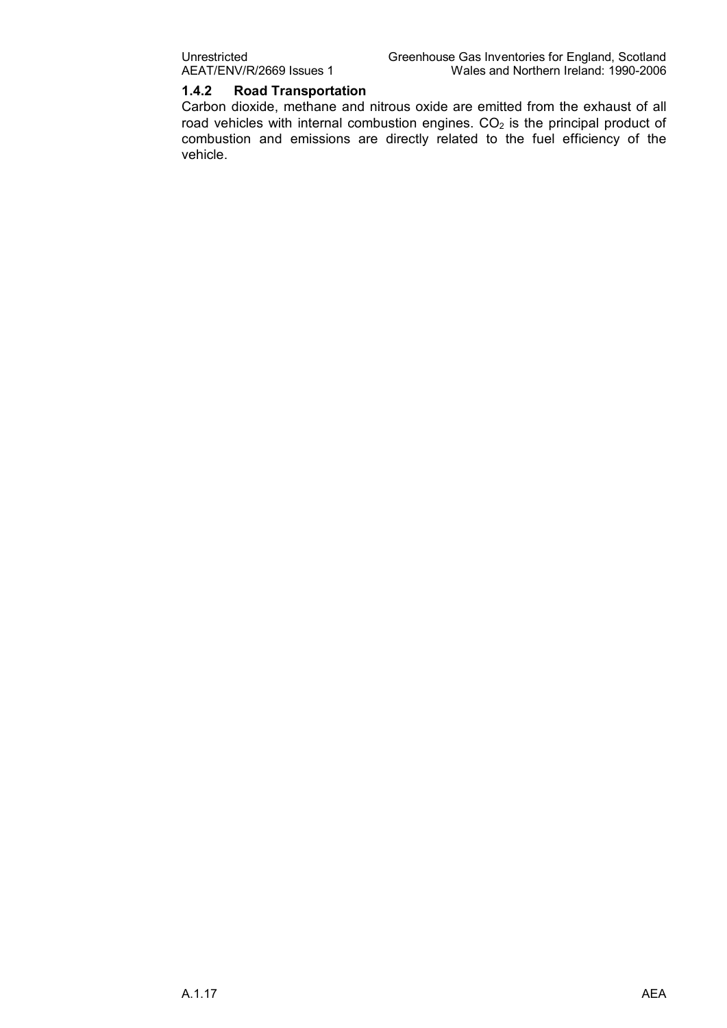### 1.4.2 Road Transportation

Carbon dioxide, methane and nitrous oxide are emitted from the exhaust of all road vehicles with internal combustion engines. $CO_2$ is the principal product of combustion and emissions are directly related to the fuel efficiency of the vehicle.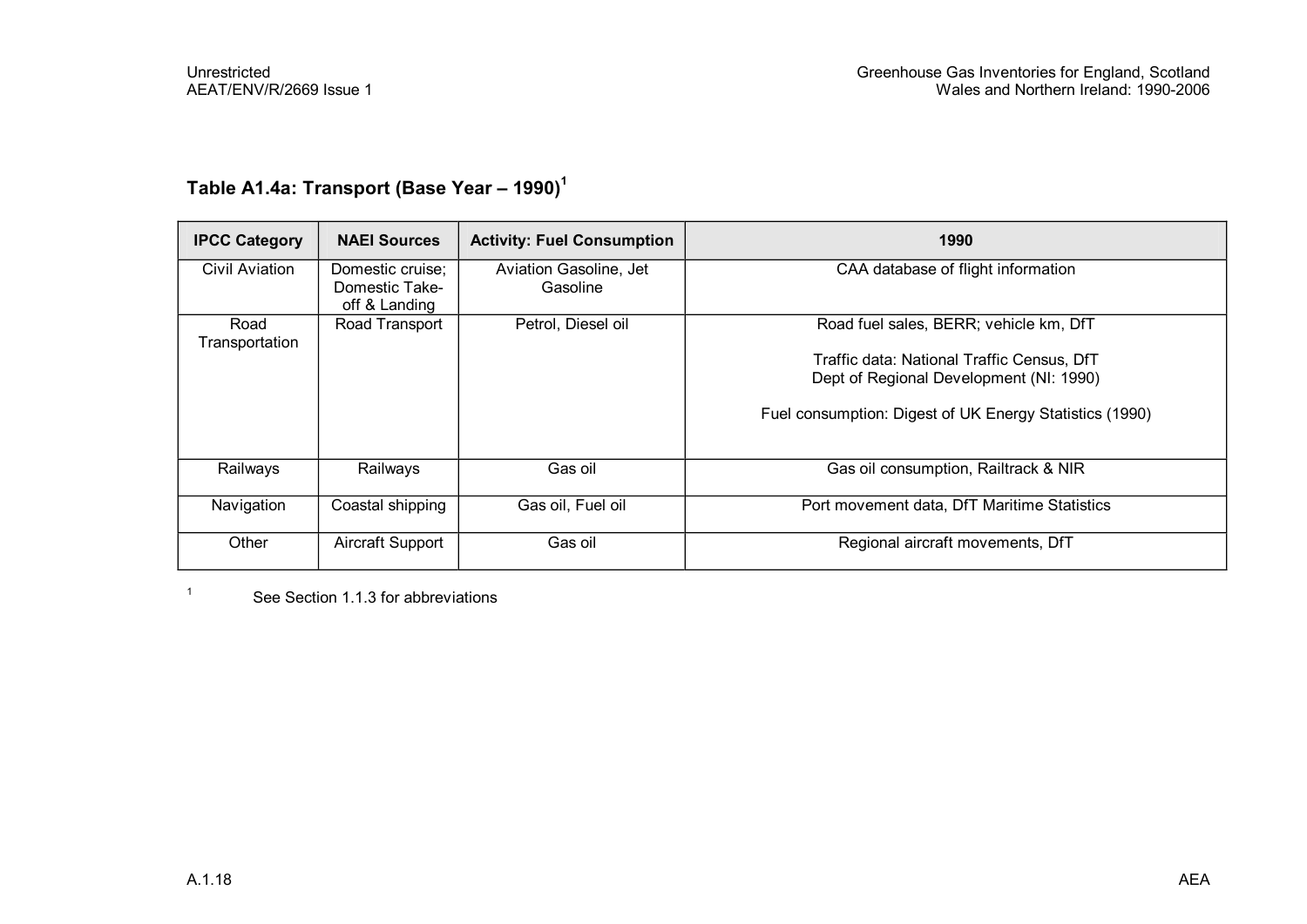### Table A1.4a: Transport (Base Year – 1990)[1]

| IPCC Category | NAEI Sources | Activity: Fuel Consumption | 1990 |
|---|---|---|---|
| Civil Aviation | Domestic cruise; Domestic Take-off & Landing | Aviation Gasoline, Jet Gasoline | CAA database of flight information |
| Road Transportation | Road Transport | Petrol, Diesel oil | Road fuel sales, BERR; vehicle km, DfT<br><br>Traffic data: National Traffic Census, DfT<br>Dept of Regional Development (NI: 1990)<br><br>Fuel consumption: Digest of UK Energy Statistics (1990) |
| Railways | Railways | Gas oil | Gas oil consumption, Railtrack & NIR |
| Navigation | Coastal shipping | Gas oil, Fuel oil | Port movement data, DfT Maritime Statistics |
| Other | Aircraft Support | Gas oil | Regional aircraft movements, DfT |

[1] See Section 1.1.3 for abbreviations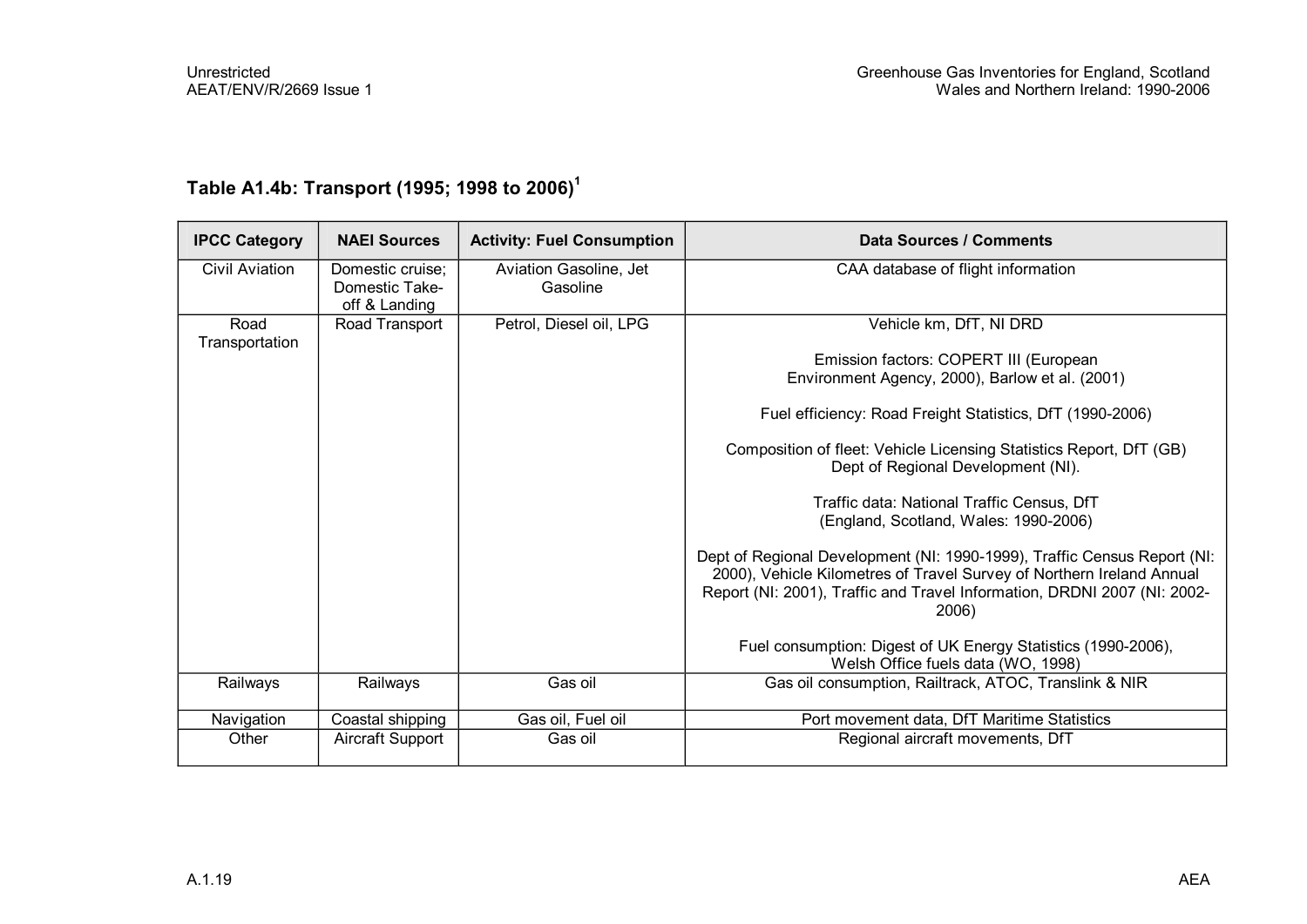### Table A1.4b: Transport (1995; 1998 to 2006)[1]

| IPCC Category | NAEI Sources | Activity: Fuel Consumption | Data Sources / Comments |
|---|---|---|---|
| Civil Aviation | Domestic cruise; Domestic Take-off & Landing | Aviation Gasoline, Jet Gasoline | CAA database of flight information |
| Road Transportation | Road Transport | Petrol, Diesel oil, LPG | Vehicle km, DfT, NI DRD<br><br>Emission factors: COPERT III (European Environment Agency, 2000), Barlow et al. (2001)<br><br>Fuel efficiency: Road Freight Statistics, DfT (1990-2006)<br><br>Composition of fleet: Vehicle Licensing Statistics Report, DfT (GB) Dept of Regional Development (NI).<br><br>Traffic data: National Traffic Census, DfT (England, Scotland, Wales: 1990-2006)<br><br>Dept of Regional Development (NI: 1990-1999), Traffic Census Report (NI: 2000), Vehicle Kilometres of Travel Survey of Northern Ireland Annual Report (NI: 2001), Traffic and Travel Information, DRDNI 2007 (NI: 2002-2006)<br><br>Fuel consumption: Digest of UK Energy Statistics (1990-2006), Welsh Office fuels data (WO, 1998) |
| Railways | Railways | Gas oil | Gas oil consumption, Railtrack, ATOC, Translink & NIR |
| Navigation | Coastal shipping | Gas oil, Fuel oil | Port movement data, DfT Maritime Statistics |
| Other | Aircraft Support | Gas oil | Regional aircraft movements, DfT |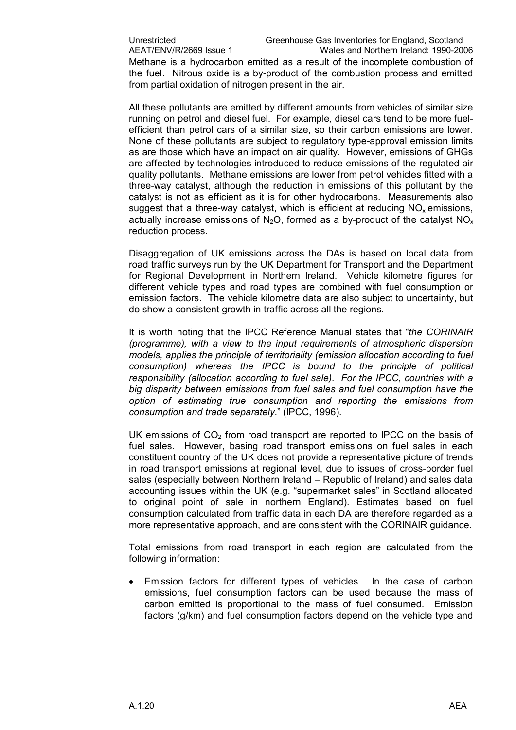Methane is a hydrocarbon emitted as a result of the incomplete combustion of the fuel. Nitrous oxide is a by-product of the combustion process and emitted from partial oxidation of nitrogen present in the air.

All these pollutants are emitted by different amounts from vehicles of similar size running on petrol and diesel fuel. For example, diesel cars tend to be more fuel-efficient than petrol cars of a similar size, so their carbon emissions are lower. None of these pollutants are subject to regulatory type-approval emission limits as are those which have an impact on air quality. However, emissions of GHGs are affected by technologies introduced to reduce emissions of the regulated air quality pollutants. Methane emissions are lower from petrol vehicles fitted with a three-way catalyst, although the reduction in emissions of this pollutant by the catalyst is not as efficient as it is for other hydrocarbons. Measurements also suggest that a three-way catalyst, which is efficient at reducing $NO_x$ emissions, actually increase emissions of $N_2O$, formed as a by-product of the catalyst $NO_x$ reduction process.

Disaggregation of UK emissions across the DAs is based on local data from road traffic surveys run by the UK Department for Transport and the Department for Regional Development in Northern Ireland. Vehicle kilometre figures for different vehicle types and road types are combined with fuel consumption or emission factors. The vehicle kilometre data are also subject to uncertainty, but do show a consistent growth in traffic across all the regions.

It is worth noting that the IPCC Reference Manual states that "*the CORINAIR (programme), with a view to the input requirements of atmospheric dispersion models, applies the principle of territoriality (emission allocation according to fuel consumption) whereas the IPCC is bound to the principle of political responsibility (allocation according to fuel sale). For the IPCC, countries with a big disparity between emissions from fuel sales and fuel consumption have the option of estimating true consumption and reporting the emissions from consumption and trade separately*." (IPCC, 1996).

UK emissions of $CO_2$ from road transport are reported to IPCC on the basis of fuel sales. However, basing road transport emissions on fuel sales in each constituent country of the UK does not provide a representative picture of trends in road transport emissions at regional level, due to issues of cross-border fuel sales (especially between Northern Ireland – Republic of Ireland) and sales data accounting issues within the UK (e.g. "supermarket sales" in Scotland allocated to original point of sale in northern England). Estimates based on fuel consumption calculated from traffic data in each DA are therefore regarded as a more representative approach, and are consistent with the CORINAIR guidance.

Total emissions from road transport in each region are calculated from the following information:

- Emission factors for different types of vehicles. In the case of carbon emissions, fuel consumption factors can be used because the mass of carbon emitted is proportional to the mass of fuel consumed. Emission factors (g/km) and fuel consumption factors depend on the vehicle type and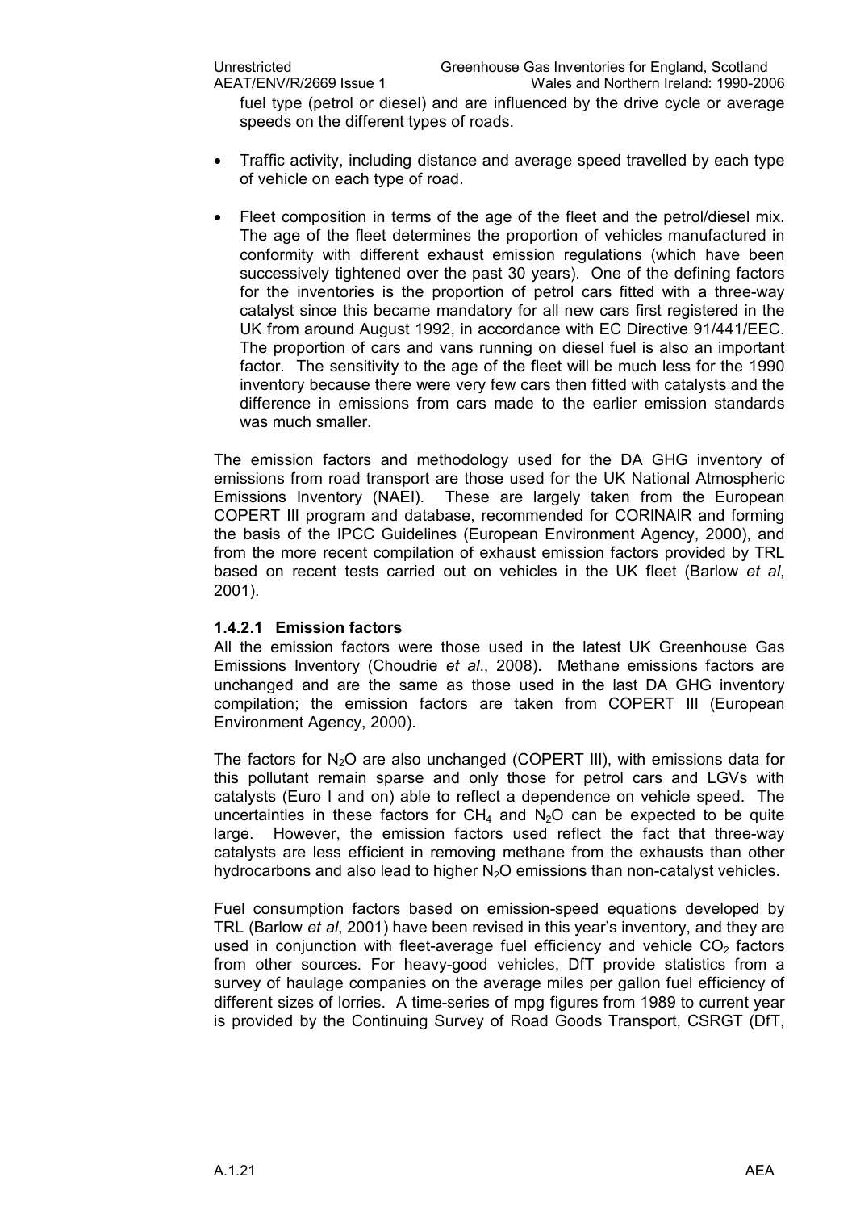fuel type (petrol or diesel) and are influenced by the drive cycle or average speeds on the different types of roads.

- Traffic activity, including distance and average speed travelled by each type of vehicle on each type of road.
- Fleet composition in terms of the age of the fleet and the petrol/diesel mix. The age of the fleet determines the proportion of vehicles manufactured in conformity with different exhaust emission regulations (which have been successively tightened over the past 30 years). One of the defining factors for the inventories is the proportion of petrol cars fitted with a three-way catalyst since this became mandatory for all new cars first registered in the UK from around August 1992, in accordance with EC Directive 91/441/EEC. The proportion of cars and vans running on diesel fuel is also an important factor. The sensitivity to the age of the fleet will be much less for the 1990 inventory because there were very few cars then fitted with catalysts and the difference in emissions from cars made to the earlier emission standards was much smaller.

The emission factors and methodology used for the DA GHG inventory of emissions from road transport are those used for the UK National Atmospheric Emissions Inventory (NAEI). These are largely taken from the European COPERT III program and database, recommended for CORINAIR and forming the basis of the IPCC Guidelines (European Environment Agency, 2000), and from the more recent compilation of exhaust emission factors provided by TRL based on recent tests carried out on vehicles in the UK fleet (Barlow *et al*, 2001).

#### 1.4.2.1 Emission factors

All the emission factors were those used in the latest UK Greenhouse Gas Emissions Inventory (Choudrie *et al*., 2008). Methane emissions factors are unchanged and are the same as those used in the last DA GHG inventory compilation; the emission factors are taken from COPERT III (European Environment Agency, 2000).

The factors for $N_2O$ are also unchanged (COPERT III), with emissions data for this pollutant remain sparse and only those for petrol cars and LGVs with catalysts (Euro I and on) able to reflect a dependence on vehicle speed. The uncertainties in these factors for $CH_4$ and $N_2O$ can be expected to be quite large. However, the emission factors used reflect the fact that three-way catalysts are less efficient in removing methane from the exhausts than other hydrocarbons and also lead to higher $N_2O$ emissions than non-catalyst vehicles.

Fuel consumption factors based on emission-speed equations developed by TRL (Barlow *et al*, 2001) have been revised in this year's inventory, and they are used in conjunction with fleet-average fuel efficiency and vehicle $CO_2$ factors from other sources. For heavy-good vehicles, DfT provide statistics from a survey of haulage companies on the average miles per gallon fuel efficiency of different sizes of lorries. A time-series of mpg figures from 1989 to current year is provided by the Continuing Survey of Road Goods Transport, CSRGT (DfT,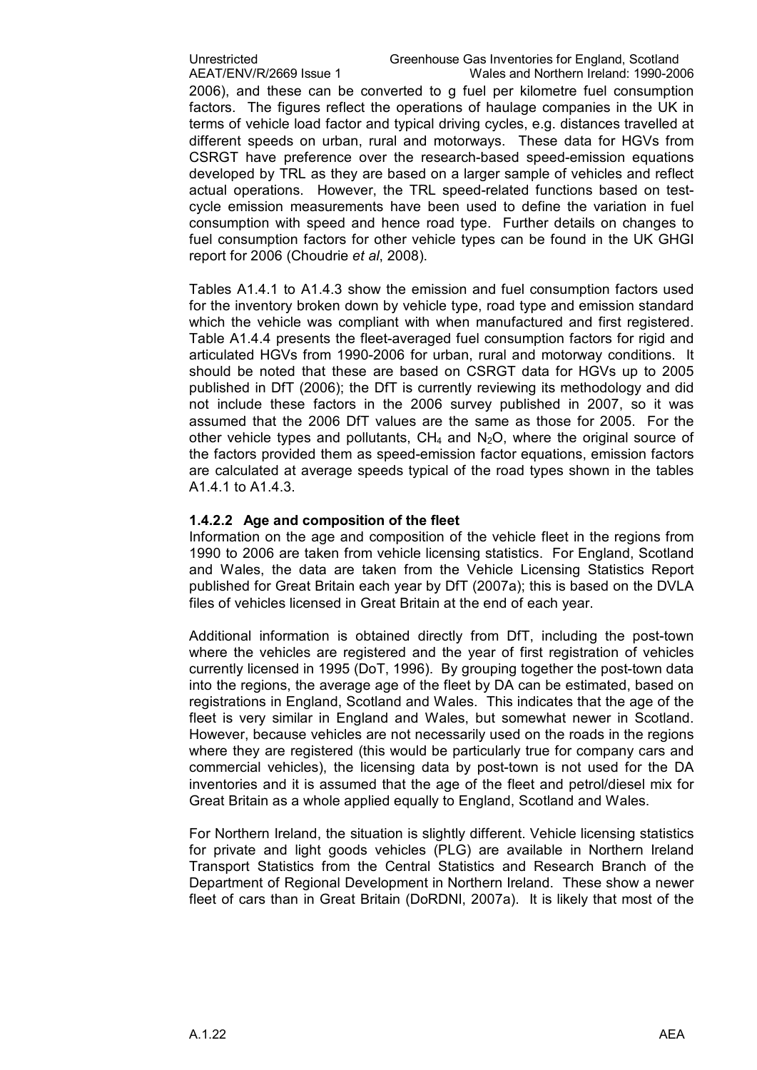2006), and these can be converted to g fuel per kilometre fuel consumption factors. The figures reflect the operations of haulage companies in the UK in terms of vehicle load factor and typical driving cycles, e.g. distances travelled at different speeds on urban, rural and motorways. These data for HGVs from CSRGT have preference over the research-based speed-emission equations developed by TRL as they are based on a larger sample of vehicles and reflect actual operations. However, the TRL speed-related functions based on test-cycle emission measurements have been used to define the variation in fuel consumption with speed and hence road type. Further details on changes to fuel consumption factors for other vehicle types can be found in the UK GHGI report for 2006 (Choudrie *et al*, 2008).

Tables A1.4.1 to A1.4.3 show the emission and fuel consumption factors used for the inventory broken down by vehicle type, road type and emission standard which the vehicle was compliant with when manufactured and first registered. Table A1.4.4 presents the fleet-averaged fuel consumption factors for rigid and articulated HGVs from 1990-2006 for urban, rural and motorway conditions. It should be noted that these are based on CSRGT data for HGVs up to 2005 published in DfT (2006); the DfT is currently reviewing its methodology and did not include these factors in the 2006 survey published in 2007, so it was assumed that the 2006 DfT values are the same as those for 2005. For the other vehicle types and pollutants, $CH_4$ and $N_2O$, where the original source of the factors provided them as speed-emission factor equations, emission factors are calculated at average speeds typical of the road types shown in the tables A1.4.1 to A1.4.3.

#### 1.4.2.2 Age and composition of the fleet

Information on the age and composition of the vehicle fleet in the regions from 1990 to 2006 are taken from vehicle licensing statistics. For England, Scotland and Wales, the data are taken from the Vehicle Licensing Statistics Report published for Great Britain each year by DfT (2007a); this is based on the DVLA files of vehicles licensed in Great Britain at the end of each year.

Additional information is obtained directly from DfT, including the post-town where the vehicles are registered and the year of first registration of vehicles currently licensed in 1995 (DoT, 1996). By grouping together the post-town data into the regions, the average age of the fleet by DA can be estimated, based on registrations in England, Scotland and Wales. This indicates that the age of the fleet is very similar in England and Wales, but somewhat newer in Scotland. However, because vehicles are not necessarily used on the roads in the regions where they are registered (this would be particularly true for company cars and commercial vehicles), the licensing data by post-town is not used for the DA inventories and it is assumed that the age of the fleet and petrol/diesel mix for Great Britain as a whole applied equally to England, Scotland and Wales.

For Northern Ireland, the situation is slightly different. Vehicle licensing statistics for private and light goods vehicles (PLG) are available in Northern Ireland Transport Statistics from the Central Statistics and Research Branch of the Department of Regional Development in Northern Ireland. These show a newer fleet of cars than in Great Britain (DoRDNI, 2007a). It is likely that most of the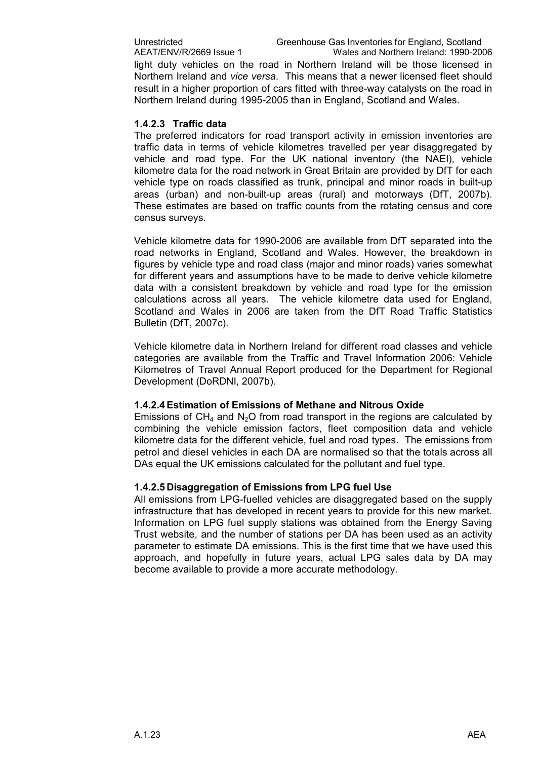light duty vehicles on the road in Northern Ireland will be those licensed in Northern Ireland and *vice versa*. This means that a newer licensed fleet should result in a higher proportion of cars fitted with three-way catalysts on the road in Northern Ireland during 1995-2005 than in England, Scotland and Wales.

#### 1.4.2.3 Traffic data

The preferred indicators for road transport activity in emission inventories are traffic data in terms of vehicle kilometres travelled per year disaggregated by vehicle and road type. For the UK national inventory (the NAEI), vehicle kilometre data for the road network in Great Britain are provided by DfT for each vehicle type on roads classified as trunk, principal and minor roads in built-up areas (urban) and non-built-up areas (rural) and motorways (DfT, 2007b). These estimates are based on traffic counts from the rotating census and core census surveys.

Vehicle kilometre data for 1990-2006 are available from DfT separated into the road networks in England, Scotland and Wales. However, the breakdown in figures by vehicle type and road class (major and minor roads) varies somewhat for different years and assumptions have to be made to derive vehicle kilometre data with a consistent breakdown by vehicle and road type for the emission calculations across all years. The vehicle kilometre data used for England, Scotland and Wales in 2006 are taken from the DfT Road Traffic Statistics Bulletin (DfT, 2007c).

Vehicle kilometre data in Northern Ireland for different road classes and vehicle categories are available from the Traffic and Travel Information 2006: Vehicle Kilometres of Travel Annual Report produced for the Department for Regional Development (DoRDNI, 2007b).

#### 1.4.2.4 Estimation of Emissions of Methane and Nitrous Oxide

Emissions of $CH_4$ and $N_2O$ from road transport in the regions are calculated by combining the vehicle emission factors, fleet composition data and vehicle kilometre data for the different vehicle, fuel and road types. The emissions from petrol and diesel vehicles in each DA are normalised so that the totals across all DAs equal the UK emissions calculated for the pollutant and fuel type.

#### 1.4.2.5 Disaggregation of Emissions from LPG fuel Use

All emissions from LPG-fuelled vehicles are disaggregated based on the supply infrastructure that has developed in recent years to provide for this new market. Information on LPG fuel supply stations was obtained from the Energy Saving Trust website, and the number of stations per DA has been used as an activity parameter to estimate DA emissions. This is the first time that we have used this approach, and hopefully in future years, actual LPG sales data by DA may become available to provide a more accurate methodology.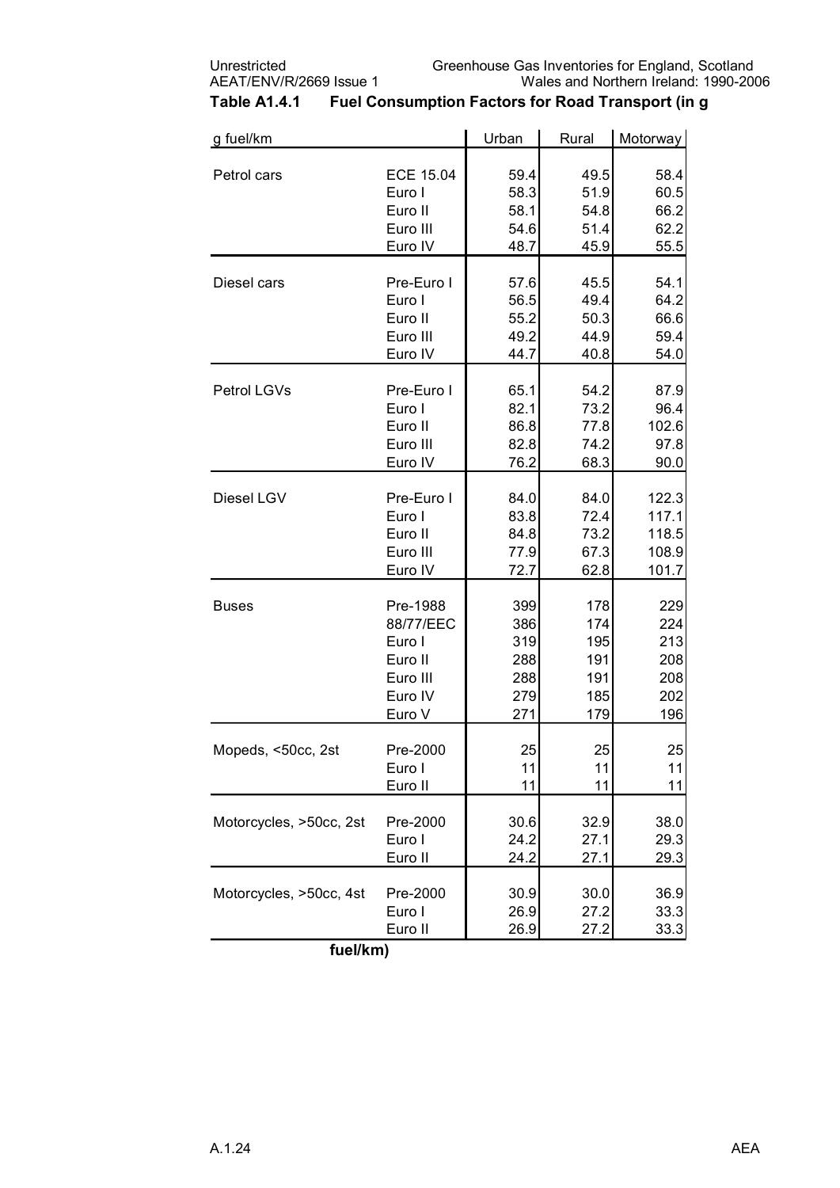**Table A1.4.1 Fuel Consumption Factors for Road Transport (in g fuel/km)**

| g fuel/km | | Urban | Rural | Motorway |
|---|---|---|---|---|
| Petrol cars | ECE 15.04 | 59.4 | 49.5 | 58.4 |
| | Euro I | 58.3 | 51.9 | 60.5 |
| | Euro II | 58.1 | 54.8 | 66.2 |
| | Euro III | 54.6 | 51.4 | 62.2 |
| | Euro IV | 48.7 | 45.9 | 55.5 |
| Diesel cars | Pre-Euro I | 57.6 | 45.5 | 54.1 |
| | Euro I | 56.5 | 49.4 | 64.2 |
| | Euro II | 55.2 | 50.3 | 66.6 |
| | Euro III | 49.2 | 44.9 | 59.4 |
| | Euro IV | 44.7 | 40.8 | 54.0 |
| Petrol LGVs | Pre-Euro I | 65.1 | 54.2 | 87.9 |
| | Euro I | 82.1 | 73.2 | 96.4 |
| | Euro II | 86.8 | 77.8 | 102.6 |
| | Euro III | 82.8 | 74.2 | 97.8 |
| | Euro IV | 76.2 | 68.3 | 90.0 |
| Diesel LGV | Pre-Euro I | 84.0 | 84.0 | 122.3 |
| | Euro I | 83.8 | 72.4 | 117.1 |
| | Euro II | 84.8 | 73.2 | 118.5 |
| | Euro III | 77.9 | 67.3 | 108.9 |
| | Euro IV | 72.7 | 62.8 | 101.7 |
| Buses | Pre-1988 | 399 | 178 | 229 |
| | 88/77/EEC | 386 | 174 | 224 |
| | Euro I | 319 | 195 | 213 |
| | Euro II | 288 | 191 | 208 |
| | Euro III | 288 | 191 | 208 |
| | Euro IV | 279 | 185 | 202 |
| | Euro V | 271 | 179 | 196 |
| Mopeds, <50cc, 2st | Pre-2000 | 25 | 25 | 25 |
| | Euro I | 11 | 11 | 11 |
| | Euro II | 11 | 11 | 11 |
| Motorcycles, >50cc, 2st | Pre-2000 | 30.6 | 32.9 | 38.0 |
| | Euro I | 24.2 | 27.1 | 29.3 |
| | Euro II | 24.2 | 27.1 | 29.3 |
| Motorcycles, >50cc, 4st | Pre-2000 | 30.9 | 30.0 | 36.9 |
| | Euro I | 26.9 | 27.2 | 33.3 |
| | Euro II | 26.9 | 27.2 | 33.3 |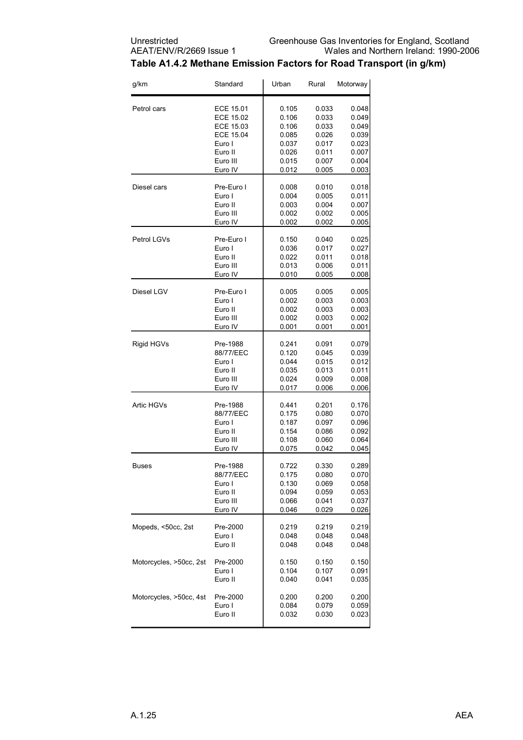**Table A1.4.2 Methane Emission Factors for Road Transport (in g/km)**

| g/km | Standard | Urban | Rural | Motorway |
|---|---|---|---|---|
| Petrol cars | ECE 15.01 | 0.105 | 0.033 | 0.048 |
| | ECE 15.02 | 0.106 | 0.033 | 0.049 |
| | ECE 15.03 | 0.106 | 0.033 | 0.049 |
| | ECE 15.04 | 0.085 | 0.026 | 0.039 |
| | Euro I | 0.037 | 0.017 | 0.023 |
| | Euro II | 0.026 | 0.011 | 0.007 |
| | Euro III | 0.015 | 0.007 | 0.004 |
| | Euro IV | 0.012 | 0.005 | 0.003 |
| Diesel cars | Pre-Euro I | 0.008 | 0.010 | 0.018 |
| | Euro I | 0.004 | 0.005 | 0.011 |
| | Euro II | 0.003 | 0.004 | 0.007 |
| | Euro III | 0.002 | 0.002 | 0.005 |
| | Euro IV | 0.002 | 0.002 | 0.005 |
| Petrol LGVs | Pre-Euro I | 0.150 | 0.040 | 0.025 |
| | Euro I | 0.036 | 0.017 | 0.027 |
| | Euro II | 0.022 | 0.011 | 0.018 |
| | Euro III | 0.013 | 0.006 | 0.011 |
| | Euro IV | 0.010 | 0.005 | 0.008 |
| Diesel LGV | Pre-Euro I | 0.005 | 0.005 | 0.005 |
| | Euro I | 0.002 | 0.003 | 0.003 |
| | Euro II | 0.002 | 0.003 | 0.003 |
| | Euro III | 0.002 | 0.003 | 0.002 |
| | Euro IV | 0.001 | 0.001 | 0.001 |
| Rigid HGVs | Pre-1988 | 0.241 | 0.091 | 0.079 |
| | 88/77/EEC | 0.120 | 0.045 | 0.039 |
| | Euro I | 0.044 | 0.015 | 0.012 |
| | Euro II | 0.035 | 0.013 | 0.011 |
| | Euro III | 0.024 | 0.009 | 0.008 |
| | Euro IV | 0.017 | 0.006 | 0.006 |
| Artic HGVs | Pre-1988 | 0.441 | 0.201 | 0.176 |
| | 88/77/EEC | 0.175 | 0.080 | 0.070 |
| | Euro I | 0.187 | 0.097 | 0.096 |
| | Euro II | 0.154 | 0.086 | 0.092 |
| | Euro III | 0.108 | 0.060 | 0.064 |
| | Euro IV | 0.075 | 0.042 | 0.045 |
| Buses | Pre-1988 | 0.722 | 0.330 | 0.289 |
| | 88/77/EEC | 0.175 | 0.080 | 0.070 |
| | Euro I | 0.130 | 0.069 | 0.058 |
| | Euro II | 0.094 | 0.059 | 0.053 |
| | Euro III | 0.066 | 0.041 | 0.037 |
| | Euro IV | 0.046 | 0.029 | 0.026 |
| Mopeds, <50cc, 2st | Pre-2000 | 0.219 | 0.219 | 0.219 |
| | Euro I | 0.048 | 0.048 | 0.048 |
| | Euro II | 0.048 | 0.048 | 0.048 |
| Motorcycles, >50cc, 2st | Pre-2000 | 0.150 | 0.150 | 0.150 |
| | Euro I | 0.104 | 0.107 | 0.091 |
| | Euro II | 0.040 | 0.041 | 0.035 |
| Motorcycles, >50cc, 4st | Pre-2000 | 0.200 | 0.200 | 0.200 |
| | Euro I | 0.084 | 0.079 | 0.059 |
| | Euro II | 0.032 | 0.030 | 0.023 |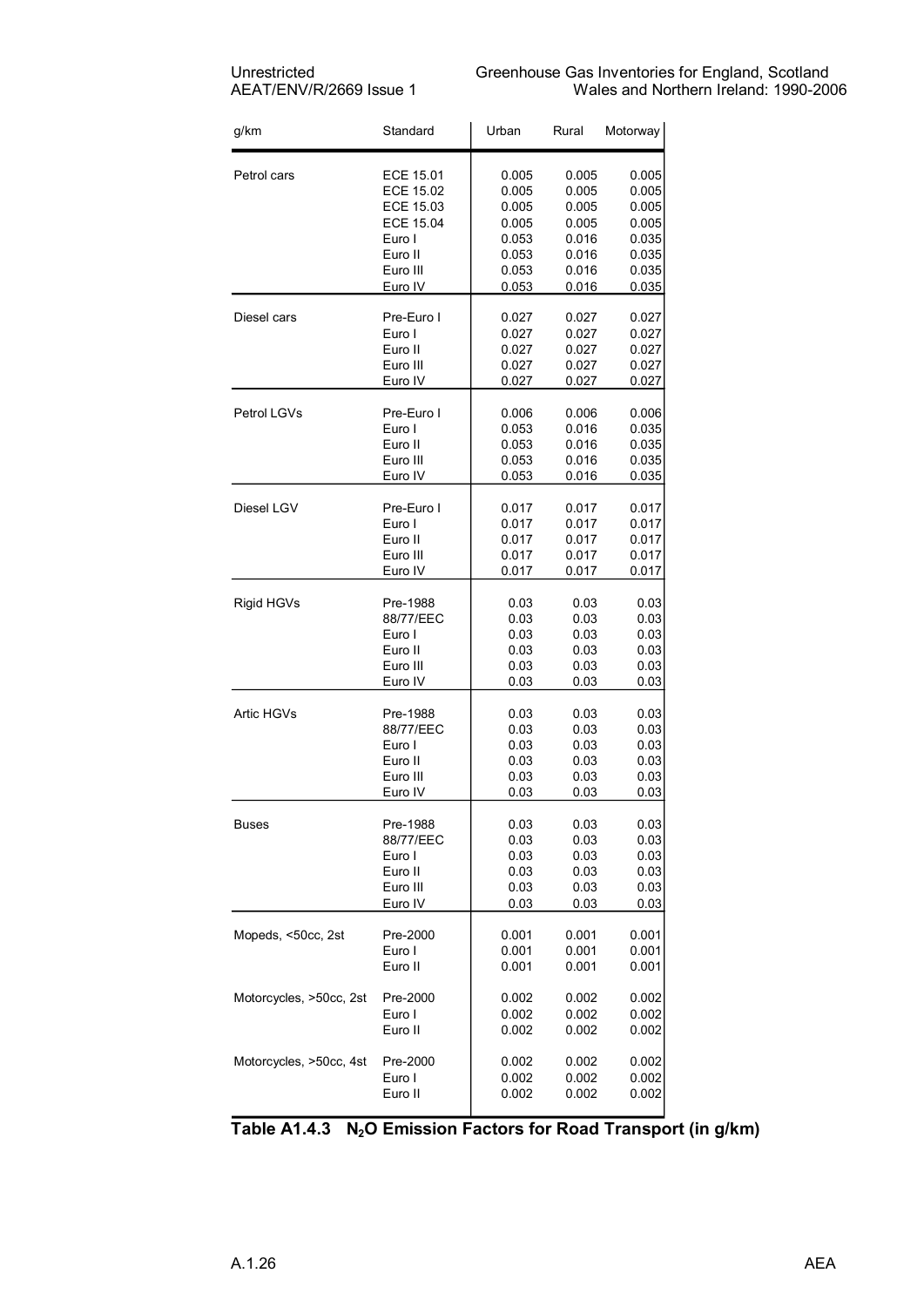| g/km | Standard | Urban | Rural | Motorway |
|---|---|---|---|---|
| Petrol cars | ECE 15.01 | 0.005 | 0.005 | 0.005 |
| | ECE 15.02 | 0.005 | 0.005 | 0.005 |
| | ECE 15.03 | 0.005 | 0.005 | 0.005 |
| | ECE 15.04 | 0.005 | 0.005 | 0.005 |
| | Euro I | 0.053 | 0.016 | 0.035 |
| | Euro II | 0.053 | 0.016 | 0.035 |
| | Euro III | 0.053 | 0.016 | 0.035 |
| | Euro IV | 0.053 | 0.016 | 0.035 |
| Diesel cars | Pre-Euro I | 0.027 | 0.027 | 0.027 |
| | Euro I | 0.027 | 0.027 | 0.027 |
| | Euro II | 0.027 | 0.027 | 0.027 |
| | Euro III | 0.027 | 0.027 | 0.027 |
| | Euro IV | 0.027 | 0.027 | 0.027 |
| Petrol LGVs | Pre-Euro I | 0.006 | 0.006 | 0.006 |
| | Euro I | 0.053 | 0.016 | 0.035 |
| | Euro II | 0.053 | 0.016 | 0.035 |
| | Euro III | 0.053 | 0.016 | 0.035 |
| | Euro IV | 0.053 | 0.016 | 0.035 |
| Diesel LGV | Pre-Euro I | 0.017 | 0.017 | 0.017 |
| | Euro I | 0.017 | 0.017 | 0.017 |
| | Euro II | 0.017 | 0.017 | 0.017 |
| | Euro III | 0.017 | 0.017 | 0.017 |
| | Euro IV | 0.017 | 0.017 | 0.017 |
| Rigid HGVs | Pre-1988 | 0.03 | 0.03 | 0.03 |
| | 88/77/EEC | 0.03 | 0.03 | 0.03 |
| | Euro I | 0.03 | 0.03 | 0.03 |
| | Euro II | 0.03 | 0.03 | 0.03 |
| | Euro III | 0.03 | 0.03 | 0.03 |
| | Euro IV | 0.03 | 0.03 | 0.03 |
| Artic HGVs | Pre-1988 | 0.03 | 0.03 | 0.03 |
| | 88/77/EEC | 0.03 | 0.03 | 0.03 |
| | Euro I | 0.03 | 0.03 | 0.03 |
| | Euro II | 0.03 | 0.03 | 0.03 |
| | Euro III | 0.03 | 0.03 | 0.03 |
| | Euro IV | 0.03 | 0.03 | 0.03 |
| Buses | Pre-1988 | 0.03 | 0.03 | 0.03 |
| | 88/77/EEC | 0.03 | 0.03 | 0.03 |
| | Euro I | 0.03 | 0.03 | 0.03 |
| | Euro II | 0.03 | 0.03 | 0.03 |
| | Euro III | 0.03 | 0.03 | 0.03 |
| | Euro IV | 0.03 | 0.03 | 0.03 |
| Mopeds, <50cc, 2st | Pre-2000 | 0.001 | 0.001 | 0.001 |
| | Euro I | 0.001 | 0.001 | 0.001 |
| | Euro II | 0.001 | 0.001 | 0.001 |
| Motorcycles, >50cc, 2st | Pre-2000 | 0.002 | 0.002 | 0.002 |
| | Euro I | 0.002 | 0.002 | 0.002 |
| | Euro II | 0.002 | 0.002 | 0.002 |
| Motorcycles, >50cc, 4st | Pre-2000 | 0.002 | 0.002 | 0.002 |
| | Euro I | 0.002 | 0.002 | 0.002 |
| | Euro II | 0.002 | 0.002 | 0.002 |

**Table A1.4.3 $N_2O$ Emission Factors for Road Transport (in g/km)**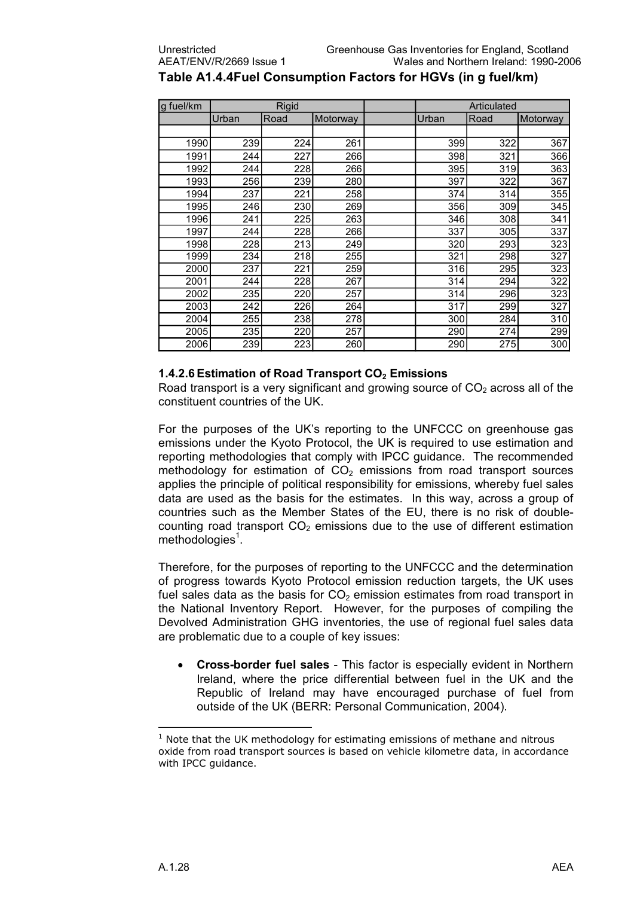**Table A1.4.4 Fuel Consumption Factors for HGVs (in g fuel/km)**

| g fuel/km | Rigid | | | | Articulated | | |
|---|---|---|---|---|---|---|---|
| | Urban | Road | Motorway | | Urban | Road | Motorway |
| 1990 | 239 | 224 | 261 | | 399 | 322 | 367 |
| 1991 | 244 | 227 | 266 | | 398 | 321 | 366 |
| 1992 | 244 | 228 | 266 | | 395 | 319 | 363 |
| 1993 | 256 | 239 | 280 | | 397 | 322 | 367 |
| 1994 | 237 | 221 | 258 | | 374 | 314 | 355 |
| 1995 | 246 | 230 | 269 | | 356 | 309 | 345 |
| 1996 | 241 | 225 | 263 | | 346 | 308 | 341 |
| 1997 | 244 | 228 | 266 | | 337 | 305 | 337 |
| 1998 | 228 | 213 | 249 | | 320 | 293 | 323 |
| 1999 | 234 | 218 | 255 | | 321 | 298 | 327 |
| 2000 | 237 | 221 | 259 | | 316 | 295 | 323 |
| 2001 | 244 | 228 | 267 | | 314 | 294 | 322 |
| 2002 | 235 | 220 | 257 | | 314 | 296 | 323 |
| 2003 | 242 | 226 | 264 | | 317 | 299 | 327 |
| 2004 | 255 | 238 | 278 | | 300 | 284 | 310 |
| 2005 | 235 | 220 | 257 | | 290 | 274 | 299 |
| 2006 | 239 | 223 | 260 | | 290 | 275 | 300 |

### 1.4.2.6 Estimation of Road Transport $CO_2$ Emissions

Road transport is a very significant and growing source of $CO_2$ across all of the constituent countries of the UK.

For the purposes of the UK's reporting to the UNFCCC on greenhouse gas emissions under the Kyoto Protocol, the UK is required to use estimation and reporting methodologies that comply with IPCC guidance. The recommended methodology for estimation of $CO_2$ emissions from road transport sources applies the principle of political responsibility for emissions, whereby fuel sales data are used as the basis for the estimates. In this way, across a group of countries such as the Member States of the EU, there is no risk of double-counting road transport $CO_2$ emissions due to the use of different estimation methodologies[1].

Therefore, for the purposes of reporting to the UNFCCC and the determination of progress towards Kyoto Protocol emission reduction targets, the UK uses fuel sales data as the basis for $CO_2$ emission estimates from road transport in the National Inventory Report. However, for the purposes of compiling the Devolved Administration GHG inventories, the use of regional fuel sales data are problematic due to a couple of key issues:

- **Cross-border fuel sales** - This factor is especially evident in Northern Ireland, where the price differential between fuel in the UK and the Republic of Ireland may have encouraged purchase of fuel from outside of the UK (BERR: Personal Communication, 2004).

[1] Note that the UK methodology for estimating emissions of methane and nitrous oxide from road transport sources is based on vehicle kilometre data, in accordance with IPCC guidance.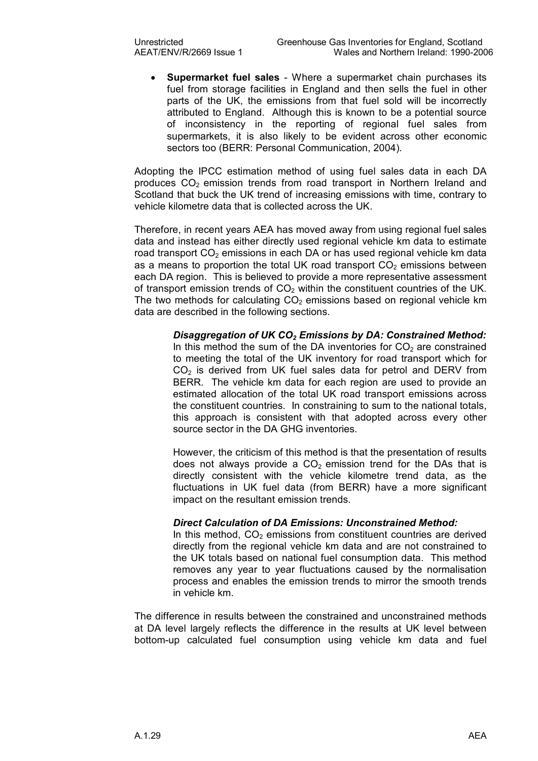- **Supermarket fuel sales** - Where a supermarket chain purchases its fuel from storage facilities in England and then sells the fuel in other parts of the UK, the emissions from that fuel sold will be incorrectly attributed to England. Although this is known to be a potential source of inconsistency in the reporting of regional fuel sales from supermarkets, it is also likely to be evident across other economic sectors too (BERR: Personal Communication, 2004).

Adopting the IPCC estimation method of using fuel sales data in each DA produces $CO_2$ emission trends from road transport in Northern Ireland and Scotland that buck the UK trend of increasing emissions with time, contrary to vehicle kilometre data that is collected across the UK.

Therefore, in recent years AEA has moved away from using regional fuel sales data and instead has either directly used regional vehicle km data to estimate road transport $CO_2$ emissions in each DA or has used regional vehicle km data as a means to proportion the total UK road transport $CO_2$ emissions between each DA region. This is believed to provide a more representative assessment of transport emission trends of $CO_2$ within the constituent countries of the UK. The two methods for calculating $CO_2$ emissions based on regional vehicle km data are described in the following sections.

***Disaggregation of UK $CO_2$ Emissions by DA: Constrained Method:*** In this method the sum of the DA inventories for $CO_2$ are constrained to meeting the total of the UK inventory for road transport which for $CO_2$ is derived from UK fuel sales data for petrol and DERV from BERR. The vehicle km data for each region are used to provide an estimated allocation of the total UK road transport emissions across the constituent countries. In constraining to sum to the national totals, this approach is consistent with that adopted across every other source sector in the DA GHG inventories.

However, the criticism of this method is that the presentation of results does not always provide a $CO_2$ emission trend for the DAs that is directly consistent with the vehicle kilometre trend data, as the fluctuations in UK fuel data (from BERR) have a more significant impact on the resultant emission trends.

***Direct Calculation of DA Emissions: Unconstrained Method:*** In this method, $CO_2$ emissions from constituent countries are derived directly from the regional vehicle km data and are not constrained to the UK totals based on national fuel consumption data. This method removes any year to year fluctuations caused by the normalisation process and enables the emission trends to mirror the smooth trends in vehicle km.

The difference in results between the constrained and unconstrained methods at DA level largely reflects the difference in the results at UK level between bottom-up calculated fuel consumption using vehicle km data and fuel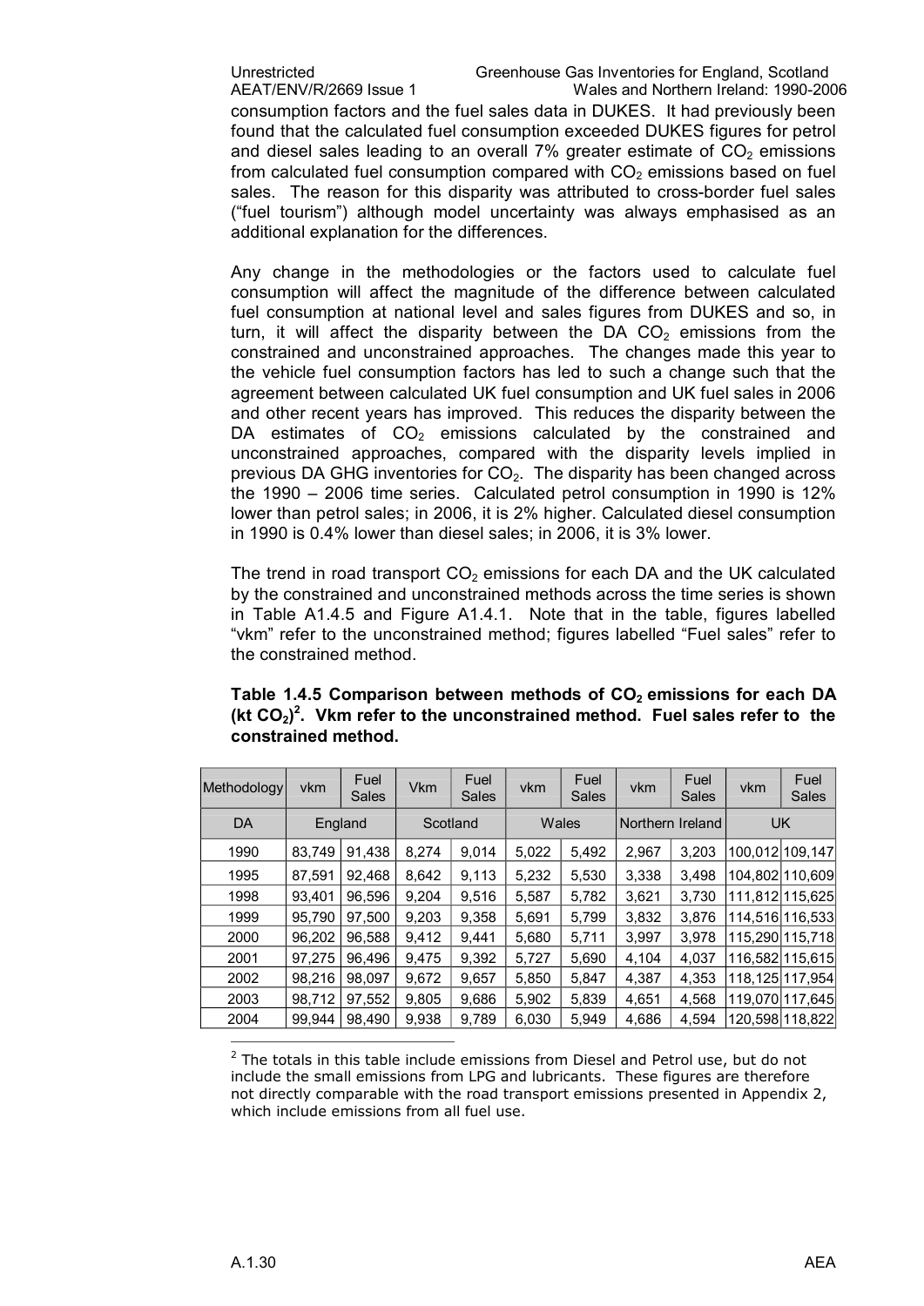consumption factors and the fuel sales data in DUKES. It had previously been found that the calculated fuel consumption exceeded DUKES figures for petrol and diesel sales leading to an overall 7% greater estimate of $CO_2$ emissions from calculated fuel consumption compared with $CO_2$ emissions based on fuel sales. The reason for this disparity was attributed to cross-border fuel sales ("fuel tourism") although model uncertainty was always emphasised as an additional explanation for the differences.

Any change in the methodologies or the factors used to calculate fuel consumption will affect the magnitude of the difference between calculated fuel consumption at national level and sales figures from DUKES and so, in turn, it will affect the disparity between the DA $CO_2$ emissions from the constrained and unconstrained approaches. The changes made this year to the vehicle fuel consumption factors has led to such a change such that the agreement between calculated UK fuel consumption and UK fuel sales in 2006 and other recent years has improved. This reduces the disparity between the DA estimates of $CO_2$ emissions calculated by the constrained and unconstrained approaches, compared with the disparity levels implied in previous DA GHG inventories for $CO_2$. The disparity has been changed across the 1990 – 2006 time series. Calculated petrol consumption in 1990 is 12% lower than petrol sales; in 2006, it is 2% higher. Calculated diesel consumption in 1990 is 0.4% lower than diesel sales; in 2006, it is 3% lower.

The trend in road transport $CO_2$ emissions for each DA and the UK calculated by the constrained and unconstrained methods across the time series is shown in Table A1.4.5 and Figure A1.4.1. Note that in the table, figures labelled "vkm" refer to the unconstrained method; figures labelled "Fuel sales" refer to the constrained method.

**Table 1.4.5 Comparison between methods of $CO_2$ emissions for each DA (kt $CO_2$)[2]. Vkm refer to the unconstrained method. Fuel sales refer to the constrained method.**

| Methodology | vkm | Fuel Sales | Vkm | Fuel Sales | vkm | Fuel Sales | vkm | Fuel Sales | vkm | Fuel Sales |
|---|---|---|---|---|---|---|---|---|---|---|
| DA | England | | Scotland | | Wales | | Northern Ireland | | UK | |
| 1990 | 83,749 | 91,438 | 8,274 | 9,014 | 5,022 | 5,492 | 2,967 | 3,203 | 100,012 | 109,147 |
| 1995 | 87,591 | 92,468 | 8,642 | 9,113 | 5,232 | 5,530 | 3,338 | 3,498 | 104,802 | 110,609 |
| 1998 | 93,401 | 96,596 | 9,204 | 9,516 | 5,587 | 5,782 | 3,621 | 3,730 | 111,812 | 115,625 |
| 1999 | 95,790 | 97,500 | 9,203 | 9,358 | 5,691 | 5,799 | 3,832 | 3,876 | 114,516 | 116,533 |
| 2000 | 96,202 | 96,588 | 9,412 | 9,441 | 5,680 | 5,711 | 3,997 | 3,978 | 115,290 | 115,718 |
| 2001 | 97,275 | 96,496 | 9,475 | 9,392 | 5,727 | 5,690 | 4,104 | 4,037 | 116,582 | 115,615 |
| 2002 | 98,216 | 98,097 | 9,672 | 9,657 | 5,850 | 5,847 | 4,387 | 4,353 | 118,125 | 117,954 |
| 2003 | 98,712 | 97,552 | 9,805 | 9,686 | 5,902 | 5,839 | 4,651 | 4,568 | 119,070 | 117,645 |
| 2004 | 99,944 | 98,490 | 9,938 | 9,789 | 6,030 | 5,949 | 4,686 | 4,594 | 120,598 | 118,822 |

[2] The totals in this table include emissions from Diesel and Petrol use, but do not include the small emissions from LPG and lubricants. These figures are therefore not directly comparable with the road transport emissions presented in Appendix 2, which include emissions from all fuel use.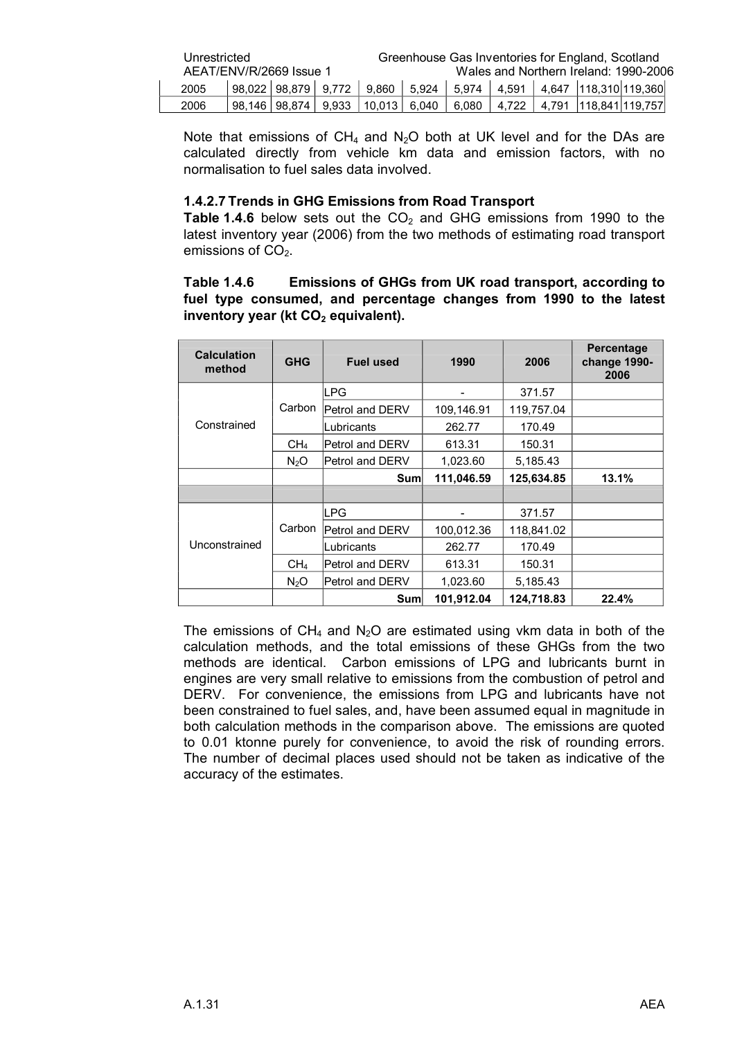| 2005 | 98,022 | 98,879 | 9,772 | 9,860 | 5,924 | 5,974 | 4,591 | 4,647 | 118,310 | 119,360 |
|---|---|---|---|---|---|---|---|---|---|---|
| 2006 | 98,146 | 98,874 | 9,933 | 10,013 | 6,040 | 6,080 | 4,722 | 4,791 | 118,841 | 119,757 |

Note that emissions of $CH_4$ and $N_2O$ both at UK level and for the DAs are calculated directly from vehicle km data and emission factors, with no normalisation to fuel sales data involved.

#### 1.4.2.7 Trends in GHG Emissions from Road Transport

**Table 1.4.6** below sets out the $CO_2$ and GHG emissions from 1990 to the latest inventory year (2006) from the two methods of estimating road transport emissions of $CO_2$.

**Table 1.4.6 Emissions of GHGs from UK road transport, according to fuel type consumed, and percentage changes from 1990 to the latest inventory year (kt $CO_2$ equivalent).**

| Calculation method | GHG | Fuel used | 1990 | 2006 | Percentage change 1990-2006 |
|---|---|---|---|---|---|
| Constrained | Carbon | LPG | - | 371.57 | |
| | | Petrol and DERV | 109,146.91 | 119,757.04 | |
| | | Lubricants | 262.77 | 170.49 | |
| | $CH_4$ | Petrol and DERV | 613.31 | 150.31 | |
| | $N_2O$ | Petrol and DERV | 1,023.60 | 5,185.43 | |
| | | **Sum** | **111,046.59** | **125,634.85** | **13.1%** |
| | | | | | |
| Unconstrained | Carbon | LPG | - | 371.57 | |
| | | Petrol and DERV | 100,012.36 | 118,841.02 | |
| | | Lubricants | 262.77 | 170.49 | |
| | $CH_4$ | Petrol and DERV | 613.31 | 150.31 | |
| | $N_2O$ | Petrol and DERV | 1,023.60 | 5,185.43 | |
| | | **Sum** | **101,912.04** | **124,718.83** | **22.4%** |

The emissions of $CH_4$ and $N_2O$ are estimated using vkm data in both of the calculation methods, and the total emissions of these GHGs from the two methods are identical. Carbon emissions of LPG and lubricants burnt in engines are very small relative to emissions from the combustion of petrol and DERV. For convenience, the emissions from LPG and lubricants have not been constrained to fuel sales, and, have been assumed equal in magnitude in both calculation methods in the comparison above. The emissions are quoted to 0.01 ktonne purely for convenience, to avoid the risk of rounding errors. The number of decimal places used should not be taken as indicative of the accuracy of the estimates.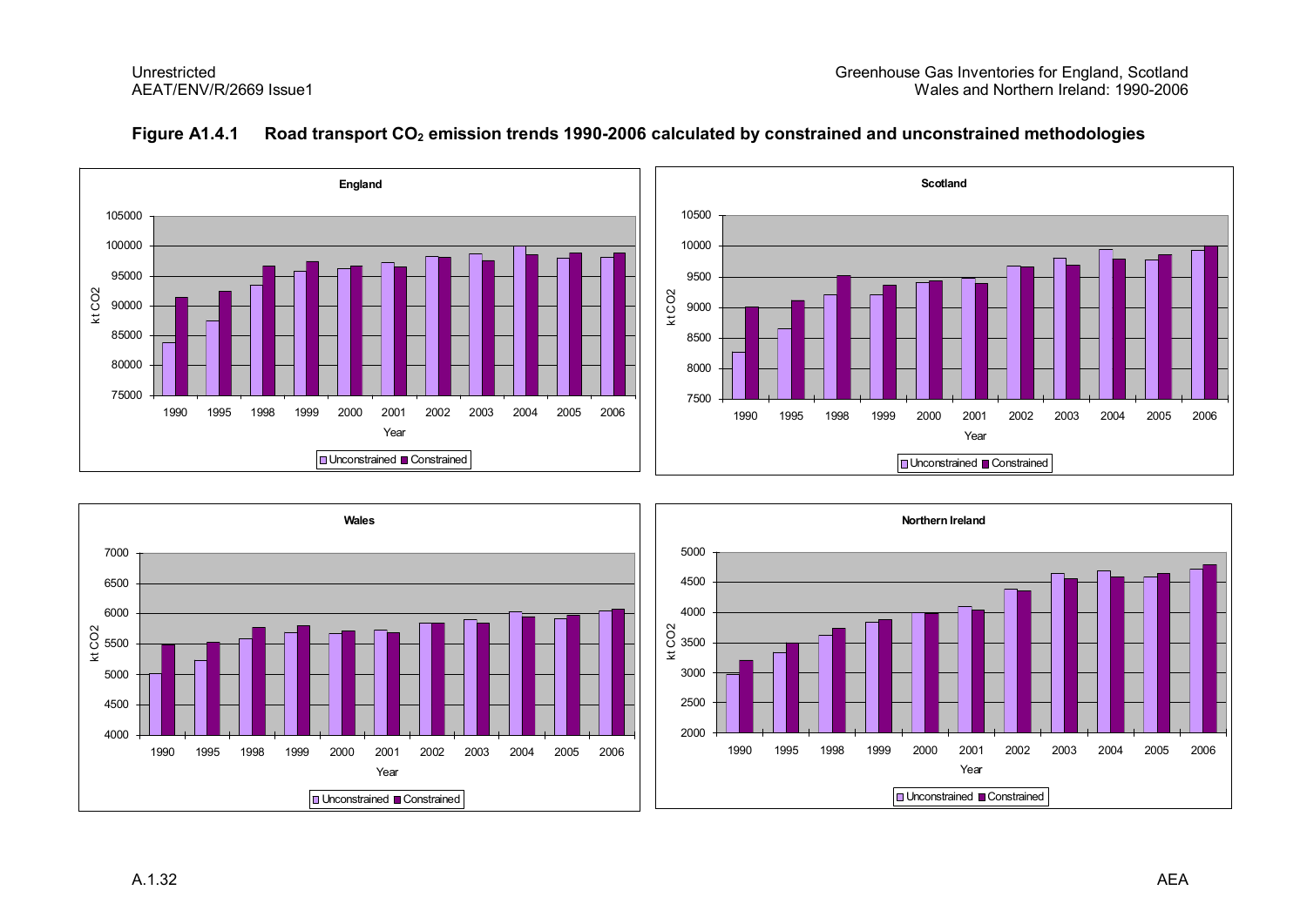**Figure A1.4.1 Road transport $CO_2$ emission trends 1990-2006 calculated by constrained and unconstrained methodologies**

England

Scotland

Wales

Northern Ireland

Unconstrained ■ Constrained

Year

kt CO2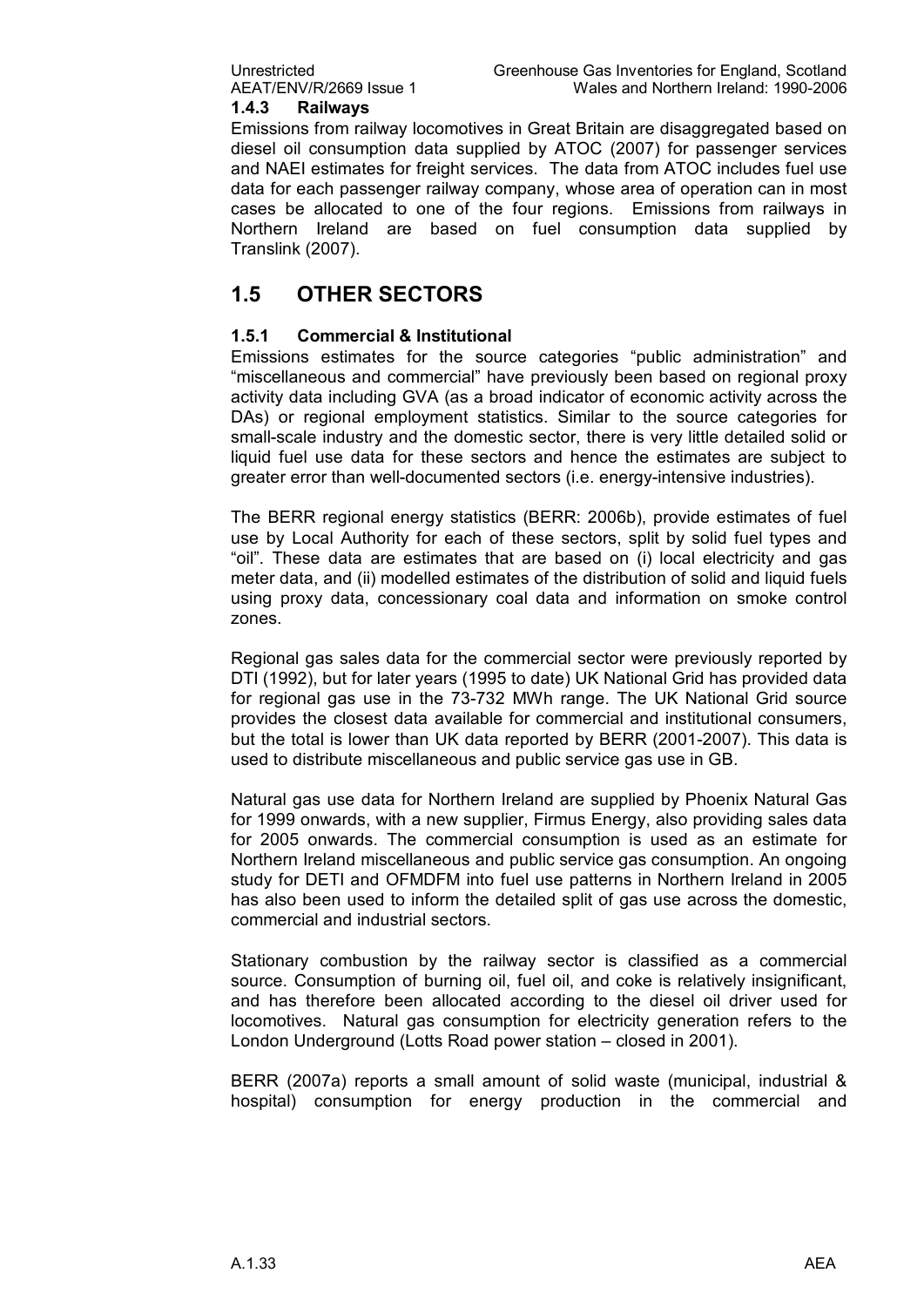### 1.4.3 Railways

Emissions from railway locomotives in Great Britain are disaggregated based on diesel oil consumption data supplied by ATOC (2007) for passenger services and NAEI estimates for freight services. The data from ATOC includes fuel use data for each passenger railway company, whose area of operation can in most cases be allocated to one of the four regions. Emissions from railways in Northern Ireland are based on fuel consumption data supplied by Translink (2007).

## 1.5 OTHER SECTORS

### 1.5.1 Commercial & Institutional

Emissions estimates for the source categories "public administration" and "miscellaneous and commercial" have previously been based on regional proxy activity data including GVA (as a broad indicator of economic activity across the DAs) or regional employment statistics. Similar to the source categories for small-scale industry and the domestic sector, there is very little detailed solid or liquid fuel use data for these sectors and hence the estimates are subject to greater error than well-documented sectors (i.e. energy-intensive industries).

The BERR regional energy statistics (BERR: 2006b), provide estimates of fuel use by Local Authority for each of these sectors, split by solid fuel types and "oil". These data are estimates that are based on (i) local electricity and gas meter data, and (ii) modelled estimates of the distribution of solid and liquid fuels using proxy data, concessionary coal data and information on smoke control zones.

Regional gas sales data for the commercial sector were previously reported by DTI (1992), but for later years (1995 to date) UK National Grid has provided data for regional gas use in the 73-732 MWh range. The UK National Grid source provides the closest data available for commercial and institutional consumers, but the total is lower than UK data reported by BERR (2001-2007). This data is used to distribute miscellaneous and public service gas use in GB.

Natural gas use data for Northern Ireland are supplied by Phoenix Natural Gas for 1999 onwards, with a new supplier, Firmus Energy, also providing sales data for 2005 onwards. The commercial consumption is used as an estimate for Northern Ireland miscellaneous and public service gas consumption. An ongoing study for DETI and OFMDFM into fuel use patterns in Northern Ireland in 2005 has also been used to inform the detailed split of gas use across the domestic, commercial and industrial sectors.

Stationary combustion by the railway sector is classified as a commercial source. Consumption of burning oil, fuel oil, and coke is relatively insignificant, and has therefore been allocated according to the diesel oil driver used for locomotives. Natural gas consumption for electricity generation refers to the London Underground (Lotts Road power station – closed in 2001).

BERR (2007a) reports a small amount of solid waste (municipal, industrial & hospital) consumption for energy production in the commercial and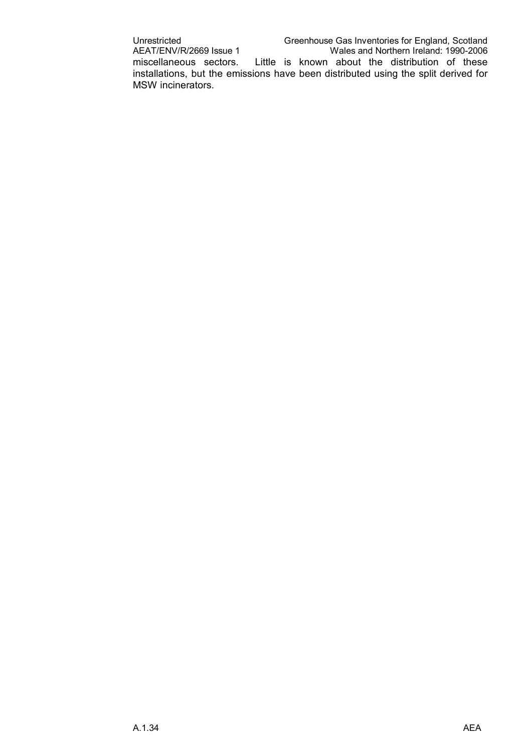miscellaneous sectors. Little is known about the distribution of these installations, but the emissions have been distributed using the split derived for MSW incinerators.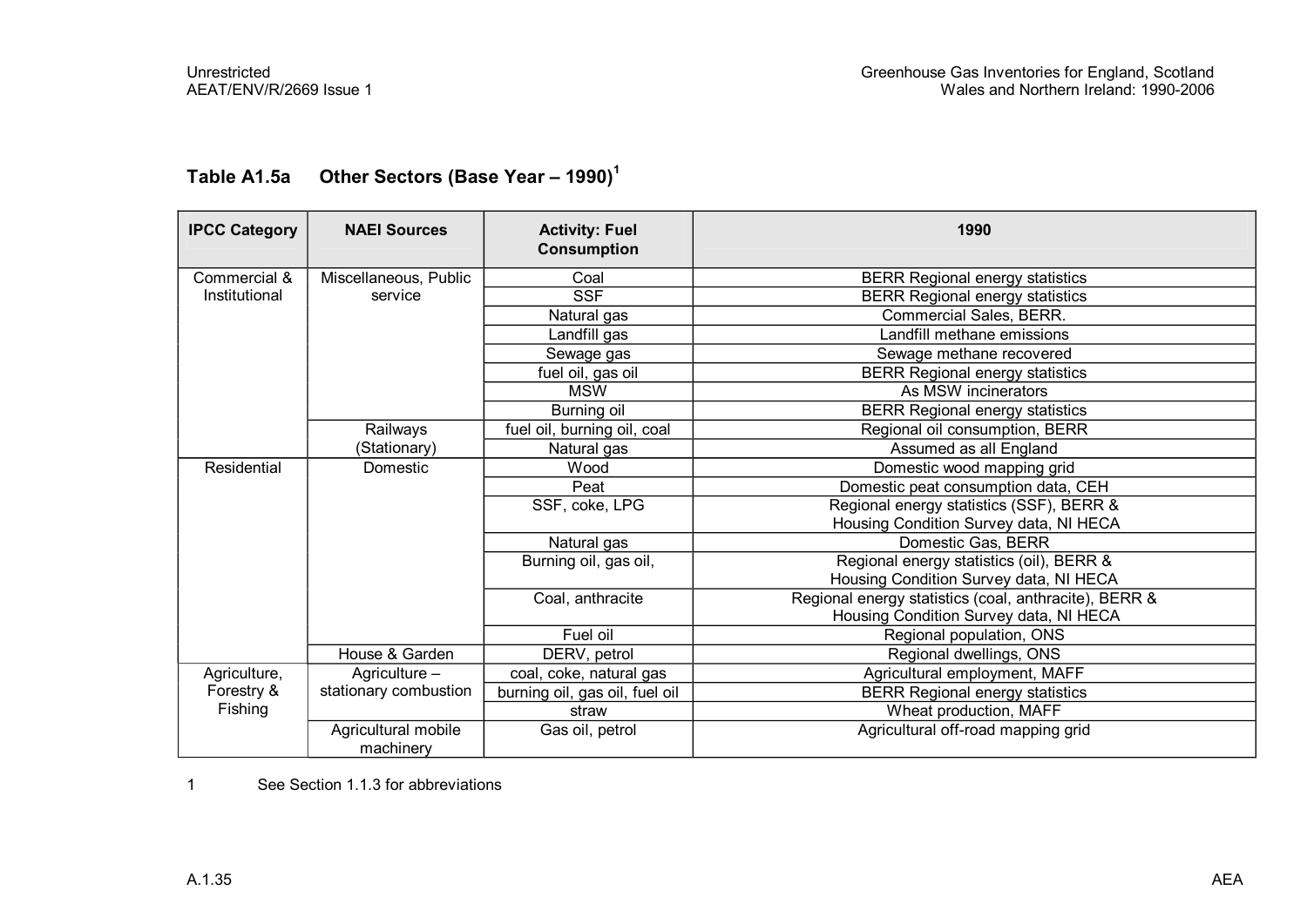### Table A1.5a Other Sectors (Base Year – 1990)[1]

| IPCC Category | NAEI Sources | Activity: Fuel Consumption | 1990 |
|---|---|---|---|
| Commercial & Institutional | Miscellaneous, Public service | Coal | BERR Regional energy statistics |
| | | SSF | BERR Regional energy statistics |
| | | Natural gas | Commercial Sales, BERR. |
| | | Landfill gas | Landfill methane emissions |
| | | Sewage gas | Sewage methane recovered |
| | | fuel oil, gas oil | BERR Regional energy statistics |
| | | MSW | As MSW incinerators |
| | | Burning oil | BERR Regional energy statistics |
| | Railways (Stationary) | fuel oil, burning oil, coal | Regional oil consumption, BERR |
| | | Natural gas | Assumed as all England |
| Residential | Domestic | Wood | Domestic wood mapping grid |
| | | Peat | Domestic peat consumption data, CEH |
| | | SSF, coke, LPG | Regional energy statistics (SSF), BERR & Housing Condition Survey data, NI HECA |
| | | Natural gas | Domestic Gas, BERR |
| | | Burning oil, gas oil, | Regional energy statistics (oil), BERR & Housing Condition Survey data, NI HECA |
| | | Coal, anthracite | Regional energy statistics (coal, anthracite), BERR & Housing Condition Survey data, NI HECA |
| | | Fuel oil | Regional population, ONS |
| | House & Garden | DERV, petrol | Regional dwellings, ONS |
| Agriculture, Forestry & Fishing | Agriculture – stationary combustion | coal, coke, natural gas | Agricultural employment, MAFF |
| | | burning oil, gas oil, fuel oil | BERR Regional energy statistics |
| | | straw | Wheat production, MAFF |
| | Agricultural mobile machinery | Gas oil, petrol | Agricultural off-road mapping grid |

1 See Section 1.1.3 for abbreviations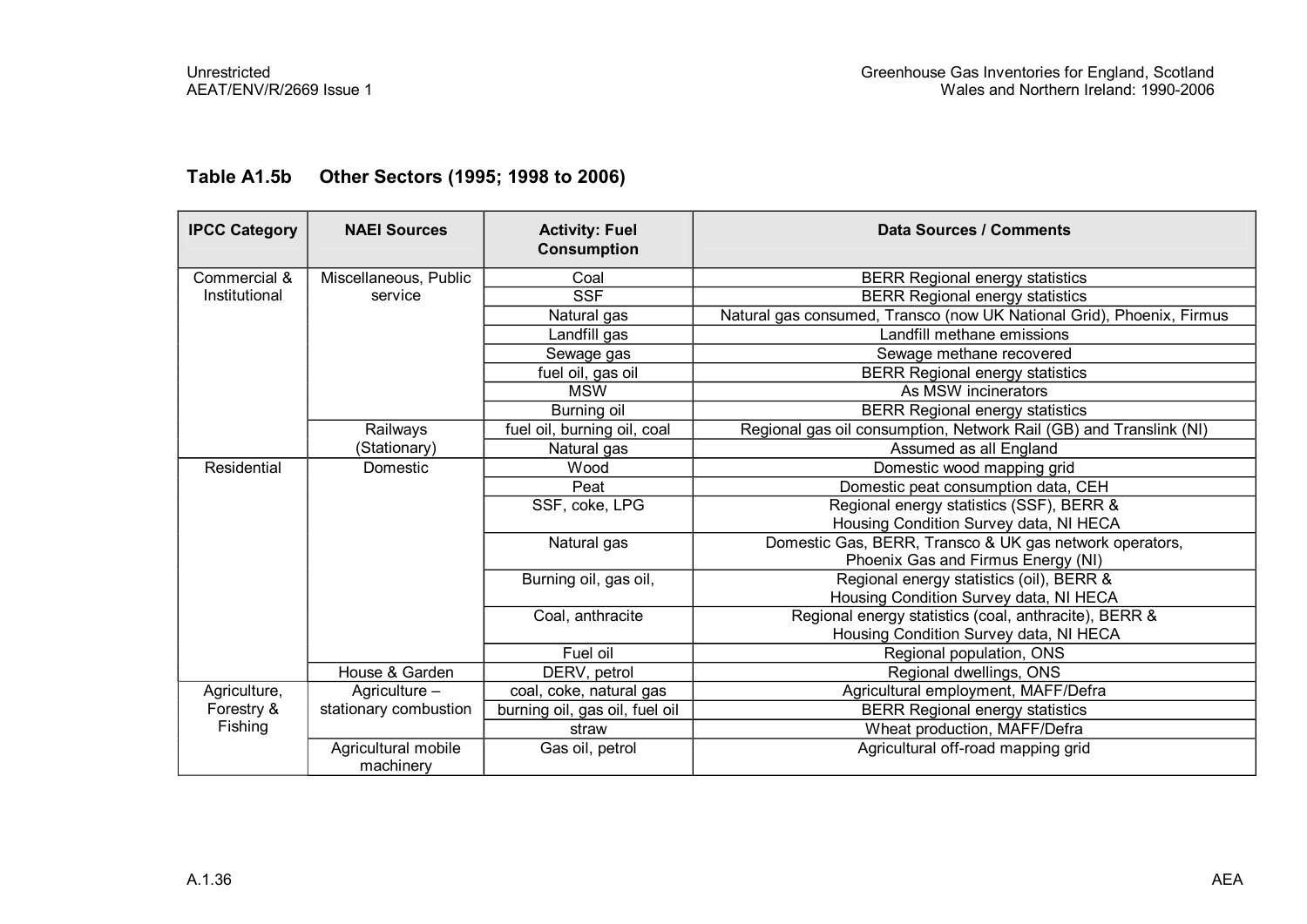**Table A1.5b Other Sectors (1995; 1998 to 2006)**

| IPCC Category | NAEI Sources | Activity: Fuel Consumption | Data Sources / Comments |
|---|---|---|---|
| Commercial & Institutional | Miscellaneous, Public service | Coal | BERR Regional energy statistics |
| | | SSF | BERR Regional energy statistics |
| | | Natural gas | Natural gas consumed, Transco (now UK National Grid), Phoenix, Firmus |
| | | Landfill gas | Landfill methane emissions |
| | | Sewage gas | Sewage methane recovered |
| | | fuel oil, gas oil | BERR Regional energy statistics |
| | | MSW | As MSW incinerators |
| | | Burning oil | BERR Regional energy statistics |
| | Railways (Stationary) | fuel oil, burning oil, coal | Regional gas oil consumption, Network Rail (GB) and Translink (NI) |
| | | Natural gas | Assumed as all England |
| Residential | Domestic | Wood | Domestic wood mapping grid |
| | | Peat | Domestic peat consumption data, CEH |
| | | SSF, coke, LPG | Regional energy statistics (SSF), BERR & Housing Condition Survey data, NI HECA |
| | | Natural gas | Domestic Gas, BERR, Transco & UK gas network operators, Phoenix Gas and Firmus Energy (NI) |
| | | Burning oil, gas oil, | Regional energy statistics (oil), BERR & Housing Condition Survey data, NI HECA |
| | | Coal, anthracite | Regional energy statistics (coal, anthracite), BERR & Housing Condition Survey data, NI HECA |
| | | Fuel oil | Regional population, ONS |
| | House & Garden | DERV, petrol | Regional dwellings, ONS |
| Agriculture, Forestry & Fishing | Agriculture – stationary combustion | coal, coke, natural gas | Agricultural employment, MAFF/Defra |
| | | burning oil, gas oil, fuel oil | BERR Regional energy statistics |
| | | straw | Wheat production, MAFF/Defra |
| | Agricultural mobile machinery | Gas oil, petrol | Agricultural off-road mapping grid |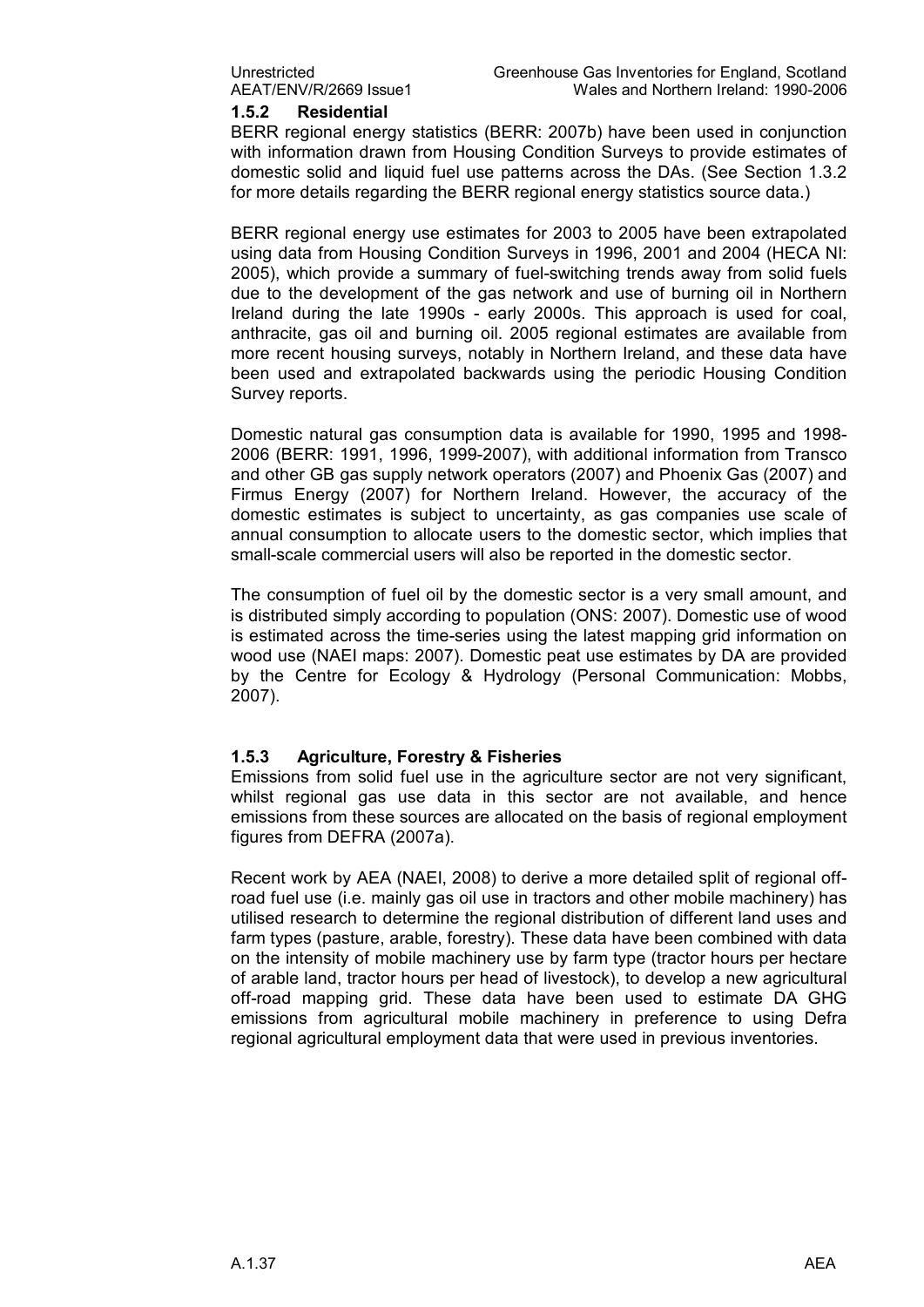### 1.5.2 Residential

BERR regional energy statistics (BERR: 2007b) have been used in conjunction with information drawn from Housing Condition Surveys to provide estimates of domestic solid and liquid fuel use patterns across the DAs. (See Section 1.3.2 for more details regarding the BERR regional energy statistics source data.)

BERR regional energy use estimates for 2003 to 2005 have been extrapolated using data from Housing Condition Surveys in 1996, 2001 and 2004 (HECA NI: 2005), which provide a summary of fuel-switching trends away from solid fuels due to the development of the gas network and use of burning oil in Northern Ireland during the late 1990s - early 2000s. This approach is used for coal, anthracite, gas oil and burning oil. 2005 regional estimates are available from more recent housing surveys, notably in Northern Ireland, and these data have been used and extrapolated backwards using the periodic Housing Condition Survey reports.

Domestic natural gas consumption data is available for 1990, 1995 and 1998-2006 (BERR: 1991, 1996, 1999-2007), with additional information from Transco and other GB gas supply network operators (2007) and Phoenix Gas (2007) and Firmus Energy (2007) for Northern Ireland. However, the accuracy of the domestic estimates is subject to uncertainty, as gas companies use scale of annual consumption to allocate users to the domestic sector, which implies that small-scale commercial users will also be reported in the domestic sector.

The consumption of fuel oil by the domestic sector is a very small amount, and is distributed simply according to population (ONS: 2007). Domestic use of wood is estimated across the time-series using the latest mapping grid information on wood use (NAEI maps: 2007). Domestic peat use estimates by DA are provided by the Centre for Ecology & Hydrology (Personal Communication: Mobbs, 2007).

### 1.5.3 Agriculture, Forestry & Fisheries

Emissions from solid fuel use in the agriculture sector are not very significant, whilst regional gas use data in this sector are not available, and hence emissions from these sources are allocated on the basis of regional employment figures from DEFRA (2007a).

Recent work by AEA (NAEI, 2008) to derive a more detailed split of regional off-road fuel use (i.e. mainly gas oil use in tractors and other mobile machinery) has utilised research to determine the regional distribution of different land uses and farm types (pasture, arable, forestry). These data have been combined with data on the intensity of mobile machinery use by farm type (tractor hours per hectare of arable land, tractor hours per head of livestock), to develop a new agricultural off-road mapping grid. These data have been used to estimate DA GHG emissions from agricultural mobile machinery in preference to using Defra regional agricultural employment data that were used in previous inventories.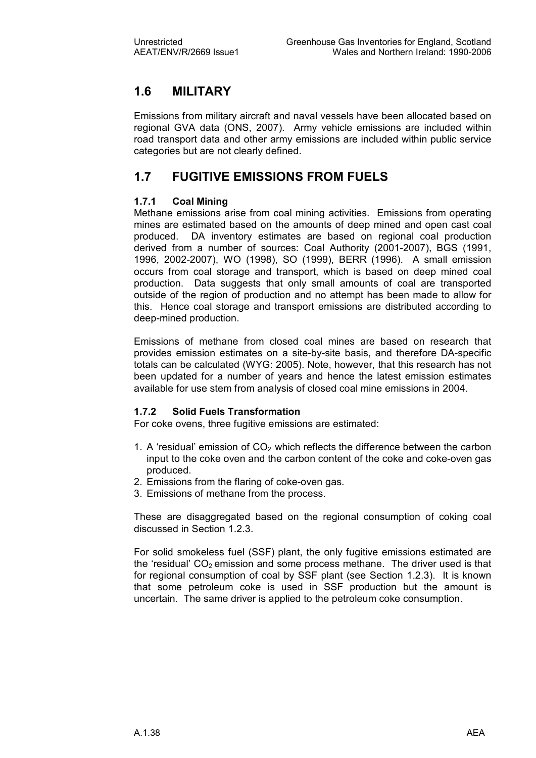## 1.6 MILITARY

Emissions from military aircraft and naval vessels have been allocated based on regional GVA data (ONS, 2007). Army vehicle emissions are included within road transport data and other army emissions are included within public service categories but are not clearly defined.

## 1.7 FUGITIVE EMISSIONS FROM FUELS

### 1.7.1 Coal Mining

Methane emissions arise from coal mining activities. Emissions from operating mines are estimated based on the amounts of deep mined and open cast coal produced. DA inventory estimates are based on regional coal production derived from a number of sources: Coal Authority (2001-2007), BGS (1991, 1996, 2002-2007), WO (1998), SO (1999), BERR (1996). A small emission occurs from coal storage and transport, which is based on deep mined coal production. Data suggests that only small amounts of coal are transported outside of the region of production and no attempt has been made to allow for this. Hence coal storage and transport emissions are distributed according to deep-mined production.

Emissions of methane from closed coal mines are based on research that provides emission estimates on a site-by-site basis, and therefore DA-specific totals can be calculated (WYG: 2005). Note, however, that this research has not been updated for a number of years and hence the latest emission estimates available for use stem from analysis of closed coal mine emissions in 2004.

### 1.7.2 Solid Fuels Transformation

For coke ovens, three fugitive emissions are estimated:

1. A 'residual' emission of $CO_2$ which reflects the difference between the carbon input to the coke oven and the carbon content of the coke and coke-oven gas produced.
2. Emissions from the flaring of coke-oven gas.
3. Emissions of methane from the process.

These are disaggregated based on the regional consumption of coking coal discussed in Section 1.2.3.

For solid smokeless fuel (SSF) plant, the only fugitive emissions estimated are the 'residual' $CO_2$ emission and some process methane. The driver used is that for regional consumption of coal by SSF plant (see Section 1.2.3). It is known that some petroleum coke is used in SSF production but the amount is uncertain. The same driver is applied to the petroleum coke consumption.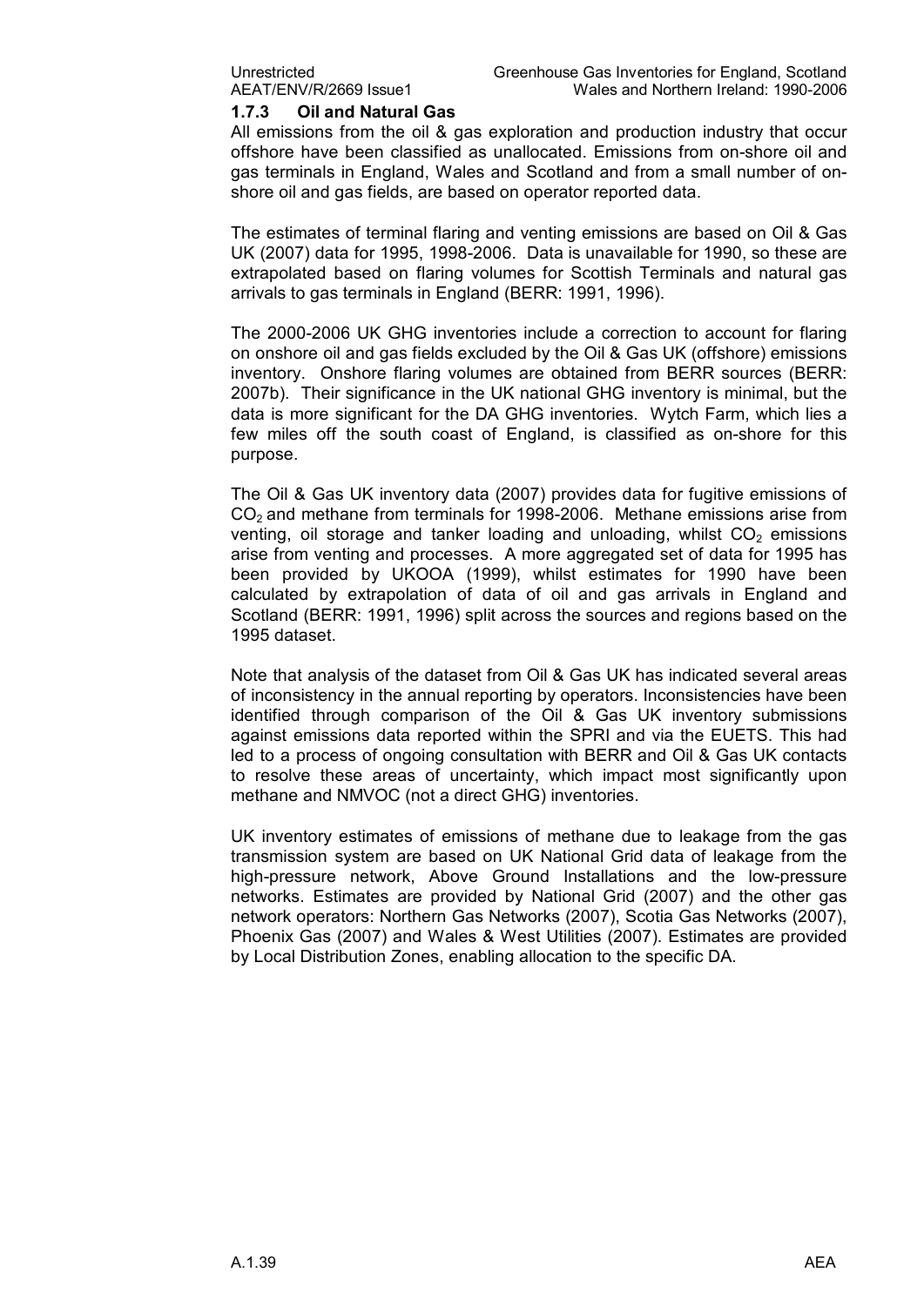### 1.7.3 Oil and Natural Gas

All emissions from the oil & gas exploration and production industry that occur offshore have been classified as unallocated. Emissions from on-shore oil and gas terminals in England, Wales and Scotland and from a small number of on-shore oil and gas fields, are based on operator reported data.

The estimates of terminal flaring and venting emissions are based on Oil & Gas UK (2007) data for 1995, 1998-2006. Data is unavailable for 1990, so these are extrapolated based on flaring volumes for Scottish Terminals and natural gas arrivals to gas terminals in England (BERR: 1991, 1996).

The 2000-2006 UK GHG inventories include a correction to account for flaring on onshore oil and gas fields excluded by the Oil & Gas UK (offshore) emissions inventory. Onshore flaring volumes are obtained from BERR sources (BERR: 2007b). Their significance in the UK national GHG inventory is minimal, but the data is more significant for the DA GHG inventories. Wytch Farm, which lies a few miles off the south coast of England, is classified as on-shore for this purpose.

The Oil & Gas UK inventory data (2007) provides data for fugitive emissions of $CO_2$ and methane from terminals for 1998-2006. Methane emissions arise from venting, oil storage and tanker loading and unloading, whilst $CO_2$ emissions arise from venting and processes. A more aggregated set of data for 1995 has been provided by UKOOA (1999), whilst estimates for 1990 have been calculated by extrapolation of data of oil and gas arrivals in England and Scotland (BERR: 1991, 1996) split across the sources and regions based on the 1995 dataset.

Note that analysis of the dataset from Oil & Gas UK has indicated several areas of inconsistency in the annual reporting by operators. Inconsistencies have been identified through comparison of the Oil & Gas UK inventory submissions against emissions data reported within the SPRI and via the EUETS. This had led to a process of ongoing consultation with BERR and Oil & Gas UK contacts to resolve these areas of uncertainty, which impact most significantly upon methane and NMVOC (not a direct GHG) inventories.

UK inventory estimates of emissions of methane due to leakage from the gas transmission system are based on UK National Grid data of leakage from the high-pressure network, Above Ground Installations and the low-pressure networks. Estimates are provided by National Grid (2007) and the other gas network operators: Northern Gas Networks (2007), Scotia Gas Networks (2007), Phoenix Gas (2007) and Wales & West Utilities (2007). Estimates are provided by Local Distribution Zones, enabling allocation to the specific DA.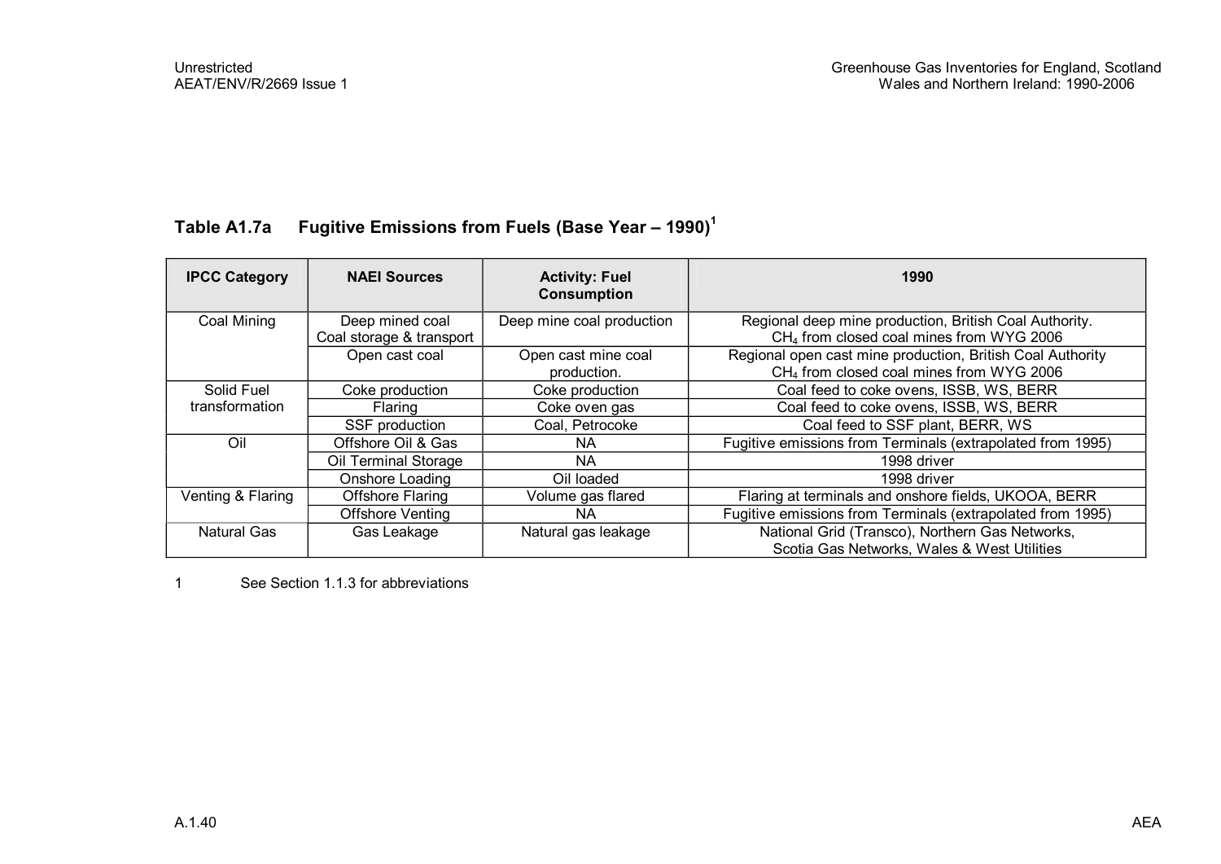**Table A1.7a Fugitive Emissions from Fuels (Base Year – 1990)[1]**

| IPCC Category | NAEI Sources | Activity: Fuel Consumption | 1990 |
|---|---|---|---|
| Coal Mining | Deep mined coal Coal storage & transport | Deep mine coal production | Regional deep mine production, British Coal Authority. $CH_4$ from closed coal mines from WYG 2006 |
| | Open cast coal | Open cast mine coal production. | Regional open cast mine production, British Coal Authority $CH_4$ from closed coal mines from WYG 2006 |
| Solid Fuel transformation | Coke production | Coke production | Coal feed to coke ovens, ISSB, WS, BERR |
| | Flaring | Coke oven gas | Coal feed to coke ovens, ISSB, WS, BERR |
| | SSF production | Coal, Petrocoke | Coal feed to SSF plant, BERR, WS |
| Oil | Offshore Oil & Gas | NA | Fugitive emissions from Terminals (extrapolated from 1995) |
| | Oil Terminal Storage | NA | 1998 driver |
| | Onshore Loading | Oil loaded | 1998 driver |
| Venting & Flaring | Offshore Flaring | Volume gas flared | Flaring at terminals and onshore fields, UKOOA, BERR |
| | Offshore Venting | NA | Fugitive emissions from Terminals (extrapolated from 1995) |
| Natural Gas | Gas Leakage | Natural gas leakage | National Grid (Transco), Northern Gas Networks, Scotia Gas Networks, Wales & West Utilities |

1 See Section 1.1.3 for abbreviations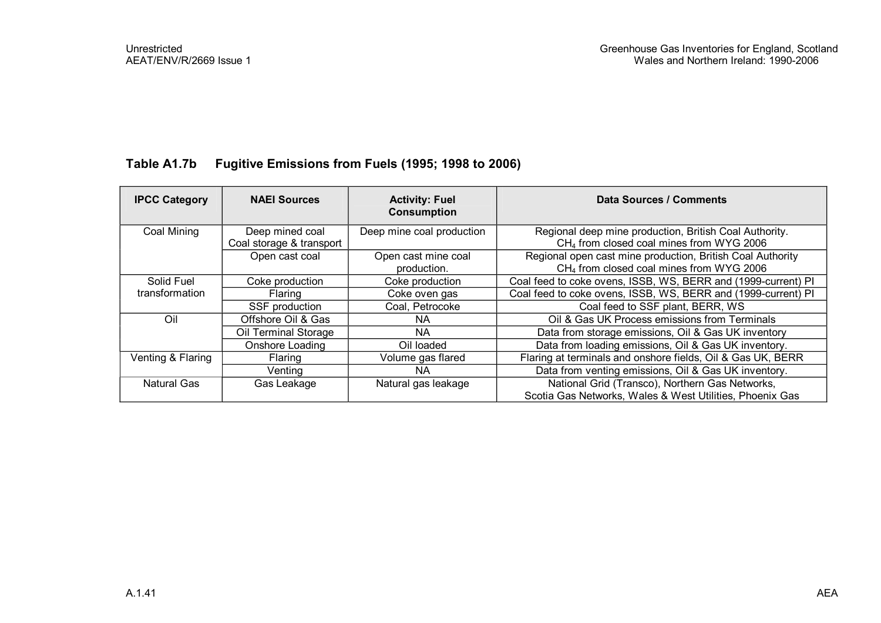**Table A1.7b Fugitive Emissions from Fuels (1995; 1998 to 2006)**

| IPCC Category | NAEI Sources | Activity: Fuel Consumption | Data Sources / Comments |
|---|---|---|---|
| Coal Mining | Deep mined coal<br>Coal storage & transport | Deep mine coal production | Regional deep mine production, British Coal Authority.<br>$CH_4$ from closed coal mines from WYG 2006 |
| | Open cast coal | Open cast mine coal production. | Regional open cast mine production, British Coal Authority<br>$CH_4$ from closed coal mines from WYG 2006 |
| Solid Fuel transformation | Coke production | Coke production | Coal feed to coke ovens, ISSB, WS, BERR and (1999-current) PI |
| | Flaring | Coke oven gas | Coal feed to coke ovens, ISSB, WS, BERR and (1999-current) PI |
| | SSF production | Coal, Petrocoke | Coal feed to SSF plant, BERR, WS |
| Oil | Offshore Oil & Gas | NA | Oil & Gas UK Process emissions from Terminals |
| | Oil Terminal Storage | NA | Data from storage emissions, Oil & Gas UK inventory |
| | Onshore Loading | Oil loaded | Data from loading emissions, Oil & Gas UK inventory. |
| Venting & Flaring | Flaring | Volume gas flared | Flaring at terminals and onshore fields, Oil & Gas UK, BERR |
| | Venting | NA | Data from venting emissions, Oil & Gas UK inventory. |
| Natural Gas | Gas Leakage | Natural gas leakage | National Grid (Transco), Northern Gas Networks,<br>Scotia Gas Networks, Wales & West Utilities, Phoenix Gas |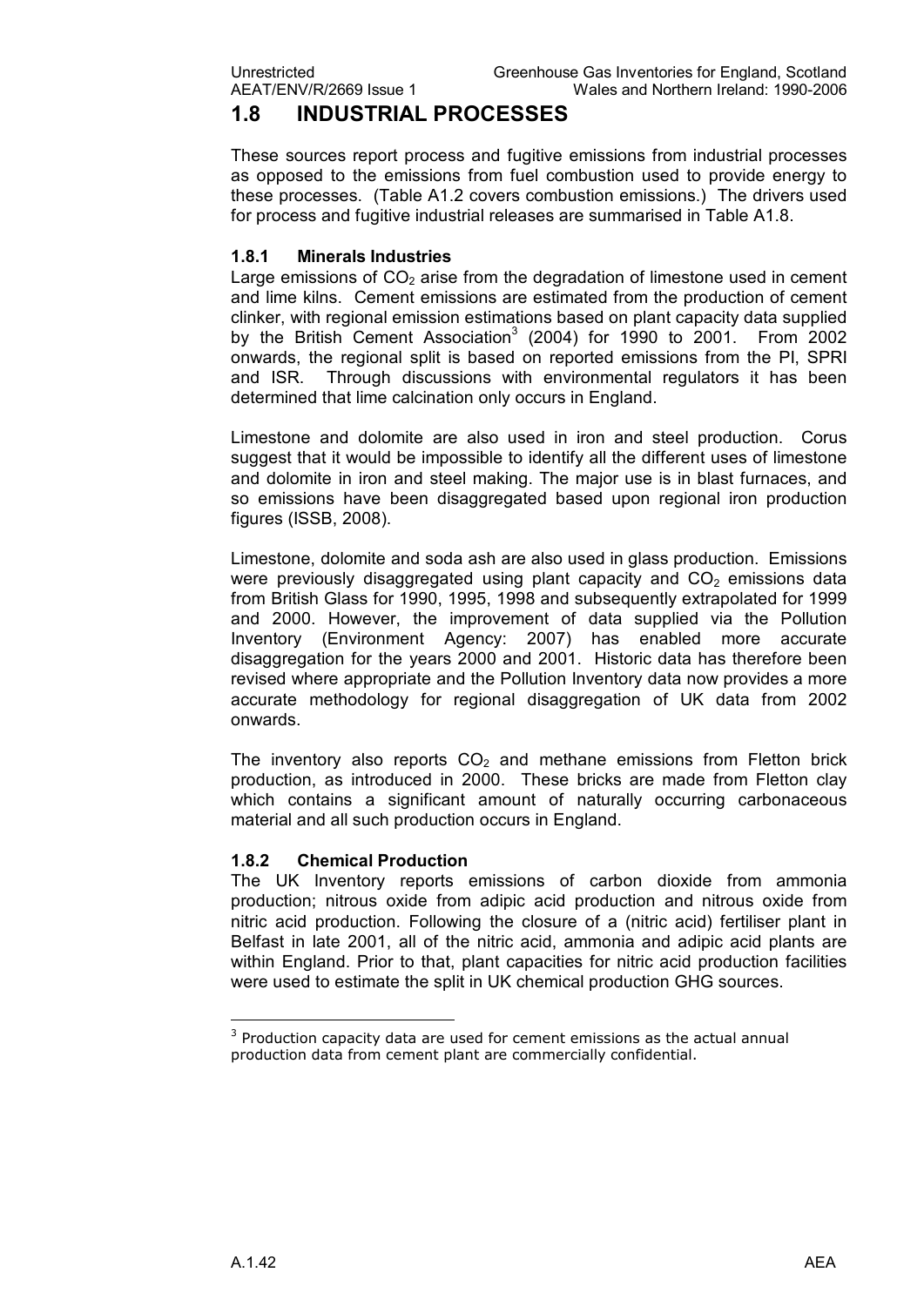## 1.8 INDUSTRIAL PROCESSES

These sources report process and fugitive emissions from industrial processes as opposed to the emissions from fuel combustion used to provide energy to these processes. (Table A1.2 covers combustion emissions.) The drivers used for process and fugitive industrial releases are summarised in Table A1.8.

### 1.8.1 Minerals Industries

Large emissions of $CO_2$ arise from the degradation of limestone used in cement and lime kilns. Cement emissions are estimated from the production of cement clinker, with regional emission estimations based on plant capacity data supplied by the British Cement Association[3] (2004) for 1990 to 2001. From 2002 onwards, the regional split is based on reported emissions from the PI, SPRI and ISR. Through discussions with environmental regulators it has been determined that lime calcination only occurs in England.

Limestone and dolomite are also used in iron and steel production. Corus suggest that it would be impossible to identify all the different uses of limestone and dolomite in iron and steel making. The major use is in blast furnaces, and so emissions have been disaggregated based upon regional iron production figures (ISSB, 2008).

Limestone, dolomite and soda ash are also used in glass production. Emissions were previously disaggregated using plant capacity and $CO_2$ emissions data from British Glass for 1990, 1995, 1998 and subsequently extrapolated for 1999 and 2000. However, the improvement of data supplied via the Pollution Inventory (Environment Agency: 2007) has enabled more accurate disaggregation for the years 2000 and 2001. Historic data has therefore been revised where appropriate and the Pollution Inventory data now provides a more accurate methodology for regional disaggregation of UK data from 2002 onwards.

The inventory also reports $CO_2$ and methane emissions from Fletton brick production, as introduced in 2000. These bricks are made from Fletton clay which contains a significant amount of naturally occurring carbonaceous material and all such production occurs in England.

### 1.8.2 Chemical Production

The UK Inventory reports emissions of carbon dioxide from ammonia production; nitrous oxide from adipic acid production and nitrous oxide from nitric acid production. Following the closure of a (nitric acid) fertiliser plant in Belfast in late 2001, all of the nitric acid, ammonia and adipic acid plants are within England. Prior to that, plant capacities for nitric acid production facilities were used to estimate the split in UK chemical production GHG sources.

---

[3] Production capacity data are used for cement emissions as the actual annual production data from cement plant are commercially confidential.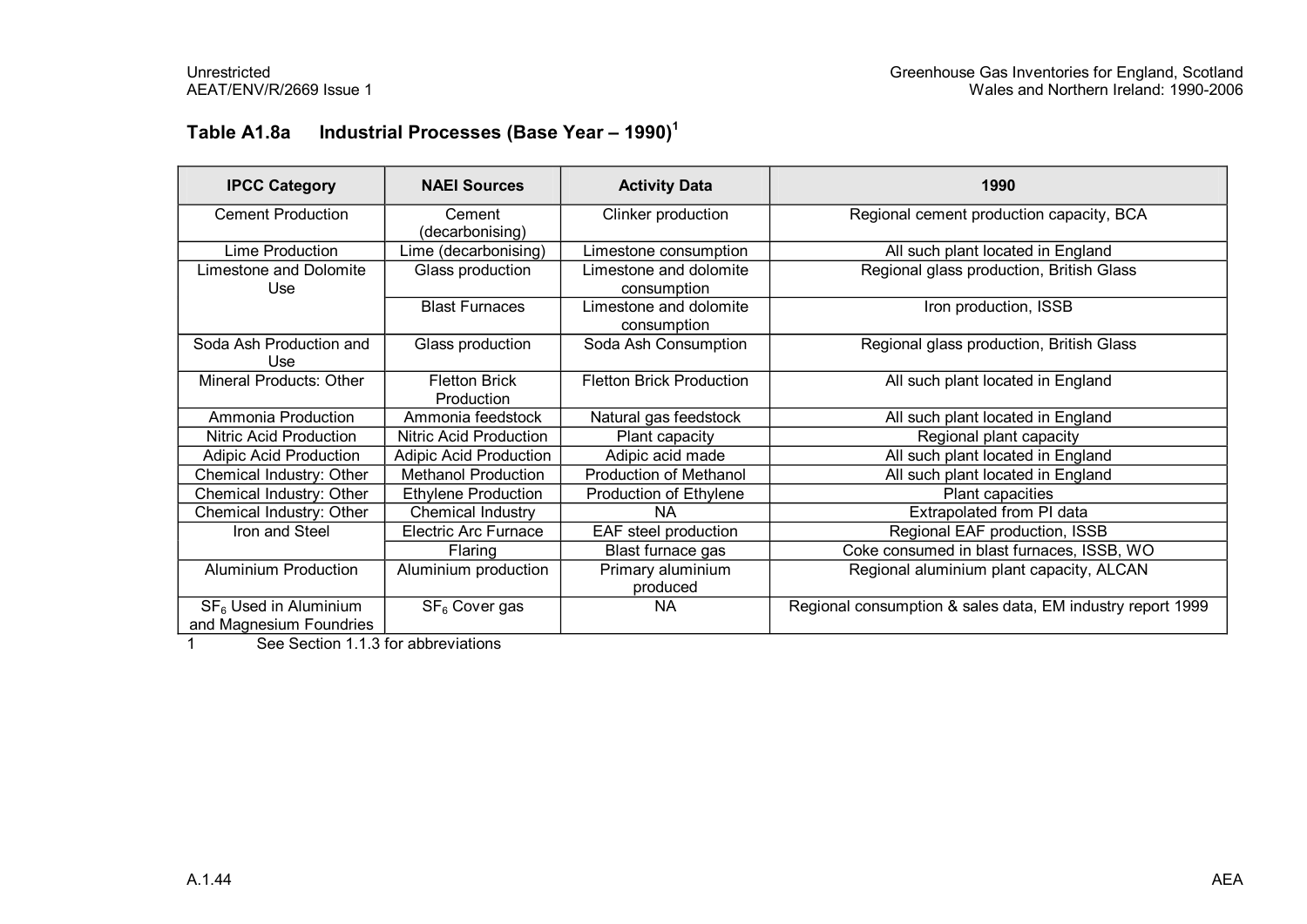## Table A1.8a Industrial Processes (Base Year – 1990)[1]

| IPCC Category | NAEI Sources | Activity Data | 1990 |
|---|---|---|---|
| Cement Production | Cement (decarbonising) | Clinker production | Regional cement production capacity, BCA |
| Lime Production | Lime (decarbonising) | Limestone consumption | All such plant located in England |
| Limestone and Dolomite Use | Glass production | Limestone and dolomite consumption | Regional glass production, British Glass |
| | Blast Furnaces | Limestone and dolomite consumption | Iron production, ISSB |
| Soda Ash Production and Use | Glass production | Soda Ash Consumption | Regional glass production, British Glass |
| Mineral Products: Other | Fletton Brick Production | Fletton Brick Production | All such plant located in England |
| Ammonia Production | Ammonia feedstock | Natural gas feedstock | All such plant located in England |
| Nitric Acid Production | Nitric Acid Production | Plant capacity | Regional plant capacity |
| Adipic Acid Production | Adipic Acid Production | Adipic acid made | All such plant located in England |
| Chemical Industry: Other | Methanol Production | Production of Methanol | All such plant located in England |
| Chemical Industry: Other | Ethylene Production | Production of Ethylene | Plant capacities |
| Chemical Industry: Other | Chemical Industry | NA | Extrapolated from PI data |
| Iron and Steel | Electric Arc Furnace | EAF steel production | Regional EAF production, ISSB |
| | Flaring | Blast furnace gas | Coke consumed in blast furnaces, ISSB, WO |
| Aluminium Production | Aluminium production | Primary aluminium produced | Regional aluminium plant capacity, ALCAN |
| $SF_6$ Used in Aluminium and Magnesium Foundries | $SF_6$ Cover gas | NA | Regional consumption & sales data, EM industry report 1999 |

1 See Section 1.1.3 for abbreviations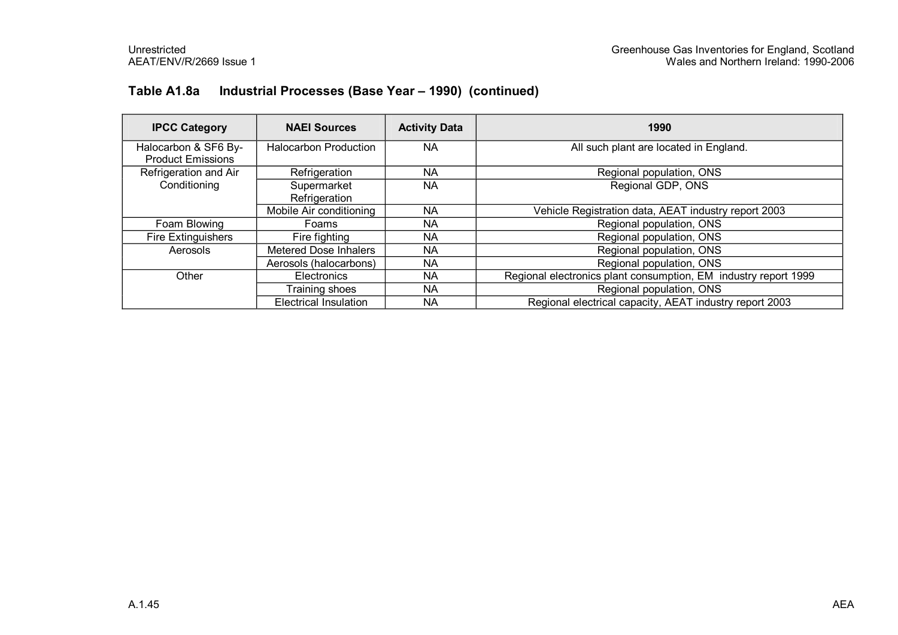## Table A1.8a Industrial Processes (Base Year – 1990) (continued)

| IPCC Category | NAEI Sources | Activity Data | 1990 |
|---|---|---|---|
| Halocarbon & SF6 By-Product Emissions | Halocarbon Production | NA | All such plant are located in England. |
| Refrigeration and Air Conditioning | Refrigeration | NA | Regional population, ONS |
| | Supermarket Refrigeration | NA | Regional GDP, ONS |
| | Mobile Air conditioning | NA | Vehicle Registration data, AEAT industry report 2003 |
| Foam Blowing | Foams | NA | Regional population, ONS |
| Fire Extinguishers | Fire fighting | NA | Regional population, ONS |
| Aerosols | Metered Dose Inhalers | NA | Regional population, ONS |
| | Aerosols (halocarbons) | NA | Regional population, ONS |
| Other | Electronics | NA | Regional electronics plant consumption, EM industry report 1999 |
| | Training shoes | NA | Regional population, ONS |
| | Electrical Insulation | NA | Regional electrical capacity, AEAT industry report 2003 |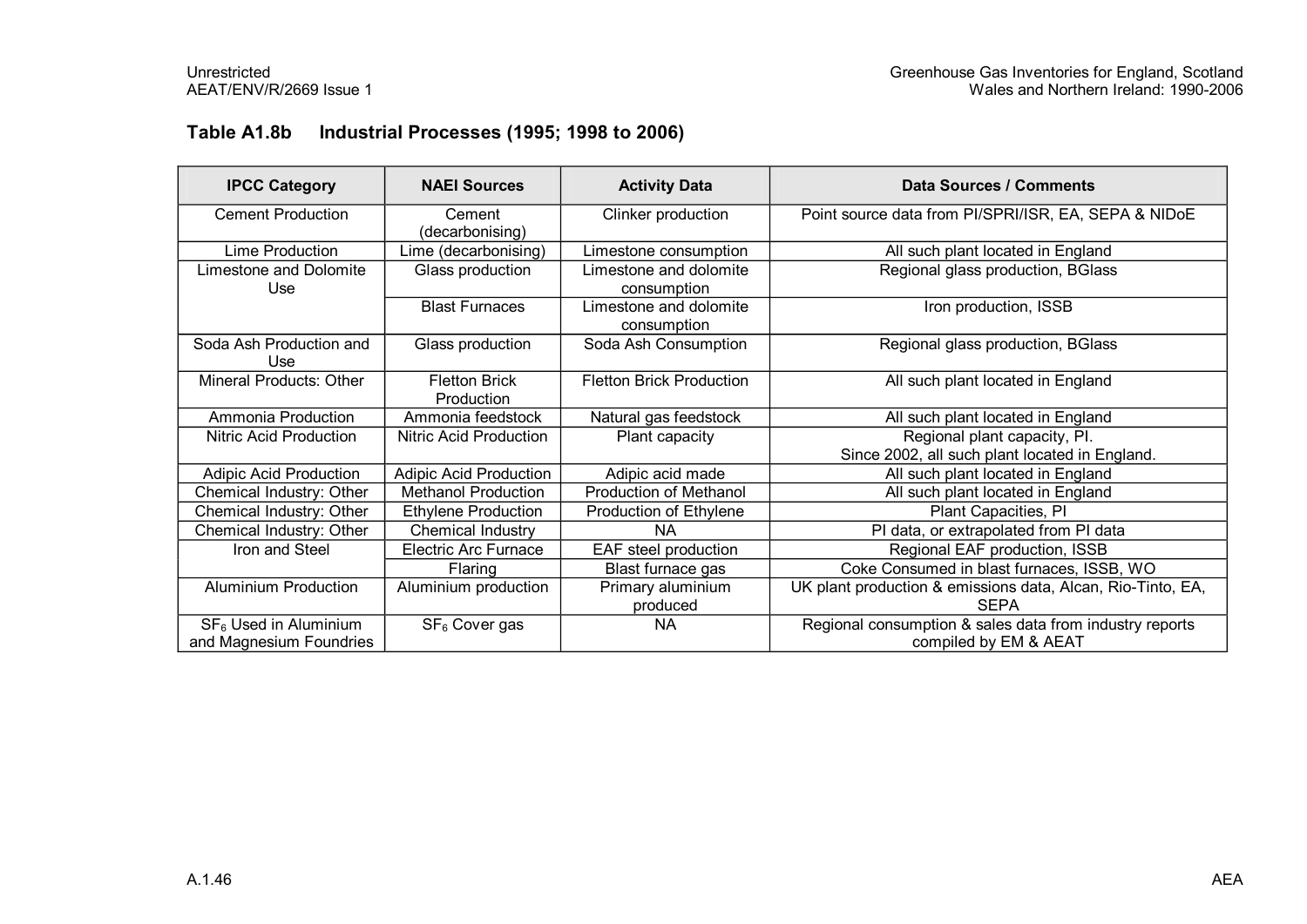## Table A1.8b Industrial Processes (1995; 1998 to 2006)

| IPCC Category | NAEI Sources | Activity Data | Data Sources / Comments |
|---|---|---|---|
| Cement Production | Cement (decarbonising) | Clinker production | Point source data from PI/SPRI/ISR, EA, SEPA & NIDoE |
| Lime Production | Lime (decarbonising) | Limestone consumption | All such plant located in England |
| Limestone and Dolomite Use | Glass production | Limestone and dolomite consumption | Regional glass production, BGlass |
| | Blast Furnaces | Limestone and dolomite consumption | Iron production, ISSB |
| Soda Ash Production and Use | Glass production | Soda Ash Consumption | Regional glass production, BGlass |
| Mineral Products: Other | Fletton Brick Production | Fletton Brick Production | All such plant located in England |
| Ammonia Production | Ammonia feedstock | Natural gas feedstock | All such plant located in England |
| Nitric Acid Production | Nitric Acid Production | Plant capacity | Regional plant capacity, PI. Since 2002, all such plant located in England. |
| Adipic Acid Production | Adipic Acid Production | Adipic acid made | All such plant located in England |
| Chemical Industry: Other | Methanol Production | Production of Methanol | All such plant located in England |
| Chemical Industry: Other | Ethylene Production | Production of Ethylene | Plant Capacities, PI |
| Chemical Industry: Other | Chemical Industry | NA | PI data, or extrapolated from PI data |
| Iron and Steel | Electric Arc Furnace | EAF steel production | Regional EAF production, ISSB |
| | Flaring | Blast furnace gas | Coke Consumed in blast furnaces, ISSB, WO |
| Aluminium Production | Aluminium production | Primary aluminium produced | UK plant production & emissions data, Alcan, Rio-Tinto, EA, SEPA |
| $SF_6$ Used in Aluminium and Magnesium Foundries | $SF_6$ Cover gas | NA | Regional consumption & sales data from industry reports compiled by EM & AEAT |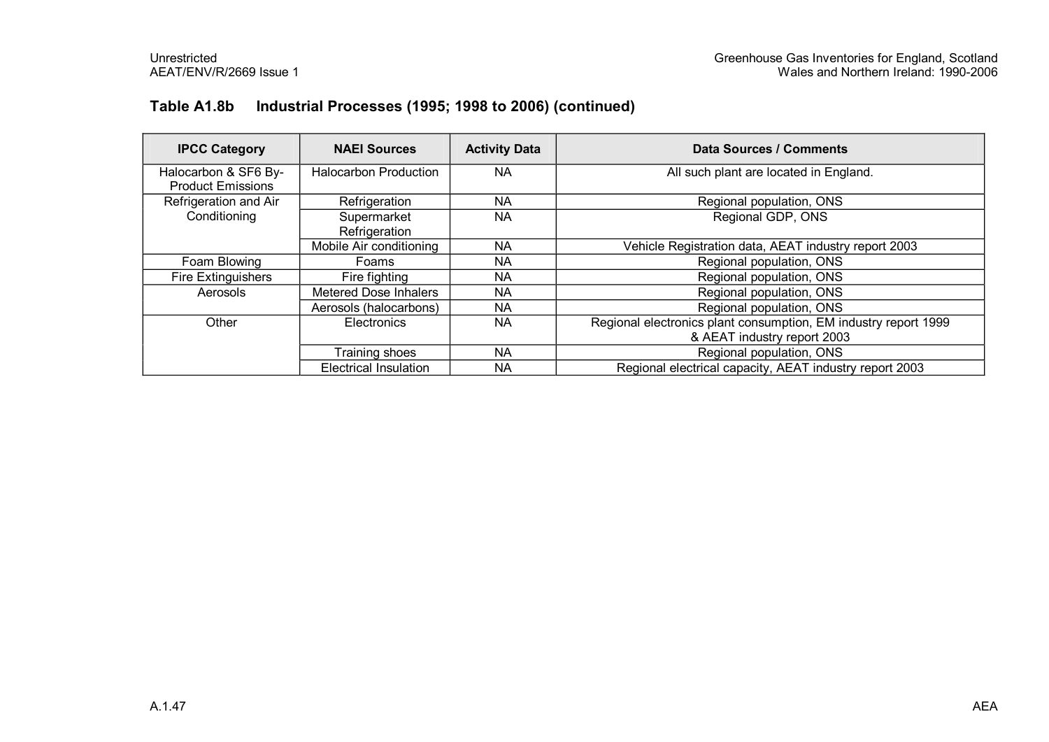### Table A1.8b Industrial Processes (1995; 1998 to 2006) (continued)

| IPCC Category | NAEI Sources | Activity Data | Data Sources / Comments |
|---|---|---|---|
| Halocarbon & SF6 By-Product Emissions | Halocarbon Production | NA | All such plant are located in England. |
| Refrigeration and Air Conditioning | Refrigeration | NA | Regional population, ONS |
| | Supermarket Refrigeration | NA | Regional GDP, ONS |
| | Mobile Air conditioning | NA | Vehicle Registration data, AEAT industry report 2003 |
| Foam Blowing | Foams | NA | Regional population, ONS |
| Fire Extinguishers | Fire fighting | NA | Regional population, ONS |
| Aerosols | Metered Dose Inhalers | NA | Regional population, ONS |
| | Aerosols (halocarbons) | NA | Regional population, ONS |
| Other | Electronics | NA | Regional electronics plant consumption, EM industry report 1999 & AEAT industry report 2003 |
| | Training shoes | NA | Regional population, ONS |
| | Electrical Insulation | NA | Regional electrical capacity, AEAT industry report 2003 |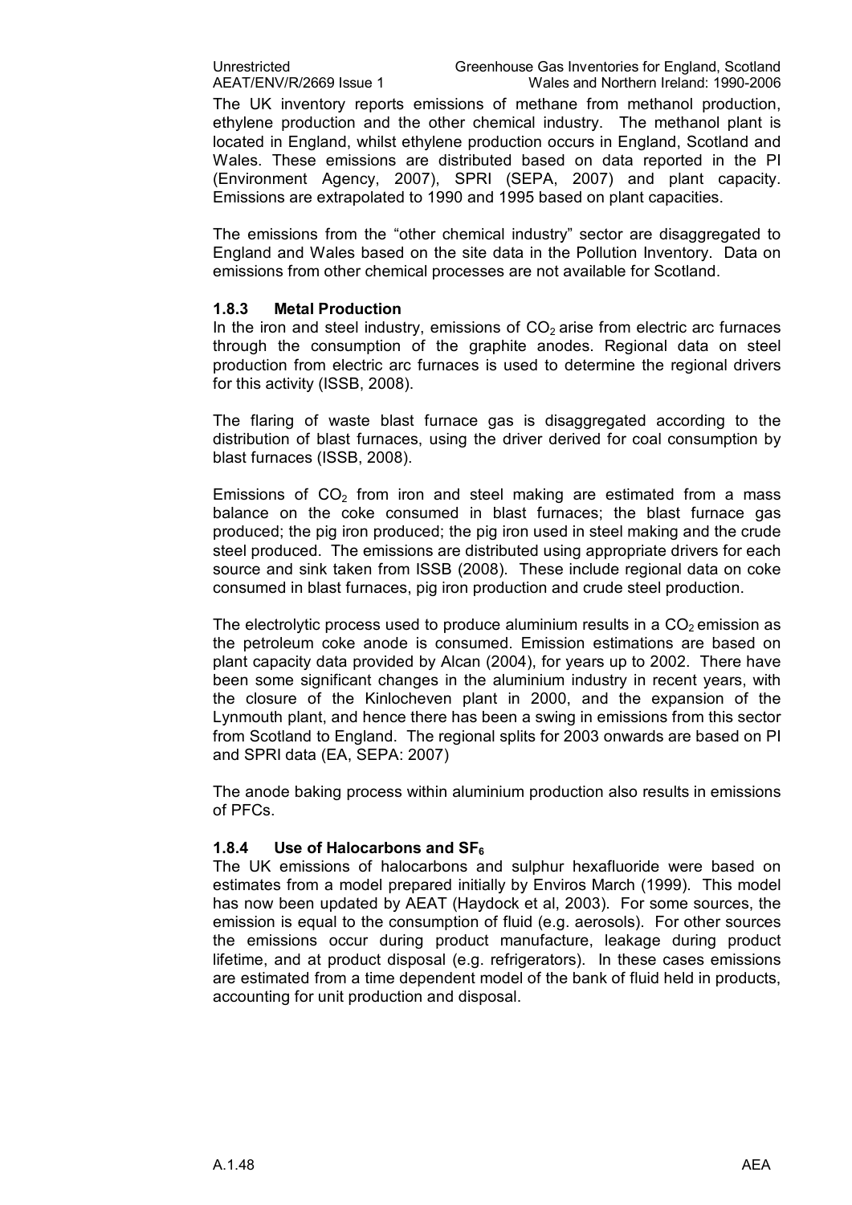The UK inventory reports emissions of methane from methanol production, ethylene production and the other chemical industry. The methanol plant is located in England, whilst ethylene production occurs in England, Scotland and Wales. These emissions are distributed based on data reported in the PI (Environment Agency, 2007), SPRI (SEPA, 2007) and plant capacity. Emissions are extrapolated to 1990 and 1995 based on plant capacities.

The emissions from the "other chemical industry" sector are disaggregated to England and Wales based on the site data in the Pollution Inventory. Data on emissions from other chemical processes are not available for Scotland.

### 1.8.3 Metal Production

In the iron and steel industry, emissions of $CO_2$ arise from electric arc furnaces through the consumption of the graphite anodes. Regional data on steel production from electric arc furnaces is used to determine the regional drivers for this activity (ISSB, 2008).

The flaring of waste blast furnace gas is disaggregated according to the distribution of blast furnaces, using the driver derived for coal consumption by blast furnaces (ISSB, 2008).

Emissions of $CO_2$ from iron and steel making are estimated from a mass balance on the coke consumed in blast furnaces; the blast furnace gas produced; the pig iron produced; the pig iron used in steel making and the crude steel produced. The emissions are distributed using appropriate drivers for each source and sink taken from ISSB (2008). These include regional data on coke consumed in blast furnaces, pig iron production and crude steel production.

The electrolytic process used to produce aluminium results in a $CO_2$ emission as the petroleum coke anode is consumed. Emission estimations are based on plant capacity data provided by Alcan (2004), for years up to 2002. There have been some significant changes in the aluminium industry in recent years, with the closure of the Kinlocheven plant in 2000, and the expansion of the Lynmouth plant, and hence there has been a swing in emissions from this sector from Scotland to England. The regional splits for 2003 onwards are based on PI and SPRI data (EA, SEPA: 2007)

The anode baking process within aluminium production also results in emissions of PFCs.

### 1.8.4 Use of Halocarbons and $SF_6$

The UK emissions of halocarbons and sulphur hexafluoride were based on estimates from a model prepared initially by Enviros March (1999). This model has now been updated by AEAT (Haydock et al, 2003). For some sources, the emission is equal to the consumption of fluid (e.g. aerosols). For other sources the emissions occur during product manufacture, leakage during product lifetime, and at product disposal (e.g. refrigerators). In these cases emissions are estimated from a time dependent model of the bank of fluid held in products, accounting for unit production and disposal.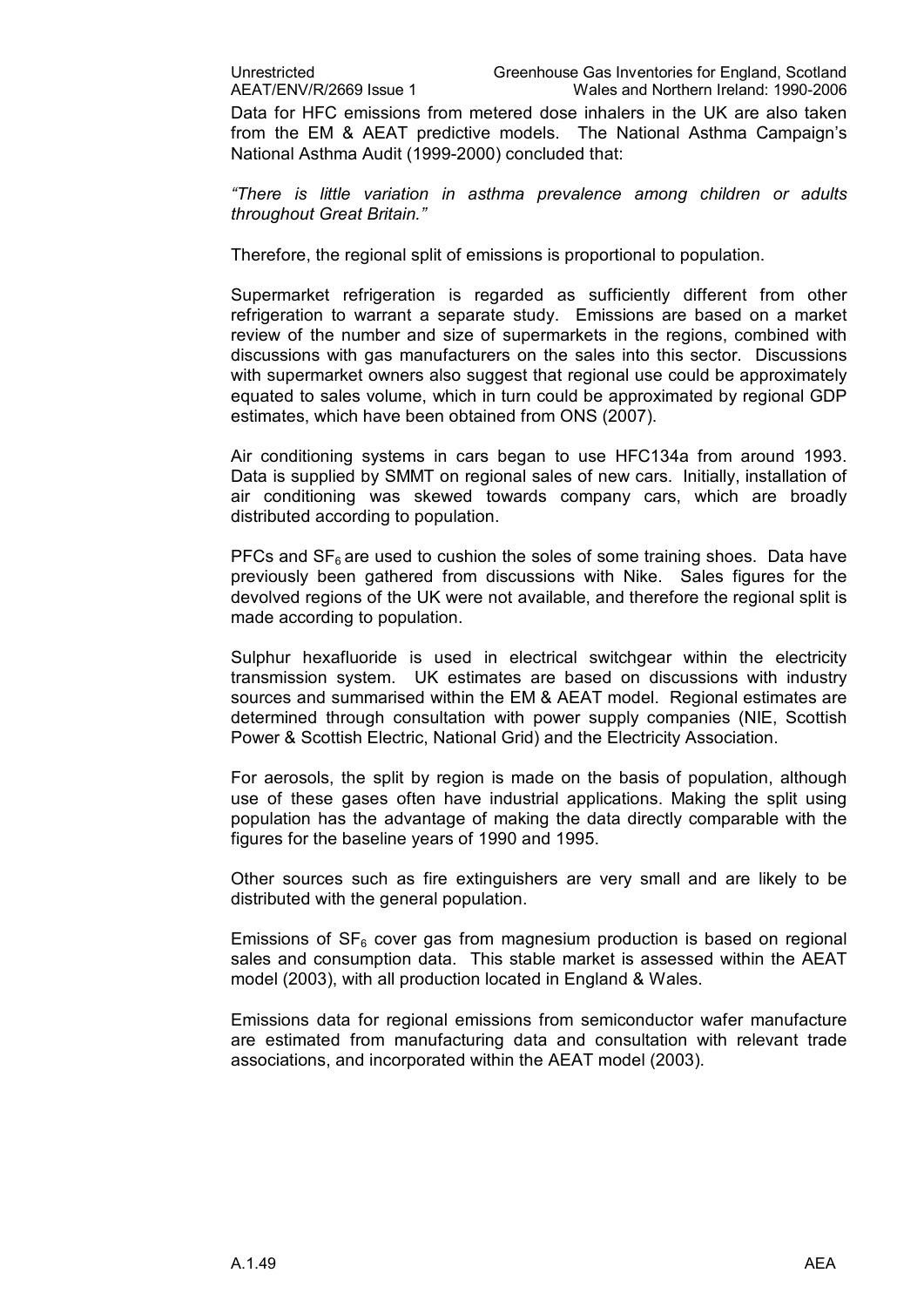Data for HFC emissions from metered dose inhalers in the UK are also taken from the EM & AEAT predictive models. The National Asthma Campaign's National Asthma Audit (1999-2000) concluded that:

*"There is little variation in asthma prevalence among children or adults throughout Great Britain."*

Therefore, the regional split of emissions is proportional to population.

Supermarket refrigeration is regarded as sufficiently different from other refrigeration to warrant a separate study. Emissions are based on a market review of the number and size of supermarkets in the regions, combined with discussions with gas manufacturers on the sales into this sector. Discussions with supermarket owners also suggest that regional use could be approximately equated to sales volume, which in turn could be approximated by regional GDP estimates, which have been obtained from ONS (2007).

Air conditioning systems in cars began to use HFC134a from around 1993. Data is supplied by SMMT on regional sales of new cars. Initially, installation of air conditioning was skewed towards company cars, which are broadly distributed according to population.

PFCs and $SF_6$ are used to cushion the soles of some training shoes. Data have previously been gathered from discussions with Nike. Sales figures for the devolved regions of the UK were not available, and therefore the regional split is made according to population.

Sulphur hexafluoride is used in electrical switchgear within the electricity transmission system. UK estimates are based on discussions with industry sources and summarised within the EM & AEAT model. Regional estimates are determined through consultation with power supply companies (NIE, Scottish Power & Scottish Electric, National Grid) and the Electricity Association.

For aerosols, the split by region is made on the basis of population, although use of these gases often have industrial applications. Making the split using population has the advantage of making the data directly comparable with the figures for the baseline years of 1990 and 1995.

Other sources such as fire extinguishers are very small and are likely to be distributed with the general population.

Emissions of $SF_6$ cover gas from magnesium production is based on regional sales and consumption data. This stable market is assessed within the AEAT model (2003), with all production located in England & Wales.

Emissions data for regional emissions from semiconductor wafer manufacture are estimated from manufacturing data and consultation with relevant trade associations, and incorporated within the AEAT model (2003).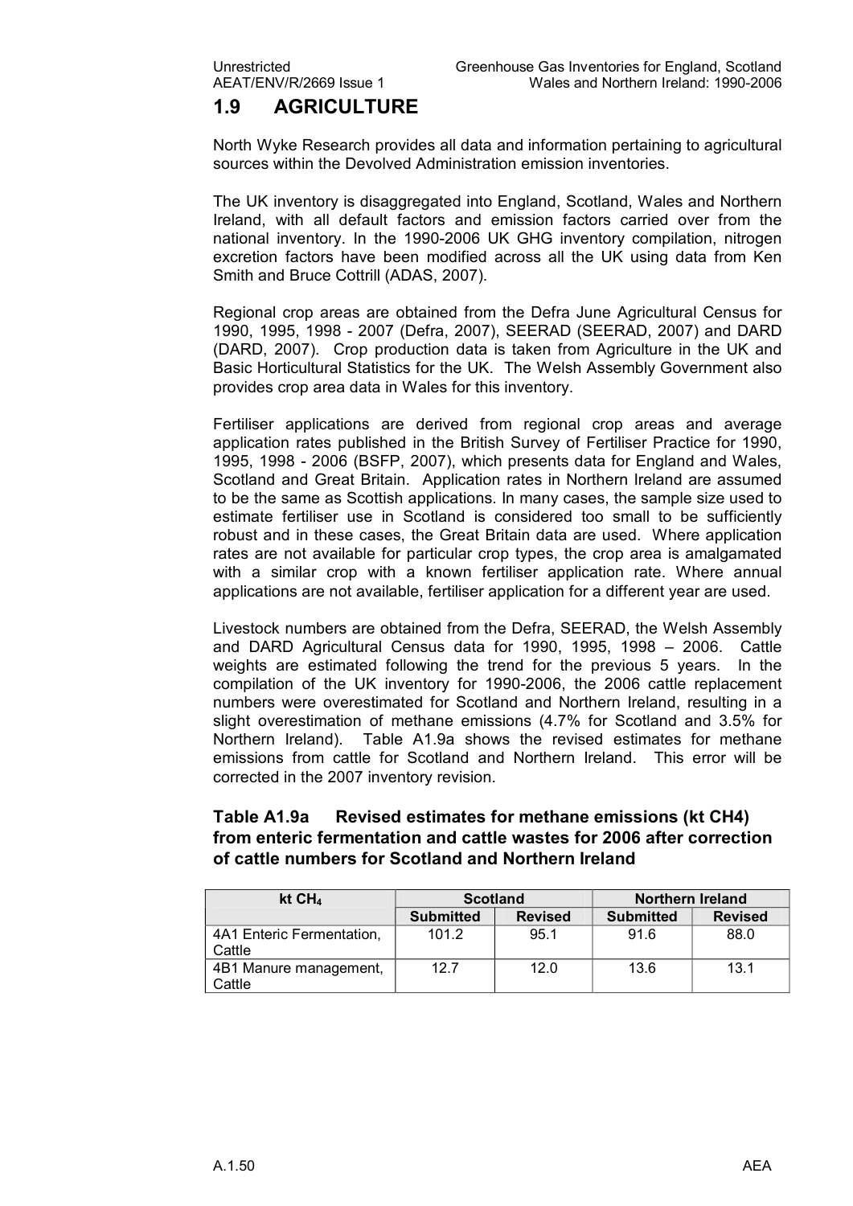## 1.9 AGRICULTURE

North Wyke Research provides all data and information pertaining to agricultural sources within the Devolved Administration emission inventories.

The UK inventory is disaggregated into England, Scotland, Wales and Northern Ireland, with all default factors and emission factors carried over from the national inventory. In the 1990-2006 UK GHG inventory compilation, nitrogen excretion factors have been modified across all the UK using data from Ken Smith and Bruce Cottrill (ADAS, 2007).

Regional crop areas are obtained from the Defra June Agricultural Census for 1990, 1995, 1998 - 2007 (Defra, 2007), SEERAD (SEERAD, 2007) and DARD (DARD, 2007). Crop production data is taken from Agriculture in the UK and Basic Horticultural Statistics for the UK. The Welsh Assembly Government also provides crop area data in Wales for this inventory.

Fertiliser applications are derived from regional crop areas and average application rates published in the British Survey of Fertiliser Practice for 1990, 1995, 1998 - 2006 (BSFP, 2007), which presents data for England and Wales, Scotland and Great Britain. Application rates in Northern Ireland are assumed to be the same as Scottish applications. In many cases, the sample size used to estimate fertiliser use in Scotland is considered too small to be sufficiently robust and in these cases, the Great Britain data are used. Where application rates are not available for particular crop types, the crop area is amalgamated with a similar crop with a known fertiliser application rate. Where annual applications are not available, fertiliser application for a different year are used.

Livestock numbers are obtained from the Defra, SEERAD, the Welsh Assembly and DARD Agricultural Census data for 1990, 1995, 1998 – 2006. Cattle weights are estimated following the trend for the previous 5 years. In the compilation of the UK inventory for 1990-2006, the 2006 cattle replacement numbers were overestimated for Scotland and Northern Ireland, resulting in a slight overestimation of methane emissions (4.7% for Scotland and 3.5% for Northern Ireland). Table A1.9a shows the revised estimates for methane emissions from cattle for Scotland and Northern Ireland. This error will be corrected in the 2007 inventory revision.

### Table A1.9a Revised estimates for methane emissions (kt CH4) from enteric fermentation and cattle wastes for 2006 after correction of cattle numbers for Scotland and Northern Ireland

| kt $CH_4$ | Scotland | | Northern Ireland | |
|---|---|---|---|---|
| | Submitted | Revised | Submitted | Revised |
| 4A1 Enteric Fermentation, Cattle | 101.2 | 95.1 | 91.6 | 88.0 |
| 4B1 Manure management, Cattle | 12.7 | 12.0 | 13.6 | 13.1 |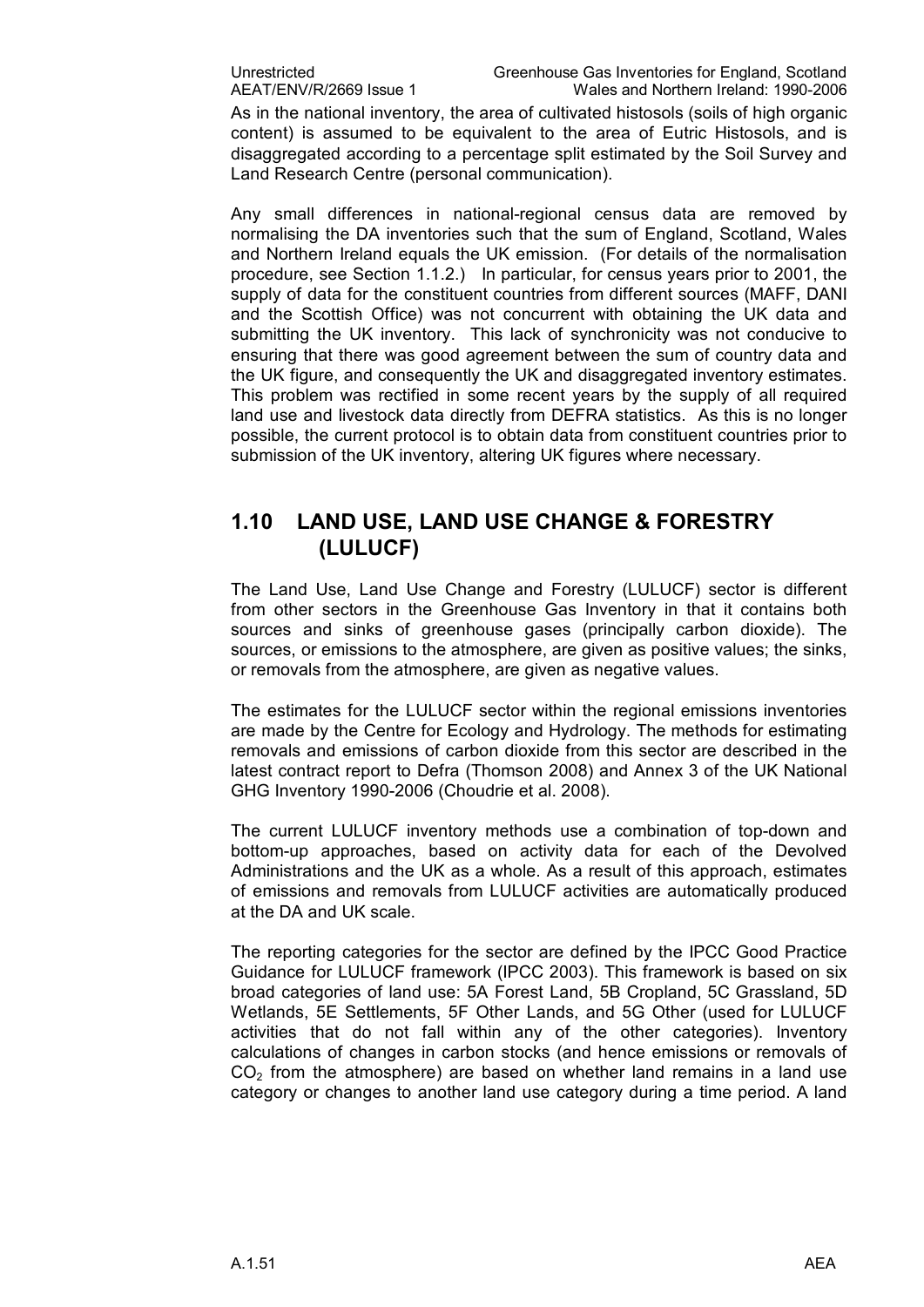As in the national inventory, the area of cultivated histosols (soils of high organic content) is assumed to be equivalent to the area of Eutric Histosols, and is disaggregated according to a percentage split estimated by the Soil Survey and Land Research Centre (personal communication).

Any small differences in national-regional census data are removed by normalising the DA inventories such that the sum of England, Scotland, Wales and Northern Ireland equals the UK emission. (For details of the normalisation procedure, see Section 1.1.2.) In particular, for census years prior to 2001, the supply of data for the constituent countries from different sources (MAFF, DANI and the Scottish Office) was not concurrent with obtaining the UK data and submitting the UK inventory. This lack of synchronicity was not conducive to ensuring that there was good agreement between the sum of country data and the UK figure, and consequently the UK and disaggregated inventory estimates. This problem was rectified in some recent years by the supply of all required land use and livestock data directly from DEFRA statistics. As this is no longer possible, the current protocol is to obtain data from constituent countries prior to submission of the UK inventory, altering UK figures where necessary.

## 1.10 LAND USE, LAND USE CHANGE & FORESTRY (LULUCF)

The Land Use, Land Use Change and Forestry (LULUCF) sector is different from other sectors in the Greenhouse Gas Inventory in that it contains both sources and sinks of greenhouse gases (principally carbon dioxide). The sources, or emissions to the atmosphere, are given as positive values; the sinks, or removals from the atmosphere, are given as negative values.

The estimates for the LULUCF sector within the regional emissions inventories are made by the Centre for Ecology and Hydrology. The methods for estimating removals and emissions of carbon dioxide from this sector are described in the latest contract report to Defra (Thomson 2008) and Annex 3 of the UK National GHG Inventory 1990-2006 (Choudrie et al. 2008).

The current LULUCF inventory methods use a combination of top-down and bottom-up approaches, based on activity data for each of the Devolved Administrations and the UK as a whole. As a result of this approach, estimates of emissions and removals from LULUCF activities are automatically produced at the DA and UK scale.

The reporting categories for the sector are defined by the IPCC Good Practice Guidance for LULUCF framework (IPCC 2003). This framework is based on six broad categories of land use: 5A Forest Land, 5B Cropland, 5C Grassland, 5D Wetlands, 5E Settlements, 5F Other Lands, and 5G Other (used for LULUCF activities that do not fall within any of the other categories). Inventory calculations of changes in carbon stocks (and hence emissions or removals of $CO_2$ from the atmosphere) are based on whether land remains in a land use category or changes to another land use category during a time period. A land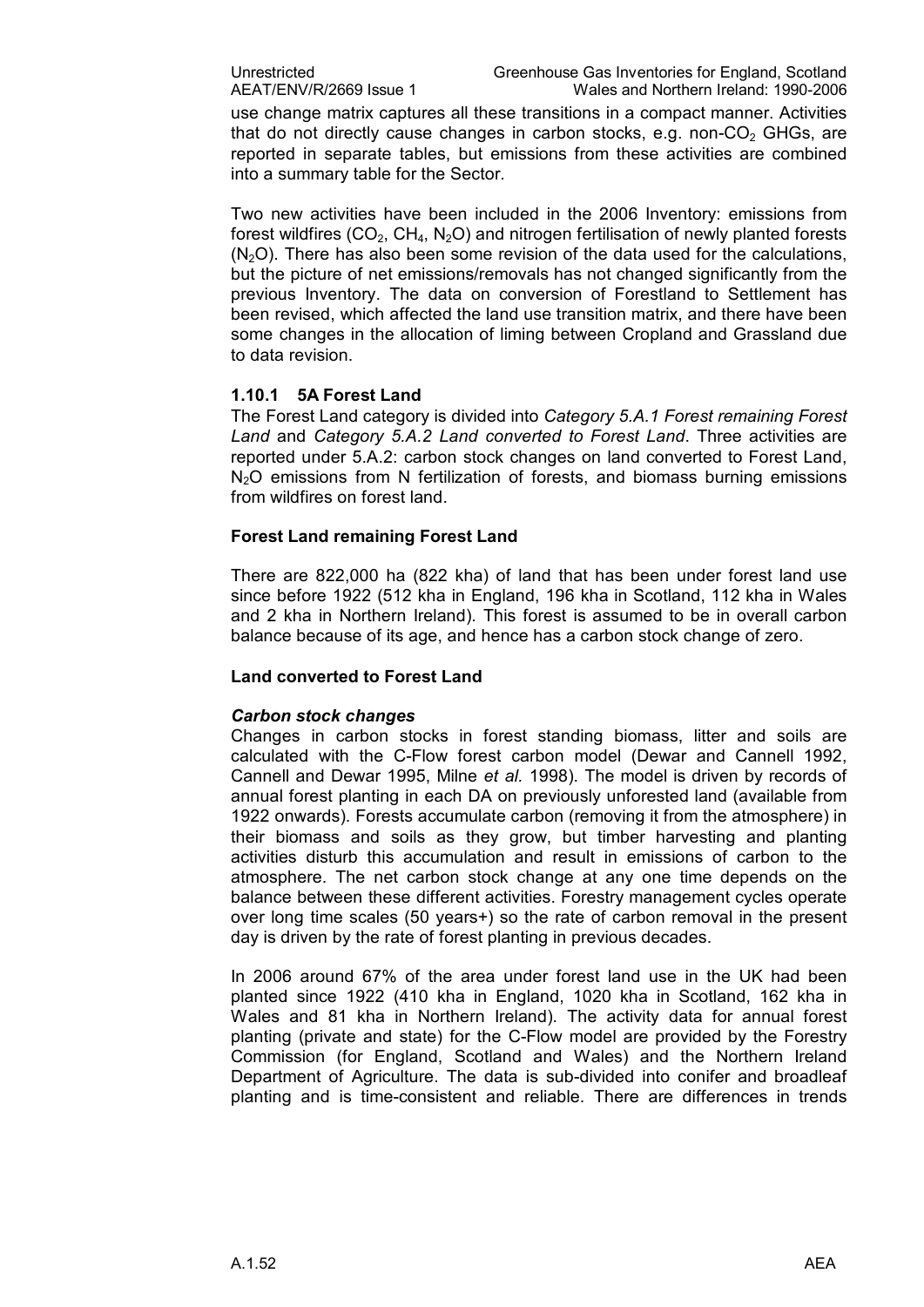use change matrix captures all these transitions in a compact manner. Activities that do not directly cause changes in carbon stocks, e.g. non-$CO_2$ GHGs, are reported in separate tables, but emissions from these activities are combined into a summary table for the Sector.

Two new activities have been included in the 2006 Inventory: emissions from forest wildfires ($CO_2$, $CH_4$, $N_2O$) and nitrogen fertilisation of newly planted forests ($N_2O$). There has also been some revision of the data used for the calculations, but the picture of net emissions/removals has not changed significantly from the previous Inventory. The data on conversion of Forestland to Settlement has been revised, which affected the land use transition matrix, and there have been some changes in the allocation of liming between Cropland and Grassland due to data revision.

### 1.10.1 5A Forest Land

The Forest Land category is divided into *Category 5.A.1 Forest remaining Forest Land* and *Category 5.A.2 Land converted to Forest Land*. Three activities are reported under 5.A.2: carbon stock changes on land converted to Forest Land, $N_2O$ emissions from N fertilization of forests, and biomass burning emissions from wildfires on forest land.

**Forest Land remaining Forest Land**

There are 822,000 ha (822 kha) of land that has been under forest land use since before 1922 (512 kha in England, 196 kha in Scotland, 112 kha in Wales and 2 kha in Northern Ireland). This forest is assumed to be in overall carbon balance because of its age, and hence has a carbon stock change of zero.

**Land converted to Forest Land**

***Carbon stock changes***

Changes in carbon stocks in forest standing biomass, litter and soils are calculated with the C-Flow forest carbon model (Dewar and Cannell 1992, Cannell and Dewar 1995, Milne *et al.* 1998). The model is driven by records of annual forest planting in each DA on previously unforested land (available from 1922 onwards). Forests accumulate carbon (removing it from the atmosphere) in their biomass and soils as they grow, but timber harvesting and planting activities disturb this accumulation and result in emissions of carbon to the atmosphere. The net carbon stock change at any one time depends on the balance between these different activities. Forestry management cycles operate over long time scales (50 years+) so the rate of carbon removal in the present day is driven by the rate of forest planting in previous decades.

In 2006 around 67% of the area under forest land use in the UK had been planted since 1922 (410 kha in England, 1020 kha in Scotland, 162 kha in Wales and 81 kha in Northern Ireland). The activity data for annual forest planting (private and state) for the C-Flow model are provided by the Forestry Commission (for England, Scotland and Wales) and the Northern Ireland Department of Agriculture. The data is sub-divided into conifer and broadleaf planting and is time-consistent and reliable. There are differences in trends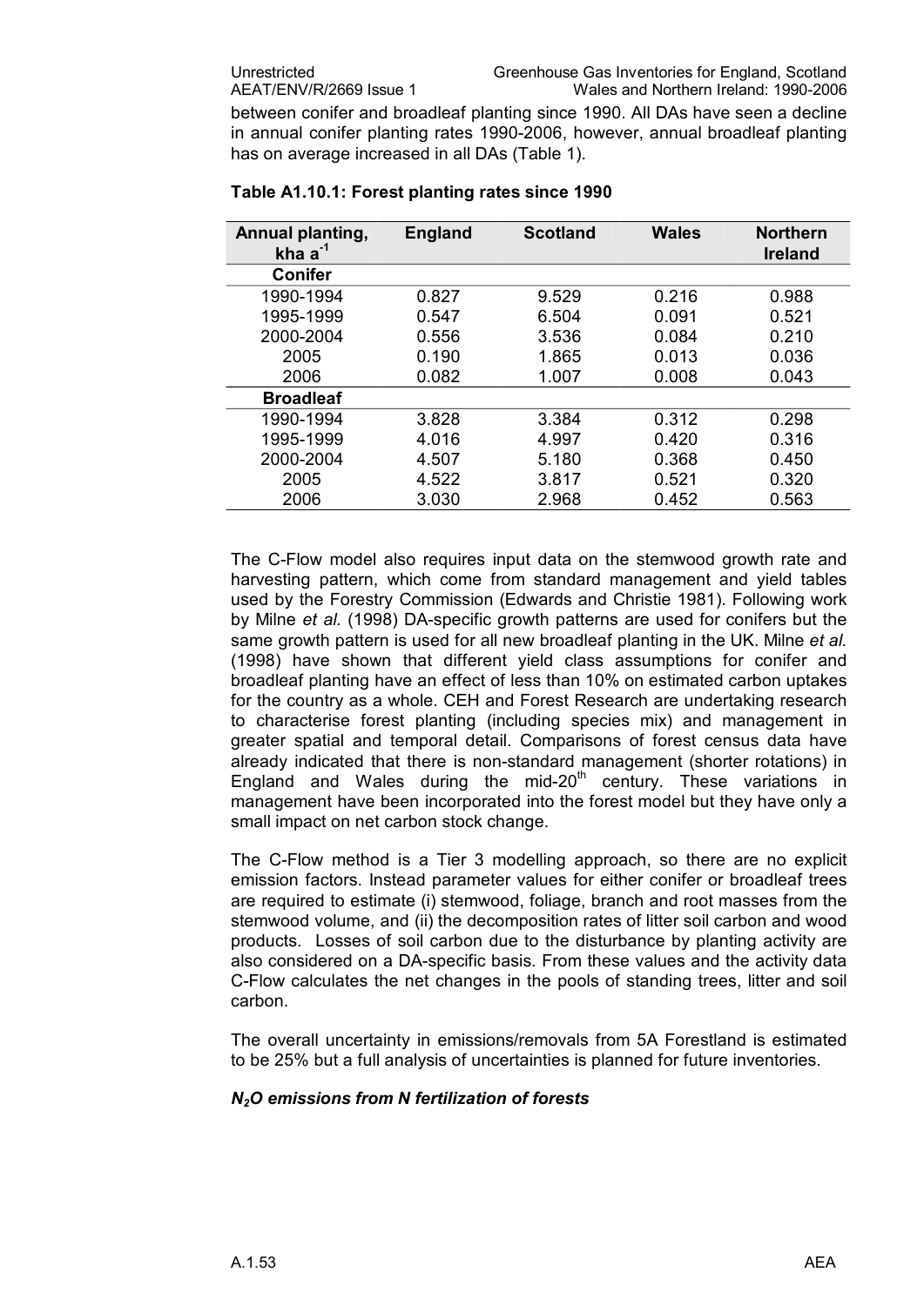between conifer and broadleaf planting since 1990. All DAs have seen a decline in annual conifer planting rates 1990-2006, however, annual broadleaf planting has on average increased in all DAs (Table 1).

**Table A1.10.1: Forest planting rates since 1990**

| Annual planting, kha $a^{-1}$ | England | Scotland | Wales | Northern Ireland |
|---|---|---|---|---|
| **Conifer** | | | | |
| 1990-1994 | 0.827 | 9.529 | 0.216 | 0.988 |
| 1995-1999 | 0.547 | 6.504 | 0.091 | 0.521 |
| 2000-2004 | 0.556 | 3.536 | 0.084 | 0.210 |
| 2005 | 0.190 | 1.865 | 0.013 | 0.036 |
| 2006 | 0.082 | 1.007 | 0.008 | 0.043 |
| **Broadleaf** | | | | |
| 1990-1994 | 3.828 | 3.384 | 0.312 | 0.298 |
| 1995-1999 | 4.016 | 4.997 | 0.420 | 0.316 |
| 2000-2004 | 4.507 | 5.180 | 0.368 | 0.450 |
| 2005 | 4.522 | 3.817 | 0.521 | 0.320 |
| 2006 | 3.030 | 2.968 | 0.452 | 0.563 |

The C-Flow model also requires input data on the stemwood growth rate and harvesting pattern, which come from standard management and yield tables used by the Forestry Commission (Edwards and Christie 1981). Following work by Milne *et al.* (1998) DA-specific growth patterns are used for conifers but the same growth pattern is used for all new broadleaf planting in the UK. Milne *et al.* (1998) have shown that different yield class assumptions for conifer and broadleaf planting have an effect of less than 10% on estimated carbon uptakes for the country as a whole. CEH and Forest Research are undertaking research to characterise forest planting (including species mix) and management in greater spatial and temporal detail. Comparisons of forest census data have already indicated that there is non-standard management (shorter rotations) in England and Wales during the mid-20$^{th}$ century. These variations in management have been incorporated into the forest model but they have only a small impact on net carbon stock change.

The C-Flow method is a Tier 3 modelling approach, so there are no explicit emission factors. Instead parameter values for either conifer or broadleaf trees are required to estimate (i) stemwood, foliage, branch and root masses from the stemwood volume, and (ii) the decomposition rates of litter soil carbon and wood products. Losses of soil carbon due to the disturbance by planting activity are also considered on a DA-specific basis. From these values and the activity data C-Flow calculates the net changes in the pools of standing trees, litter and soil carbon.

The overall uncertainty in emissions/removals from 5A Forestland is estimated to be 25% but a full analysis of uncertainties is planned for future inventories.

***$N_2O$ emissions from N fertilization of forests***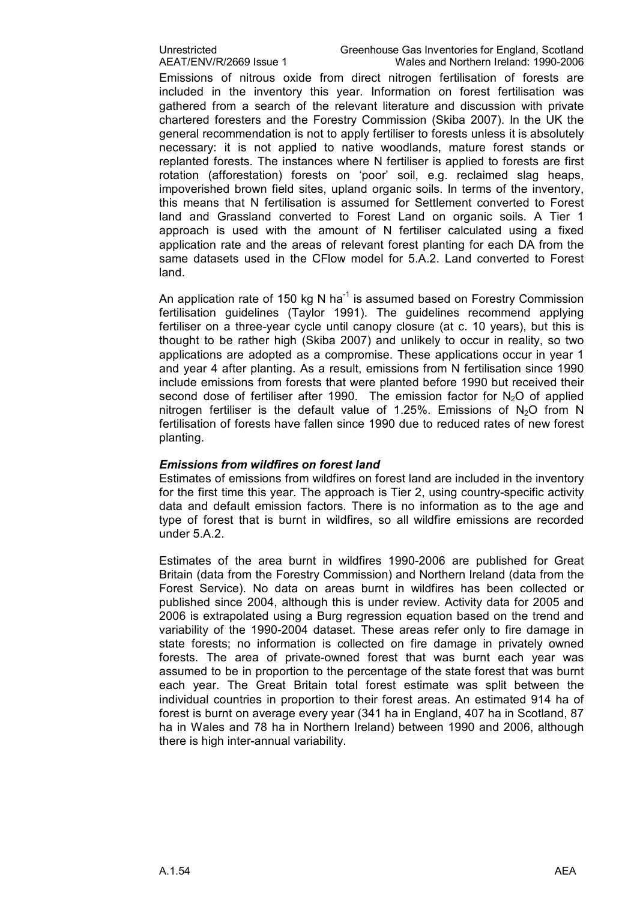Emissions of nitrous oxide from direct nitrogen fertilisation of forests are included in the inventory this year. Information on forest fertilisation was gathered from a search of the relevant literature and discussion with private chartered foresters and the Forestry Commission (Skiba 2007). In the UK the general recommendation is not to apply fertiliser to forests unless it is absolutely necessary: it is not applied to native woodlands, mature forest stands or replanted forests. The instances where N fertiliser is applied to forests are first rotation (afforestation) forests on 'poor' soil, e.g. reclaimed slag heaps, impoverished brown field sites, upland organic soils. In terms of the inventory, this means that N fertilisation is assumed for Settlement converted to Forest land and Grassland converted to Forest Land on organic soils. A Tier 1 approach is used with the amount of N fertiliser calculated using a fixed application rate and the areas of relevant forest planting for each DA from the same datasets used in the CFlow model for 5.A.2. Land converted to Forest land.

An application rate of 150 kg N $ha^{-1}$ is assumed based on Forestry Commission fertilisation guidelines (Taylor 1991). The guidelines recommend applying fertiliser on a three-year cycle until canopy closure (at c. 10 years), but this is thought to be rather high (Skiba 2007) and unlikely to occur in reality, so two applications are adopted as a compromise. These applications occur in year 1 and year 4 after planting. As a result, emissions from N fertilisation since 1990 include emissions from forests that were planted before 1990 but received their second dose of fertiliser after 1990. The emission factor for $N_2O$ of applied nitrogen fertiliser is the default value of 1.25%. Emissions of $N_2O$ from N fertilisation of forests have fallen since 1990 due to reduced rates of new forest planting.

***Emissions from wildfires on forest land***

Estimates of emissions from wildfires on forest land are included in the inventory for the first time this year. The approach is Tier 2, using country-specific activity data and default emission factors. There is no information as to the age and type of forest that is burnt in wildfires, so all wildfire emissions are recorded under 5.A.2.

Estimates of the area burnt in wildfires 1990-2006 are published for Great Britain (data from the Forestry Commission) and Northern Ireland (data from the Forest Service). No data on areas burnt in wildfires has been collected or published since 2004, although this is under review. Activity data for 2005 and 2006 is extrapolated using a Burg regression equation based on the trend and variability of the 1990-2004 dataset. These areas refer only to fire damage in state forests; no information is collected on fire damage in privately owned forests. The area of private-owned forest that was burnt each year was assumed to be in proportion to the percentage of the state forest that was burnt each year. The Great Britain total forest estimate was split between the individual countries in proportion to their forest areas. An estimated 914 ha of forest is burnt on average every year (341 ha in England, 407 ha in Scotland, 87 ha in Wales and 78 ha in Northern Ireland) between 1990 and 2006, although there is high inter-annual variability.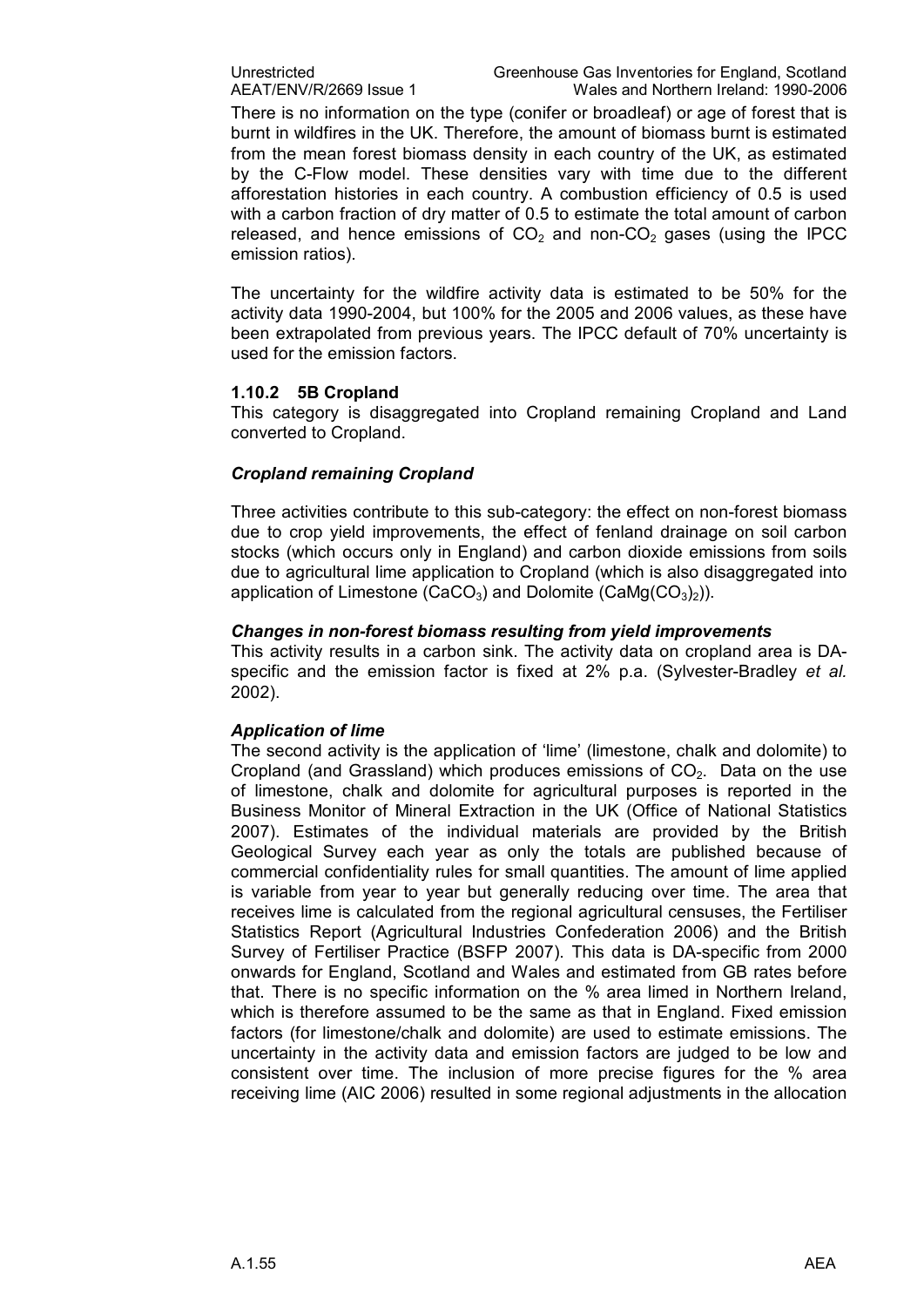There is no information on the type (conifer or broadleaf) or age of forest that is burnt in wildfires in the UK. Therefore, the amount of biomass burnt is estimated from the mean forest biomass density in each country of the UK, as estimated by the C-Flow model. These densities vary with time due to the different afforestation histories in each country. A combustion efficiency of 0.5 is used with a carbon fraction of dry matter of 0.5 to estimate the total amount of carbon released, and hence emissions of $CO_2$ and non-$CO_2$ gases (using the IPCC emission ratios).

The uncertainty for the wildfire activity data is estimated to be 50% for the activity data 1990-2004, but 100% for the 2005 and 2006 values, as these have been extrapolated from previous years. The IPCC default of 70% uncertainty is used for the emission factors.

### 1.10.2 5B Cropland

This category is disaggregated into Cropland remaining Cropland and Land converted to Cropland.

***Cropland remaining Cropland***

Three activities contribute to this sub-category: the effect on non-forest biomass due to crop yield improvements, the effect of fenland drainage on soil carbon stocks (which occurs only in England) and carbon dioxide emissions from soils due to agricultural lime application to Cropland (which is also disaggregated into application of Limestone ($CaCO_3$) and Dolomite ($CaMg(CO_3)_2$)).

***Changes in non-forest biomass resulting from yield improvements***

This activity results in a carbon sink. The activity data on cropland area is DA-specific and the emission factor is fixed at 2% p.a. (Sylvester-Bradley *et al.* 2002).

***Application of lime***

The second activity is the application of 'lime' (limestone, chalk and dolomite) to Cropland (and Grassland) which produces emissions of $CO_2$. Data on the use of limestone, chalk and dolomite for agricultural purposes is reported in the Business Monitor of Mineral Extraction in the UK (Office of National Statistics 2007). Estimates of the individual materials are provided by the British Geological Survey each year as only the totals are published because of commercial confidentiality rules for small quantities. The amount of lime applied is variable from year to year but generally reducing over time. The area that receives lime is calculated from the regional agricultural censuses, the Fertiliser Statistics Report (Agricultural Industries Confederation 2006) and the British Survey of Fertiliser Practice (BSFP 2007). This data is DA-specific from 2000 onwards for England, Scotland and Wales and estimated from GB rates before that. There is no specific information on the % area limed in Northern Ireland, which is therefore assumed to be the same as that in England. Fixed emission factors (for limestone/chalk and dolomite) are used to estimate emissions. The uncertainty in the activity data and emission factors are judged to be low and consistent over time. The inclusion of more precise figures for the % area receiving lime (AIC 2006) resulted in some regional adjustments in the allocation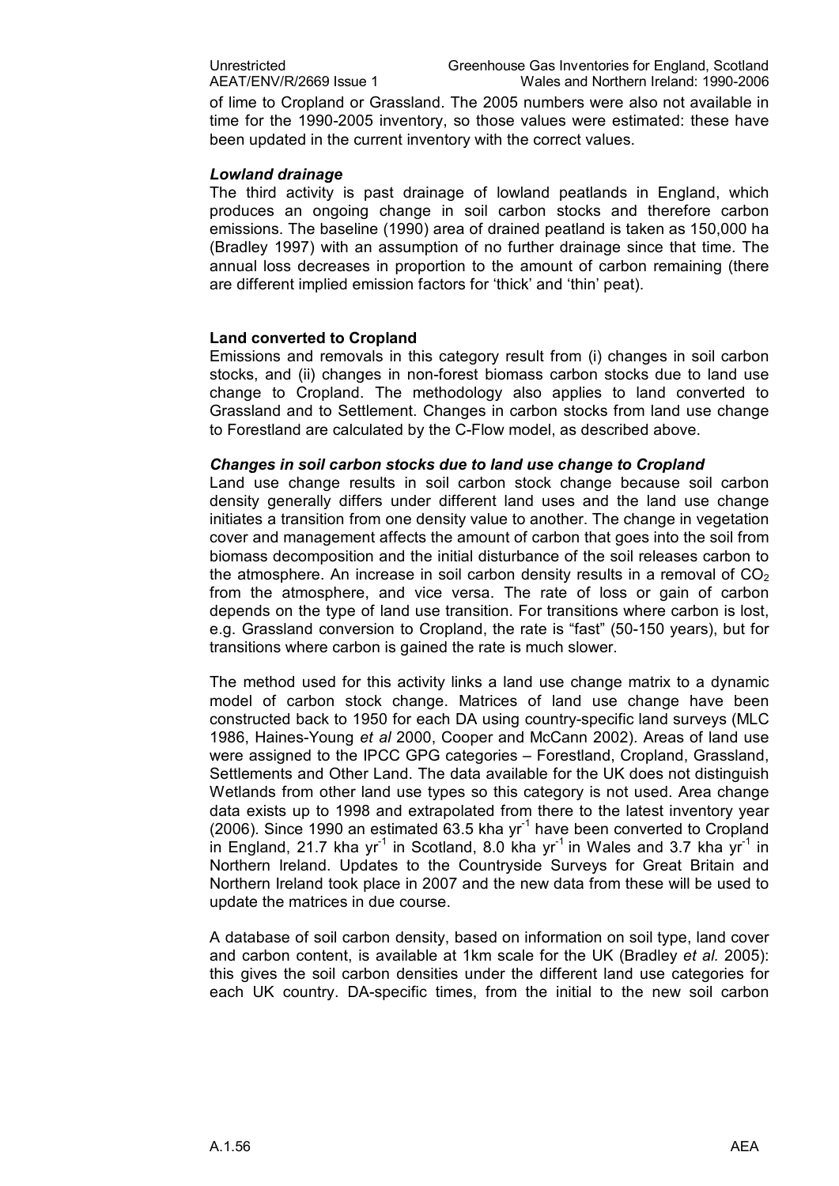of lime to Cropland or Grassland. The 2005 numbers were also not available in time for the 1990-2005 inventory, so those values were estimated: these have been updated in the current inventory with the correct values.

***Lowland drainage***

The third activity is past drainage of lowland peatlands in England, which produces an ongoing change in soil carbon stocks and therefore carbon emissions. The baseline (1990) area of drained peatland is taken as 150,000 ha (Bradley 1997) with an assumption of no further drainage since that time. The annual loss decreases in proportion to the amount of carbon remaining (there are different implied emission factors for 'thick' and 'thin' peat).

**Land converted to Cropland**

Emissions and removals in this category result from (i) changes in soil carbon stocks, and (ii) changes in non-forest biomass carbon stocks due to land use change to Cropland. The methodology also applies to land converted to Grassland and to Settlement. Changes in carbon stocks from land use change to Forestland are calculated by the C-Flow model, as described above.

***Changes in soil carbon stocks due to land use change to Cropland***

Land use change results in soil carbon stock change because soil carbon density generally differs under different land uses and the land use change initiates a transition from one density value to another. The change in vegetation cover and management affects the amount of carbon that goes into the soil from biomass decomposition and the initial disturbance of the soil releases carbon to the atmosphere. An increase in soil carbon density results in a removal of $CO_2$ from the atmosphere, and vice versa. The rate of loss or gain of carbon depends on the type of land use transition. For transitions where carbon is lost, e.g. Grassland conversion to Cropland, the rate is "fast" (50-150 years), but for transitions where carbon is gained the rate is much slower.

The method used for this activity links a land use change matrix to a dynamic model of carbon stock change. Matrices of land use change have been constructed back to 1950 for each DA using country-specific land surveys (MLC 1986, Haines-Young *et al* 2000, Cooper and McCann 2002). Areas of land use were assigned to the IPCC GPG categories – Forestland, Cropland, Grassland, Settlements and Other Land. The data available for the UK does not distinguish Wetlands from other land use types so this category is not used. Area change data exists up to 1998 and extrapolated from there to the latest inventory year (2006). Since 1990 an estimated 63.5 kha $yr^{-1}$ have been converted to Cropland in England, 21.7 kha $yr^{-1}$ in Scotland, 8.0 kha $yr^{-1}$ in Wales and 3.7 kha $yr^{-1}$ in Northern Ireland. Updates to the Countryside Surveys for Great Britain and Northern Ireland took place in 2007 and the new data from these will be used to update the matrices in due course.

A database of soil carbon density, based on information on soil type, land cover and carbon content, is available at 1km scale for the UK (Bradley *et al.* 2005): this gives the soil carbon densities under the different land use categories for each UK country. DA-specific times, from the initial to the new soil carbon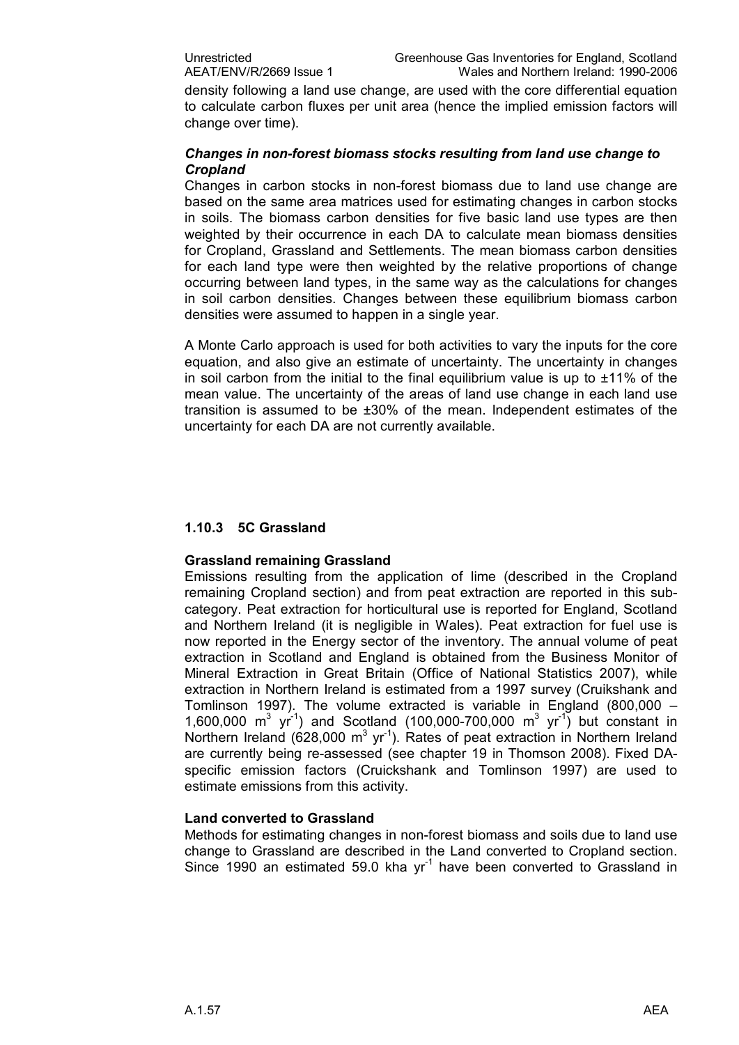density following a land use change, are used with the core differential equation to calculate carbon fluxes per unit area (hence the implied emission factors will change over time).

***Changes in non-forest biomass stocks resulting from land use change to Cropland***

Changes in carbon stocks in non-forest biomass due to land use change are based on the same area matrices used for estimating changes in carbon stocks in soils. The biomass carbon densities for five basic land use types are then weighted by their occurrence in each DA to calculate mean biomass densities for Cropland, Grassland and Settlements. The mean biomass carbon densities for each land type were then weighted by the relative proportions of change occurring between land types, in the same way as the calculations for changes in soil carbon densities. Changes between these equilibrium biomass carbon densities were assumed to happen in a single year.

A Monte Carlo approach is used for both activities to vary the inputs for the core equation, and also give an estimate of uncertainty. The uncertainty in changes in soil carbon from the initial to the final equilibrium value is up to ±11% of the mean value. The uncertainty of the areas of land use change in each land use transition is assumed to be ±30% of the mean. Independent estimates of the uncertainty for each DA are not currently available.

### 1.10.3 5C Grassland

**Grassland remaining Grassland**

Emissions resulting from the application of lime (described in the Cropland remaining Cropland section) and from peat extraction are reported in this sub-category. Peat extraction for horticultural use is reported for England, Scotland and Northern Ireland (it is negligible in Wales). Peat extraction for fuel use is now reported in the Energy sector of the inventory. The annual volume of peat extraction in Scotland and England is obtained from the Business Monitor of Mineral Extraction in Great Britain (Office of National Statistics 2007), while extraction in Northern Ireland is estimated from a 1997 survey (Cruikshank and Tomlinson 1997). The volume extracted is variable in England (800,000 – 1,600,000 $m^3$ $yr^{-1}$) and Scotland (100,000-700,000 $m^3$ $yr^{-1}$) but constant in Northern Ireland (628,000 $m^3$ $yr^{-1}$). Rates of peat extraction in Northern Ireland are currently being re-assessed (see chapter 19 in Thomson 2008). Fixed DA-specific emission factors (Cruickshank and Tomlinson 1997) are used to estimate emissions from this activity.

**Land converted to Grassland**

Methods for estimating changes in non-forest biomass and soils due to land use change to Grassland are described in the Land converted to Cropland section. Since 1990 an estimated 59.0 kha $yr^{-1}$ have been converted to Grassland in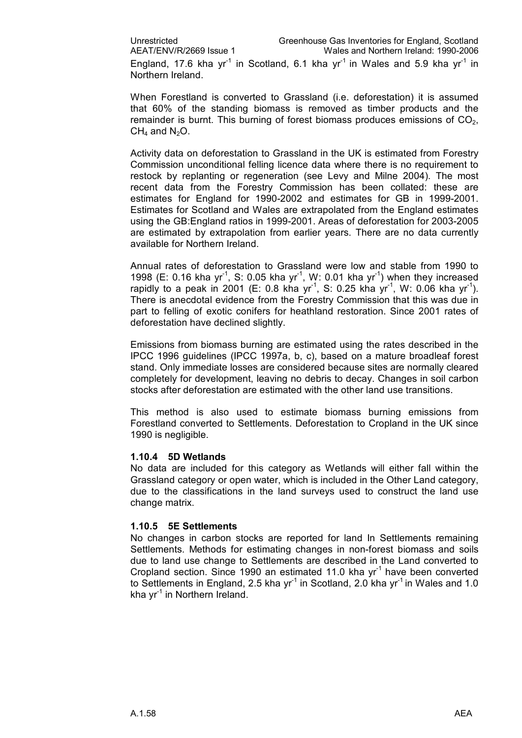England, 17.6 kha $yr^{-1}$ in Scotland, 6.1 kha $yr^{-1}$ in Wales and 5.9 kha $yr^{-1}$ in Northern Ireland.

When Forestland is converted to Grassland (i.e. deforestation) it is assumed that 60% of the standing biomass is removed as timber products and the remainder is burnt. This burning of forest biomass produces emissions of $CO_2$, $CH_4$ and $N_2O$.

Activity data on deforestation to Grassland in the UK is estimated from Forestry Commission unconditional felling licence data where there is no requirement to restock by replanting or regeneration (see Levy and Milne 2004). The most recent data from the Forestry Commission has been collated: these are estimates for England for 1990-2002 and estimates for GB in 1999-2001. Estimates for Scotland and Wales are extrapolated from the England estimates using the GB:England ratios in 1999-2001. Areas of deforestation for 2003-2005 are estimated by extrapolation from earlier years. There are no data currently available for Northern Ireland.

Annual rates of deforestation to Grassland were low and stable from 1990 to 1998 (E: 0.16 kha $yr^{-1}$, S: 0.05 kha $yr^{-1}$, W: 0.01 kha $yr^{-1}$) when they increased rapidly to a peak in 2001 (E: 0.8 kha $yr^{-1}$, S: 0.25 kha $yr^{-1}$, W: 0.06 kha $yr^{-1}$). There is anecdotal evidence from the Forestry Commission that this was due in part to felling of exotic conifers for heathland restoration. Since 2001 rates of deforestation have declined slightly.

Emissions from biomass burning are estimated using the rates described in the IPCC 1996 guidelines (IPCC 1997a, b, c), based on a mature broadleaf forest stand. Only immediate losses are considered because sites are normally cleared completely for development, leaving no debris to decay. Changes in soil carbon stocks after deforestation are estimated with the other land use transitions.

This method is also used to estimate biomass burning emissions from Forestland converted to Settlements. Deforestation to Cropland in the UK since 1990 is negligible.

### 1.10.4 5D Wetlands

No data are included for this category as Wetlands will either fall within the Grassland category or open water, which is included in the Other Land category, due to the classifications in the land surveys used to construct the land use change matrix.

### 1.10.5 5E Settlements

No changes in carbon stocks are reported for land In Settlements remaining Settlements. Methods for estimating changes in non-forest biomass and soils due to land use change to Settlements are described in the Land converted to Cropland section. Since 1990 an estimated 11.0 kha $yr^{-1}$ have been converted to Settlements in England, 2.5 kha $yr^{-1}$ in Scotland, 2.0 kha $yr^{-1}$ in Wales and 1.0 kha $yr^{-1}$ in Northern Ireland.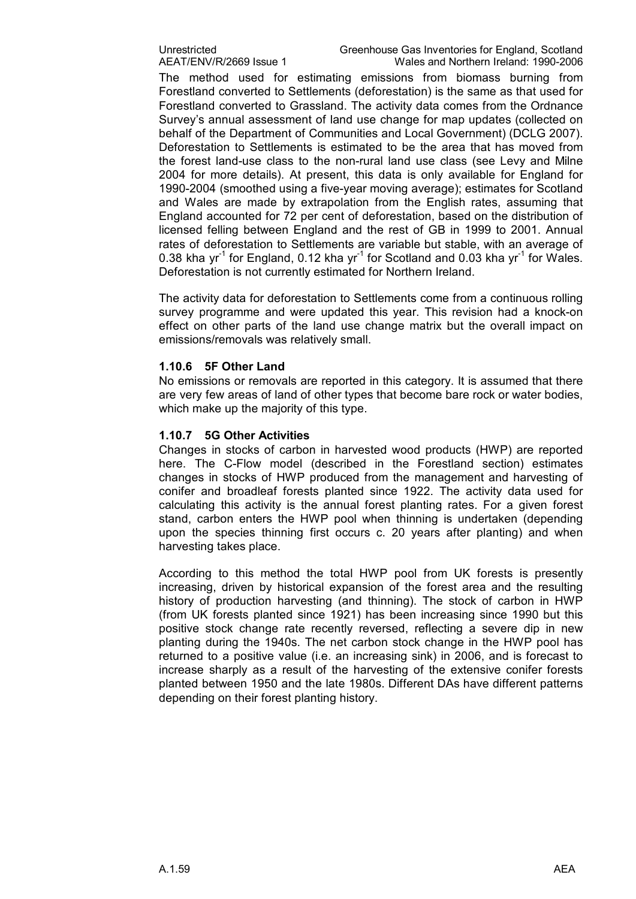The method used for estimating emissions from biomass burning from Forestland converted to Settlements (deforestation) is the same as that used for Forestland converted to Grassland. The activity data comes from the Ordnance Survey's annual assessment of land use change for map updates (collected on behalf of the Department of Communities and Local Government) (DCLG 2007). Deforestation to Settlements is estimated to be the area that has moved from the forest land-use class to the non-rural land use class (see Levy and Milne 2004 for more details). At present, this data is only available for England for 1990-2004 (smoothed using a five-year moving average); estimates for Scotland and Wales are made by extrapolation from the English rates, assuming that England accounted for 72 per cent of deforestation, based on the distribution of licensed felling between England and the rest of GB in 1999 to 2001. Annual rates of deforestation to Settlements are variable but stable, with an average of 0.38 kha $yr^{-1}$ for England, 0.12 kha $yr^{-1}$ for Scotland and 0.03 kha $yr^{-1}$ for Wales. Deforestation is not currently estimated for Northern Ireland.

The activity data for deforestation to Settlements come from a continuous rolling survey programme and were updated this year. This revision had a knock-on effect on other parts of the land use change matrix but the overall impact on emissions/removals was relatively small.

### 1.10.6 5F Other Land

No emissions or removals are reported in this category. It is assumed that there are very few areas of land of other types that become bare rock or water bodies, which make up the majority of this type.

### 1.10.7 5G Other Activities

Changes in stocks of carbon in harvested wood products (HWP) are reported here. The C-Flow model (described in the Forestland section) estimates changes in stocks of HWP produced from the management and harvesting of conifer and broadleaf forests planted since 1922. The activity data used for calculating this activity is the annual forest planting rates. For a given forest stand, carbon enters the HWP pool when thinning is undertaken (depending upon the species thinning first occurs c. 20 years after planting) and when harvesting takes place.

According to this method the total HWP pool from UK forests is presently increasing, driven by historical expansion of the forest area and the resulting history of production harvesting (and thinning). The stock of carbon in HWP (from UK forests planted since 1921) has been increasing since 1990 but this positive stock change rate recently reversed, reflecting a severe dip in new planting during the 1940s. The net carbon stock change in the HWP pool has returned to a positive value (i.e. an increasing sink) in 2006, and is forecast to increase sharply as a result of the harvesting of the extensive conifer forests planted between 1950 and the late 1980s. Different DAs have different patterns depending on their forest planting history.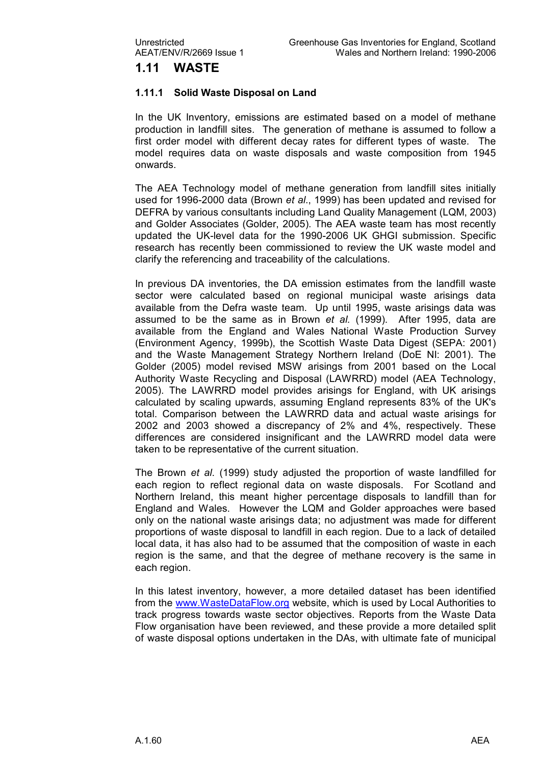## 1.11 WASTE

### 1.11.1 Solid Waste Disposal on Land

In the UK Inventory, emissions are estimated based on a model of methane production in landfill sites. The generation of methane is assumed to follow a first order model with different decay rates for different types of waste. The model requires data on waste disposals and waste composition from 1945 onwards.

The AEA Technology model of methane generation from landfill sites initially used for 1996-2000 data (Brown *et al*., 1999) has been updated and revised for DEFRA by various consultants including Land Quality Management (LQM, 2003) and Golder Associates (Golder, 2005). The AEA waste team has most recently updated the UK-level data for the 1990-2006 UK GHGI submission. Specific research has recently been commissioned to review the UK waste model and clarify the referencing and traceability of the calculations.

In previous DA inventories, the DA emission estimates from the landfill waste sector were calculated based on regional municipal waste arisings data available from the Defra waste team. Up until 1995, waste arisings data was assumed to be the same as in Brown *et al.* (1999). After 1995, data are available from the England and Wales National Waste Production Survey (Environment Agency, 1999b), the Scottish Waste Data Digest (SEPA: 2001) and the Waste Management Strategy Northern Ireland (DoE NI: 2001). The Golder (2005) model revised MSW arisings from 2001 based on the Local Authority Waste Recycling and Disposal (LAWRRD) model (AEA Technology, 2005). The LAWRRD model provides arisings for England, with UK arisings calculated by scaling upwards, assuming England represents 83% of the UK's total. Comparison between the LAWRRD data and actual waste arisings for 2002 and 2003 showed a discrepancy of 2% and 4%, respectively. These differences are considered insignificant and the LAWRRD model data were taken to be representative of the current situation.

The Brown *et al*. (1999) study adjusted the proportion of waste landfilled for each region to reflect regional data on waste disposals. For Scotland and Northern Ireland, this meant higher percentage disposals to landfill than for England and Wales. However the LQM and Golder approaches were based only on the national waste arisings data; no adjustment was made for different proportions of waste disposal to landfill in each region. Due to a lack of detailed local data, it has also had to be assumed that the composition of waste in each region is the same, and that the degree of methane recovery is the same in each region.

In this latest inventory, however, a more detailed dataset has been identified from the www.WasteDataFlow.org website, which is used by Local Authorities to track progress towards waste sector objectives. Reports from the Waste Data Flow organisation have been reviewed, and these provide a more detailed split of waste disposal options undertaken in the DAs, with ultimate fate of municipal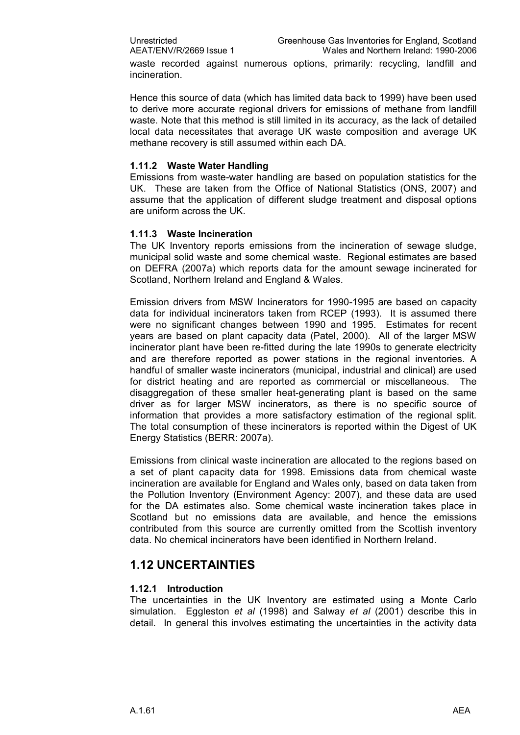waste recorded against numerous options, primarily: recycling, landfill and incineration.

Hence this source of data (which has limited data back to 1999) have been used to derive more accurate regional drivers for emissions of methane from landfill waste. Note that this method is still limited in its accuracy, as the lack of detailed local data necessitates that average UK waste composition and average UK methane recovery is still assumed within each DA.

### 1.11.2 Waste Water Handling

Emissions from waste-water handling are based on population statistics for the UK. These are taken from the Office of National Statistics (ONS, 2007) and assume that the application of different sludge treatment and disposal options are uniform across the UK.

### 1.11.3 Waste Incineration

The UK Inventory reports emissions from the incineration of sewage sludge, municipal solid waste and some chemical waste. Regional estimates are based on DEFRA (2007a) which reports data for the amount sewage incinerated for Scotland, Northern Ireland and England & Wales.

Emission drivers from MSW Incinerators for 1990-1995 are based on capacity data for individual incinerators taken from RCEP (1993). It is assumed there were no significant changes between 1990 and 1995. Estimates for recent years are based on plant capacity data (Patel, 2000). All of the larger MSW incinerator plant have been re-fitted during the late 1990s to generate electricity and are therefore reported as power stations in the regional inventories. A handful of smaller waste incinerators (municipal, industrial and clinical) are used for district heating and are reported as commercial or miscellaneous. The disaggregation of these smaller heat-generating plant is based on the same driver as for larger MSW incinerators, as there is no specific source of information that provides a more satisfactory estimation of the regional split. The total consumption of these incinerators is reported within the Digest of UK Energy Statistics (BERR: 2007a).

Emissions from clinical waste incineration are allocated to the regions based on a set of plant capacity data for 1998. Emissions data from chemical waste incineration are available for England and Wales only, based on data taken from the Pollution Inventory (Environment Agency: 2007), and these data are used for the DA estimates also. Some chemical waste incineration takes place in Scotland but no emissions data are available, and hence the emissions contributed from this source are currently omitted from the Scottish inventory data. No chemical incinerators have been identified in Northern Ireland.

## 1.12 UNCERTAINTIES

### 1.12.1 Introduction

The uncertainties in the UK Inventory are estimated using a Monte Carlo simulation. Eggleston *et al* (1998) and Salway *et al* (2001) describe this in detail. In general this involves estimating the uncertainties in the activity data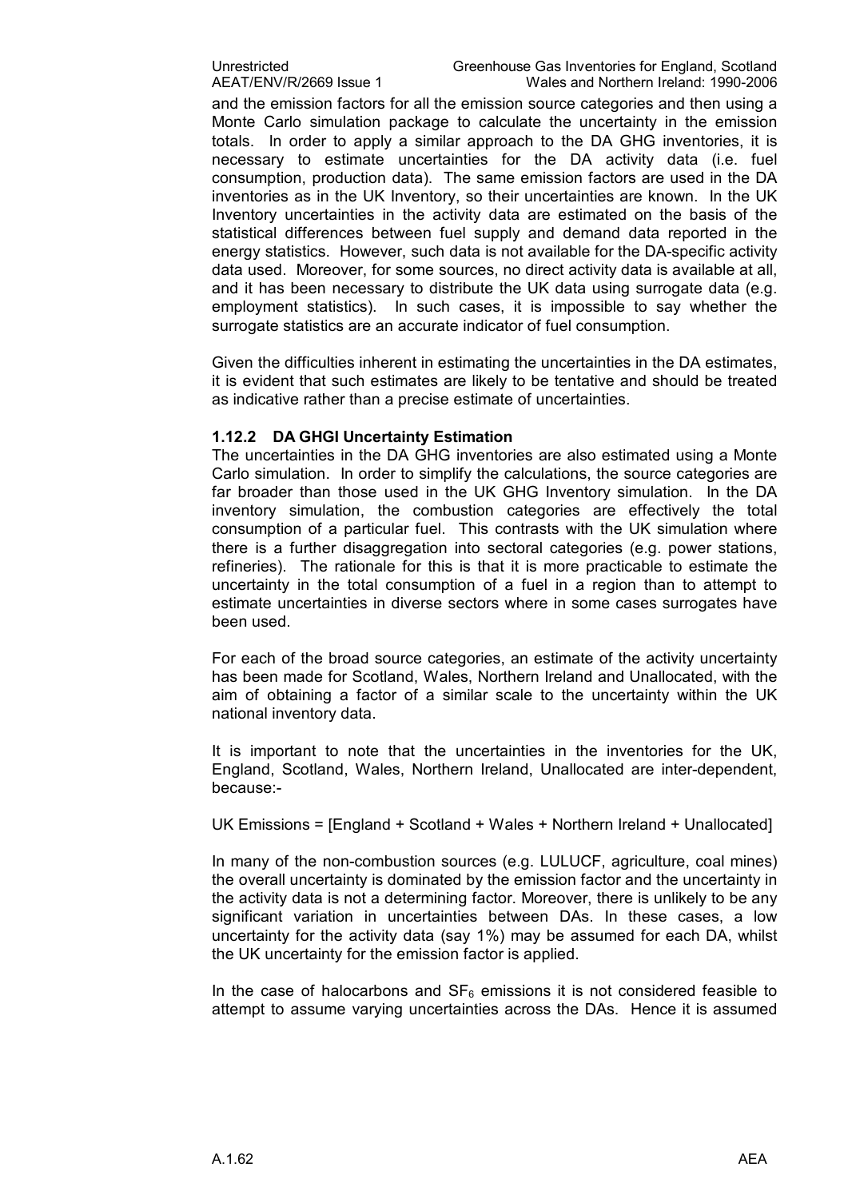and the emission factors for all the emission source categories and then using a Monte Carlo simulation package to calculate the uncertainty in the emission totals. In order to apply a similar approach to the DA GHG inventories, it is necessary to estimate uncertainties for the DA activity data (i.e. fuel consumption, production data). The same emission factors are used in the DA inventories as in the UK Inventory, so their uncertainties are known. In the UK Inventory uncertainties in the activity data are estimated on the basis of the statistical differences between fuel supply and demand data reported in the energy statistics. However, such data is not available for the DA-specific activity data used. Moreover, for some sources, no direct activity data is available at all, and it has been necessary to distribute the UK data using surrogate data (e.g. employment statistics). In such cases, it is impossible to say whether the surrogate statistics are an accurate indicator of fuel consumption.

Given the difficulties inherent in estimating the uncertainties in the DA estimates, it is evident that such estimates are likely to be tentative and should be treated as indicative rather than a precise estimate of uncertainties.

### 1.12.2 DA GHGI Uncertainty Estimation

The uncertainties in the DA GHG inventories are also estimated using a Monte Carlo simulation. In order to simplify the calculations, the source categories are far broader than those used in the UK GHG Inventory simulation. In the DA inventory simulation, the combustion categories are effectively the total consumption of a particular fuel. This contrasts with the UK simulation where there is a further disaggregation into sectoral categories (e.g. power stations, refineries). The rationale for this is that it is more practicable to estimate the uncertainty in the total consumption of a fuel in a region than to attempt to estimate uncertainties in diverse sectors where in some cases surrogates have been used.

For each of the broad source categories, an estimate of the activity uncertainty has been made for Scotland, Wales, Northern Ireland and Unallocated, with the aim of obtaining a factor of a similar scale to the uncertainty within the UK national inventory data.

It is important to note that the uncertainties in the inventories for the UK, England, Scotland, Wales, Northern Ireland, Unallocated are inter-dependent, because:-

UK Emissions = [England + Scotland + Wales + Northern Ireland + Unallocated]

In many of the non-combustion sources (e.g. LULUCF, agriculture, coal mines) the overall uncertainty is dominated by the emission factor and the uncertainty in the activity data is not a determining factor. Moreover, there is unlikely to be any significant variation in uncertainties between DAs. In these cases, a low uncertainty for the activity data (say 1%) may be assumed for each DA, whilst the UK uncertainty for the emission factor is applied.

In the case of halocarbons and $SF_6$ emissions it is not considered feasible to attempt to assume varying uncertainties across the DAs. Hence it is assumed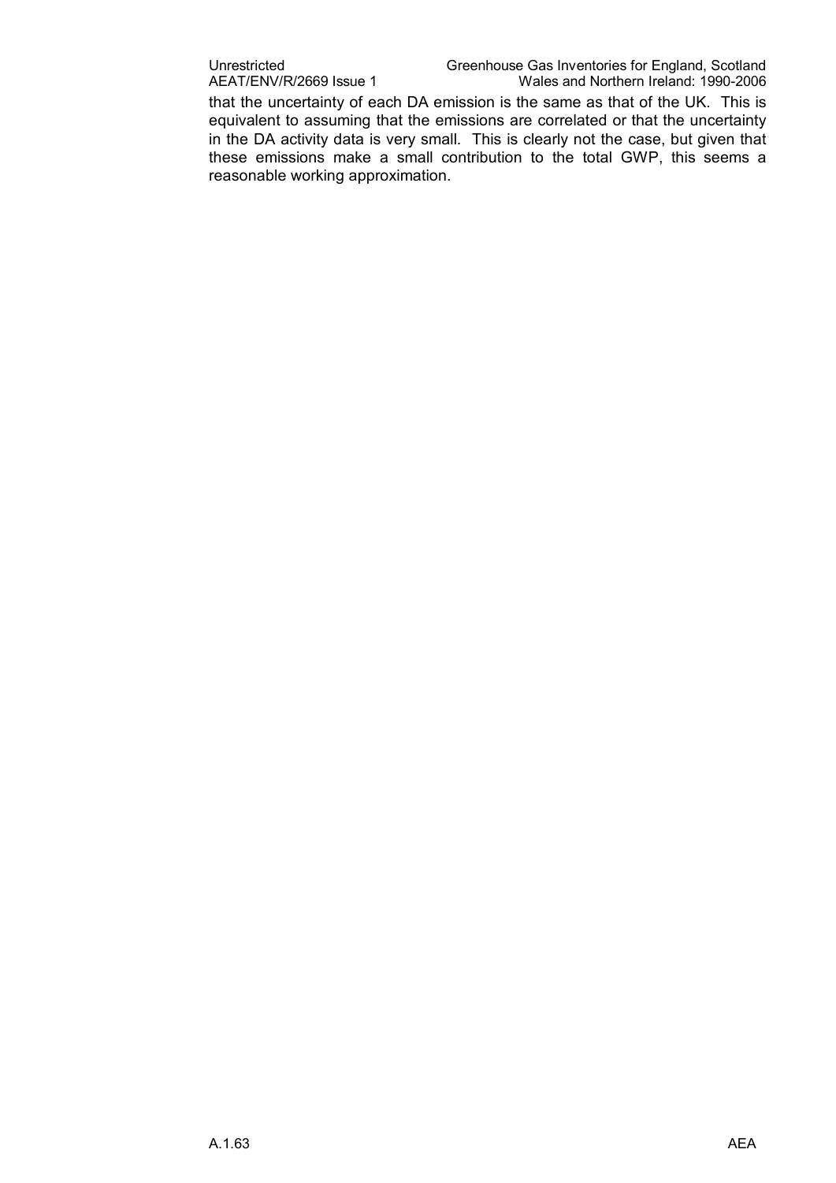that the uncertainty of each DA emission is the same as that of the UK. This is equivalent to assuming that the emissions are correlated or that the uncertainty in the DA activity data is very small. This is clearly not the case, but given that these emissions make a small contribution to the total GWP, this seems a reasonable working approximation.